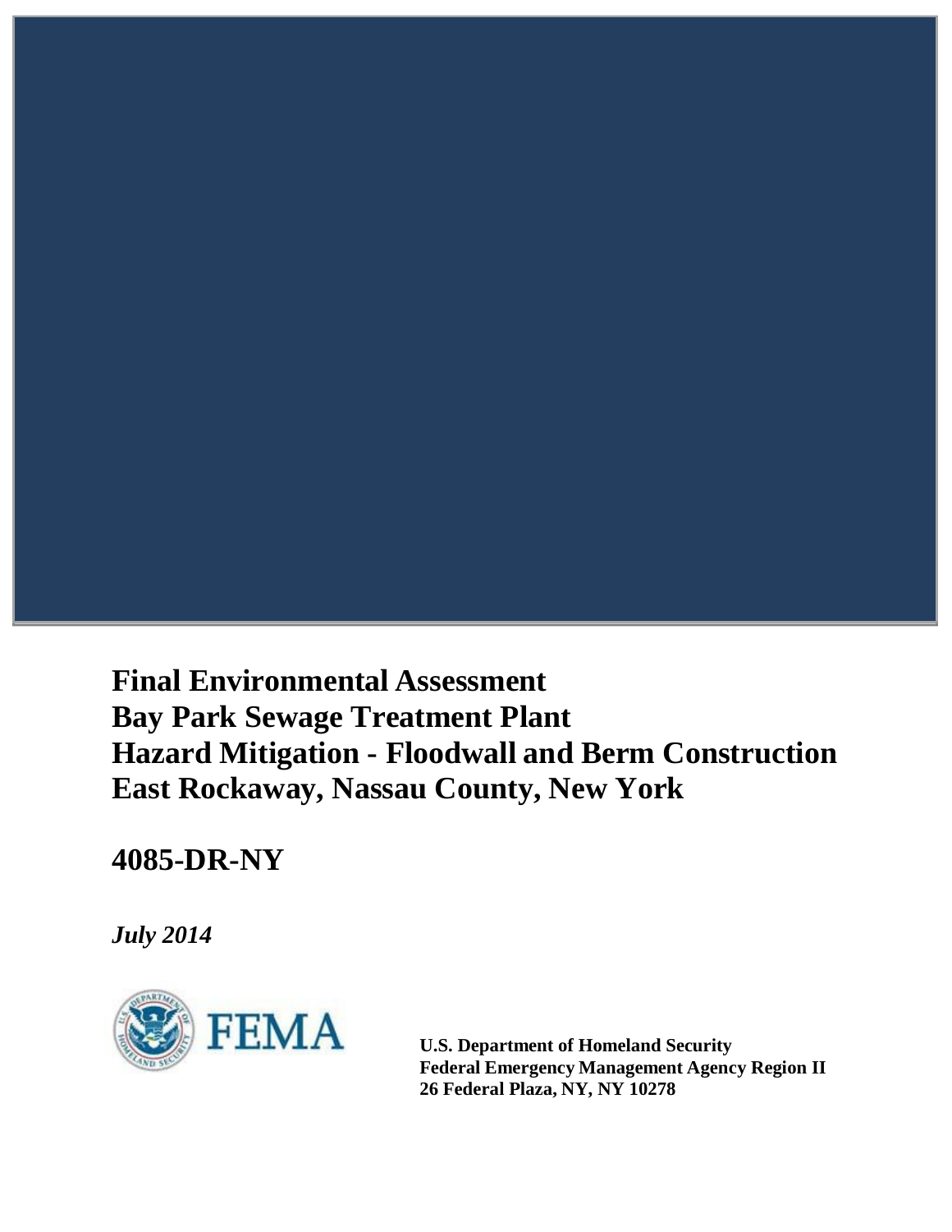# Final Environmental Assessment
# Bay Park Sewage Treatment Plant
# Hazard Mitigation - Floodwall and Berm Construction
# East Rockaway, Nassau County, New York

## 4085-DR-NY

*July 2014*

FEMA

**U.S. Department of Homeland Security**
**Federal Emergency Management Agency Region II**
**26 Federal Plaza, NY, NY 10278**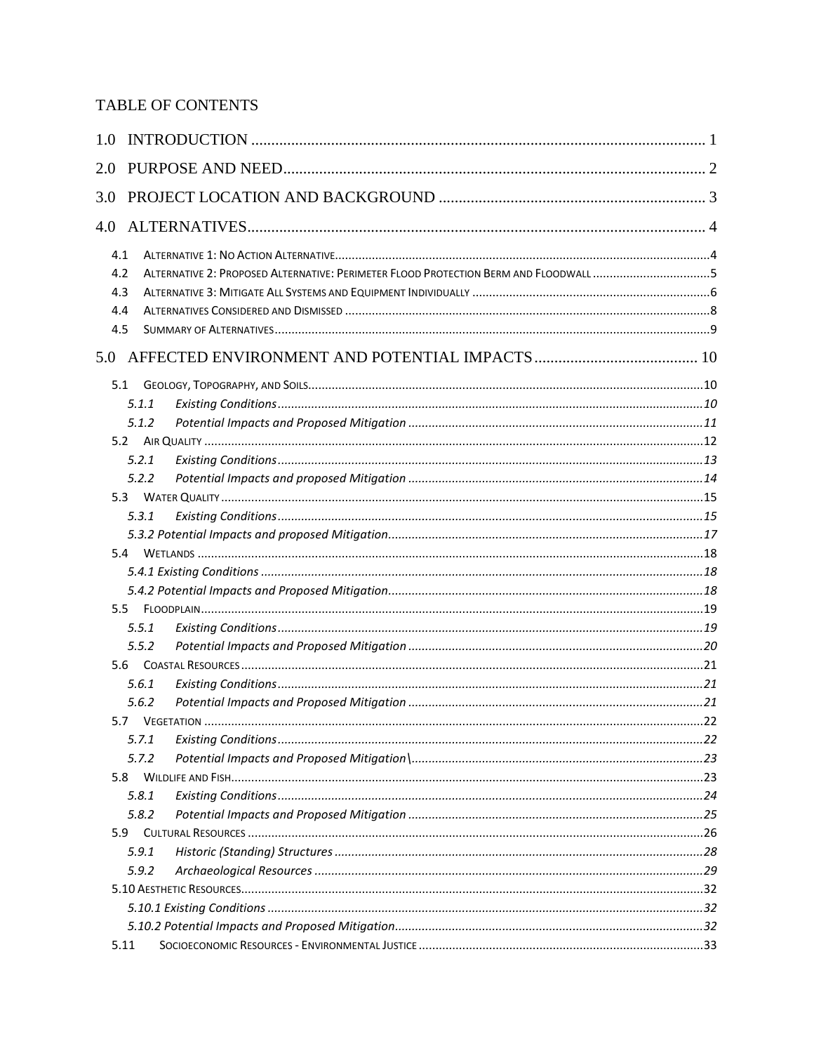# TABLE OF CONTENTS

1.0 INTRODUCTION ........................................................................................................ 1

2.0 PURPOSE AND NEED................................................................................................ 2

3.0 PROJECT LOCATION AND BACKGROUND ................................................................ 3

4.0 ALTERNATIVES........................................................................................................ 4

- 4.1 ALTERNATIVE 1: NO ACTION ALTERNATIVE............................................................4
- 4.2 ALTERNATIVE 2: PROPOSED ALTERNATIVE: PERIMETER FLOOD PROTECTION BERM AND FLOODWALL ...........5
- 4.3 ALTERNATIVE 3: MITIGATE ALL SYSTEMS AND EQUIPMENT INDIVIDUALLY ....................6
- 4.4 ALTERNATIVES CONSIDERED AND DISMISSED ........................................................8
- 4.5 SUMMARY OF ALTERNATIVES..................................................................................9

5.0 AFFECTED ENVIRONMENT AND POTENTIAL IMPACTS .......................................... 10

- 5.1 GEOLOGY, TOPOGRAPHY, AND SOILS.....................................................................10
  - *5.1.1 Existing Conditions.............................................................................10*
  - *5.1.2 Potential Impacts and Proposed Mitigation ..........................................11*
- 5.2 AIR QUALITY ........................................................................................................12
  - *5.2.1 Existing Conditions.............................................................................13*
  - *5.2.2 Potential Impacts and proposed Mitigation ..........................................14*
- 5.3 WATER QUALITY ...................................................................................................15
  - *5.3.1 Existing Conditions.............................................................................15*
  - *5.3.2 Potential Impacts and proposed Mitigation.............................................17*
- 5.4 WETLANDS ...........................................................................................................18
  - *5.4.1 Existing Conditions ............................................................................18*
  - *5.4.2 Potential Impacts and Proposed Mitigation.............................................18*
- 5.5 FLOODPLAIN.........................................................................................................19
  - *5.5.1 Existing Conditions.............................................................................19*
  - *5.5.2 Potential Impacts and Proposed Mitigation ..........................................20*
- 5.6 COASTAL RESOURCES ...........................................................................................21
  - *5.6.1 Existing Conditions.............................................................................21*
  - *5.6.2 Potential Impacts and Proposed Mitigation ..........................................21*
- 5.7 VEGETATION .........................................................................................................22
  - *5.7.1 Existing Conditions.............................................................................22*
  - *5.7.2 Potential Impacts and Proposed Mitigation\ .........................................23*
- 5.8 WILDLIFE AND FISH...............................................................................................23
  - *5.8.1 Existing Conditions.............................................................................24*
  - *5.8.2 Potential Impacts and Proposed Mitigation ..........................................25*
- 5.9 CULTURAL RESOURCES .........................................................................................26
  - *5.9.1 Historic (Standing) Structures ...............................................................28*
  - *5.9.2 Archaeological Resources ....................................................................29*
- 5.10 AESTHETIC RESOURCES.......................................................................................32
  - *5.10.1 Existing Conditions ...........................................................................32*
  - *5.10.2 Potential Impacts and Proposed Mitigation...........................................32*
- 5.11 SOCIOECONOMIC RESOURCES - ENVIRONMENTAL JUSTICE ....................................33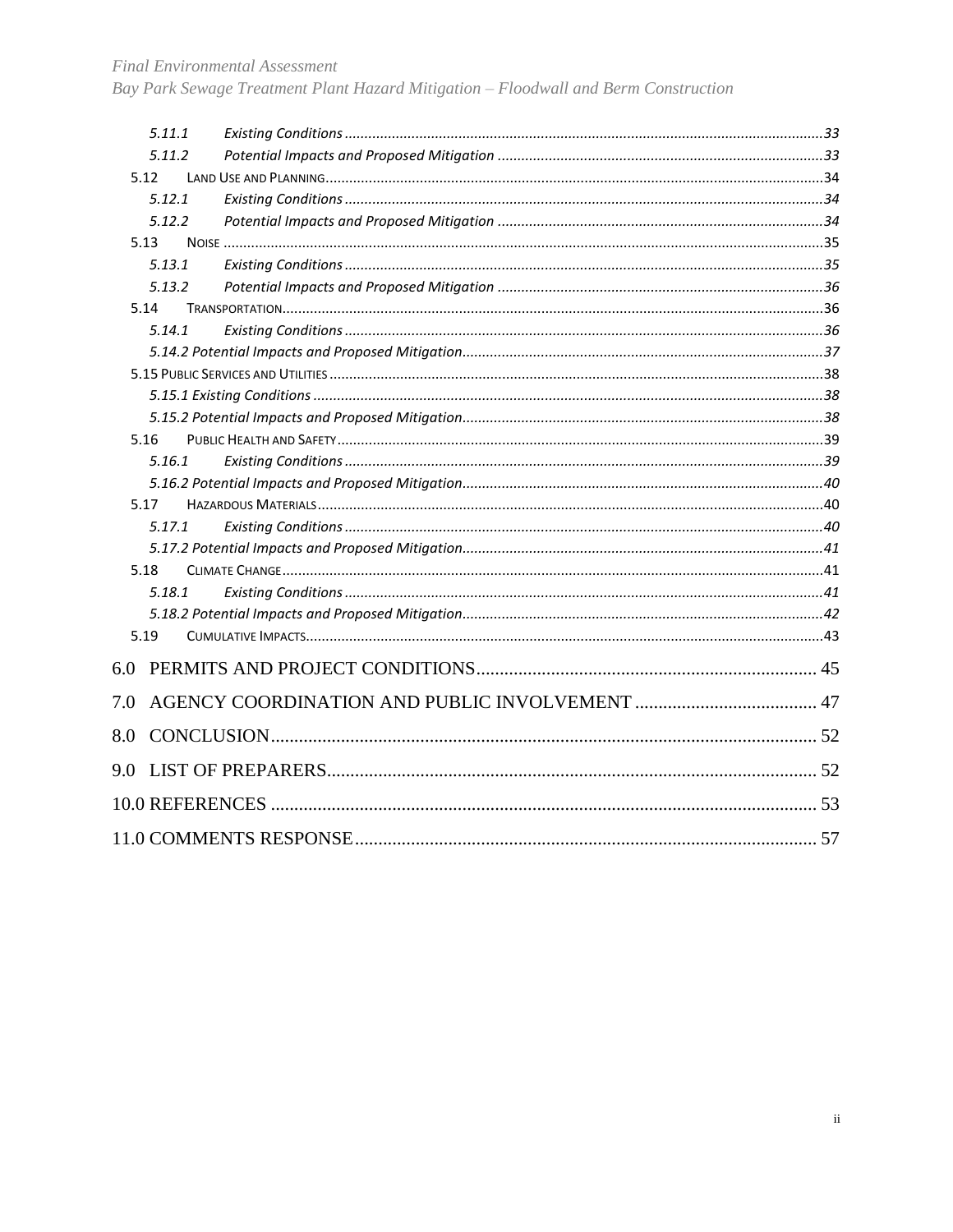- 5.11.1 Existing Conditions ... 33
- 5.11.2 Potential Impacts and Proposed Mitigation ... 33
- 5.12 Land Use and Planning ... 34
  - 5.12.1 Existing Conditions ... 34
  - 5.12.2 Potential Impacts and Proposed Mitigation ... 34
- 5.13 Noise ... 35
  - 5.13.1 Existing Conditions ... 35
  - 5.13.2 Potential Impacts and Proposed Mitigation ... 36
- 5.14 Transportation ... 36
  - 5.14.1 Existing Conditions ... 36
  - 5.14.2 Potential Impacts and Proposed Mitigation ... 37
- 5.15 Public Services and Utilities ... 38
  - 5.15.1 Existing Conditions ... 38
  - 5.15.2 Potential Impacts and Proposed Mitigation ... 38
- 5.16 Public Health and Safety ... 39
  - 5.16.1 Existing Conditions ... 39
  - 5.16.2 Potential Impacts and Proposed Mitigation ... 40
- 5.17 Hazardous Materials ... 40
  - 5.17.1 Existing Conditions ... 40
  - 5.17.2 Potential Impacts and Proposed Mitigation ... 41
- 5.18 Climate Change ... 41
  - 5.18.1 Existing Conditions ... 41
  - 5.18.2 Potential Impacts and Proposed Mitigation ... 42
- 5.19 Cumulative Impacts ... 43

6.0 PERMITS AND PROJECT CONDITIONS ... 45

7.0 AGENCY COORDINATION AND PUBLIC INVOLVEMENT ... 47

8.0 CONCLUSION ... 52

9.0 LIST OF PREPARERS ... 52

10.0 REFERENCES ... 53

11.0 COMMENTS RESPONSE ... 57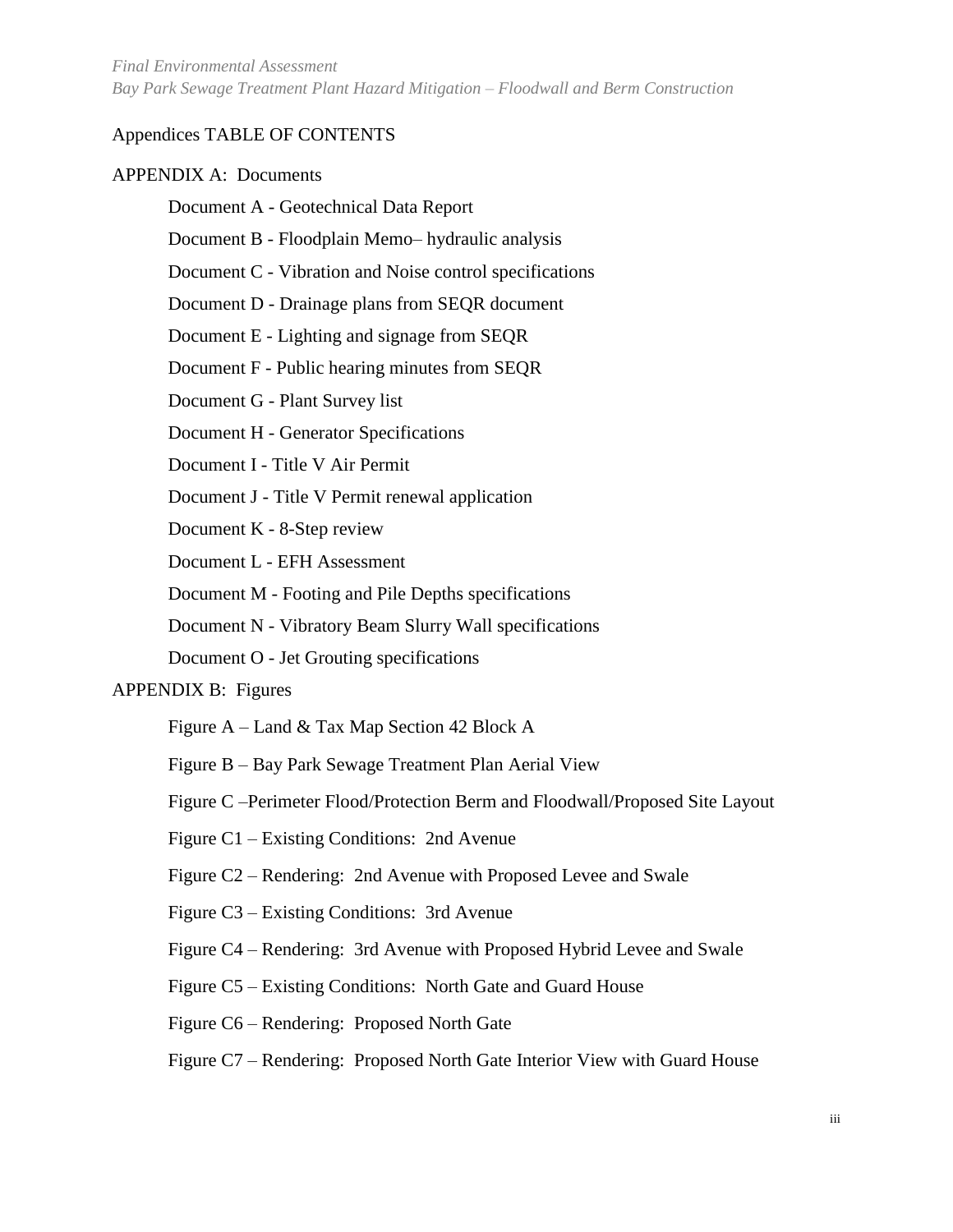## Appendices TABLE OF CONTENTS

APPENDIX A: Documents

- Document A - Geotechnical Data Report
- Document B - Floodplain Memo– hydraulic analysis
- Document C - Vibration and Noise control specifications
- Document D - Drainage plans from SEQR document
- Document E - Lighting and signage from SEQR
- Document F - Public hearing minutes from SEQR
- Document G - Plant Survey list
- Document H - Generator Specifications
- Document I - Title V Air Permit
- Document J - Title V Permit renewal application
- Document K - 8-Step review
- Document L - EFH Assessment
- Document M - Footing and Pile Depths specifications
- Document N - Vibratory Beam Slurry Wall specifications
- Document O - Jet Grouting specifications

APPENDIX B: Figures

- Figure A – Land & Tax Map Section 42 Block A
- Figure B – Bay Park Sewage Treatment Plan Aerial View
- Figure C –Perimeter Flood/Protection Berm and Floodwall/Proposed Site Layout
- Figure C1 – Existing Conditions: 2nd Avenue
- Figure C2 – Rendering: 2nd Avenue with Proposed Levee and Swale
- Figure C3 – Existing Conditions: 3rd Avenue
- Figure C4 – Rendering: 3rd Avenue with Proposed Hybrid Levee and Swale
- Figure C5 – Existing Conditions: North Gate and Guard House
- Figure C6 – Rendering: Proposed North Gate
- Figure C7 – Rendering: Proposed North Gate Interior View with Guard House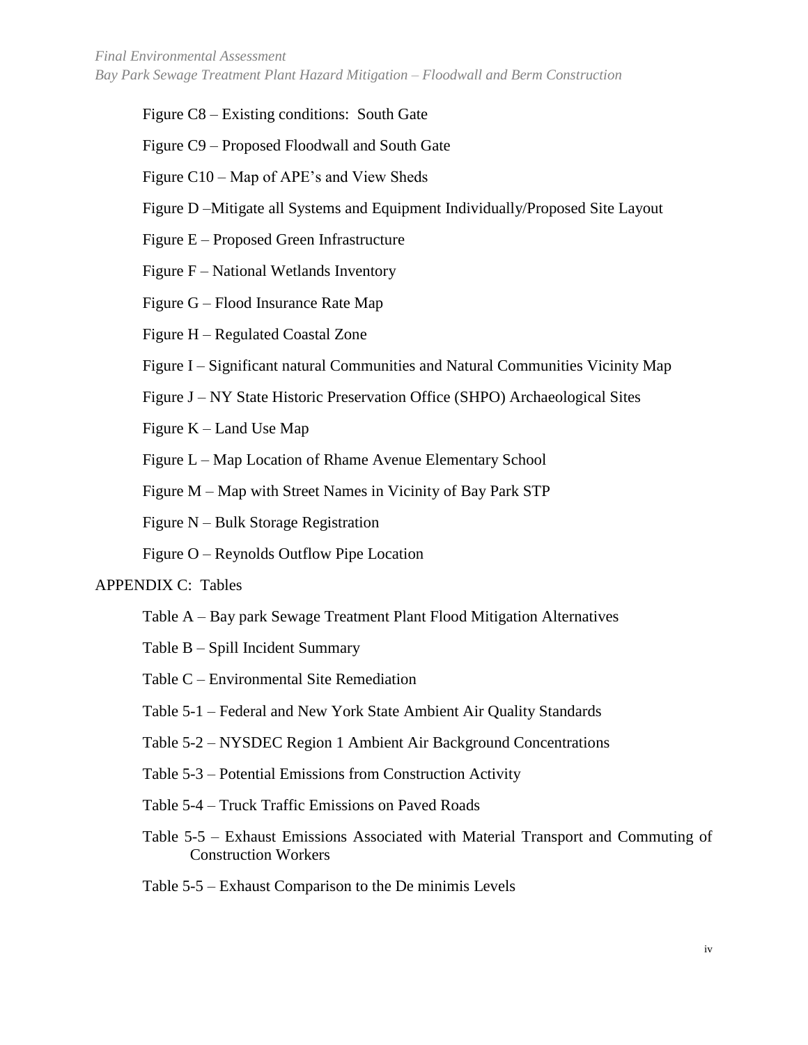Figure C8 – Existing conditions: South Gate

Figure C9 – Proposed Floodwall and South Gate

Figure C10 – Map of APE's and View Sheds

Figure D –Mitigate all Systems and Equipment Individually/Proposed Site Layout

Figure E – Proposed Green Infrastructure

Figure F – National Wetlands Inventory

Figure G – Flood Insurance Rate Map

Figure H – Regulated Coastal Zone

Figure I – Significant natural Communities and Natural Communities Vicinity Map

Figure J – NY State Historic Preservation Office (SHPO) Archaeological Sites

Figure K – Land Use Map

Figure L – Map Location of Rhame Avenue Elementary School

Figure M – Map with Street Names in Vicinity of Bay Park STP

Figure N – Bulk Storage Registration

Figure O – Reynolds Outflow Pipe Location

APPENDIX C: Tables

Table A – Bay park Sewage Treatment Plant Flood Mitigation Alternatives

Table B – Spill Incident Summary

Table C – Environmental Site Remediation

Table 5-1 – Federal and New York State Ambient Air Quality Standards

Table 5-2 – NYSDEC Region 1 Ambient Air Background Concentrations

Table 5-3 – Potential Emissions from Construction Activity

Table 5-4 – Truck Traffic Emissions on Paved Roads

Table 5-5 – Exhaust Emissions Associated with Material Transport and Commuting of Construction Workers

Table 5-5 – Exhaust Comparison to the De minimis Levels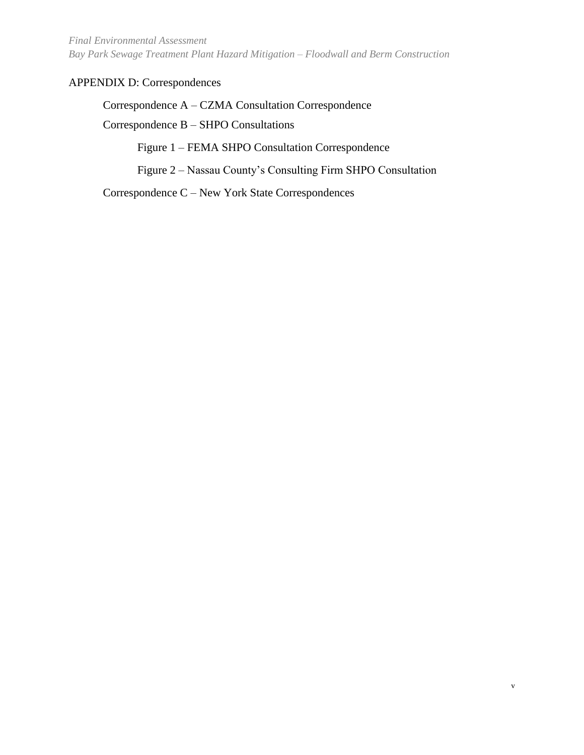APPENDIX D: Correspondences

- Correspondence A – CZMA Consultation Correspondence
- Correspondence B – SHPO Consultations
  - Figure 1 – FEMA SHPO Consultation Correspondence
  - Figure 2 – Nassau County's Consulting Firm SHPO Consultation
- Correspondence C – New York State Correspondences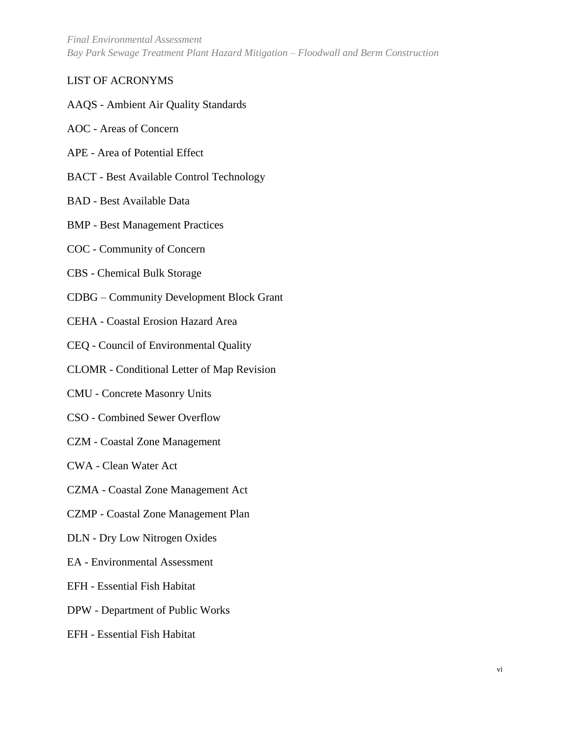LIST OF ACRONYMS

AAQS - Ambient Air Quality Standards

AOC - Areas of Concern

APE - Area of Potential Effect

BACT - Best Available Control Technology

BAD - Best Available Data

BMP - Best Management Practices

COC - Community of Concern

CBS - Chemical Bulk Storage

CDBG – Community Development Block Grant

CEHA - Coastal Erosion Hazard Area

CEQ - Council of Environmental Quality

CLOMR - Conditional Letter of Map Revision

CMU - Concrete Masonry Units

CSO - Combined Sewer Overflow

CZM - Coastal Zone Management

CWA - Clean Water Act

CZMA - Coastal Zone Management Act

CZMP - Coastal Zone Management Plan

DLN - Dry Low Nitrogen Oxides

EA - Environmental Assessment

EFH - Essential Fish Habitat

DPW - Department of Public Works

EFH - Essential Fish Habitat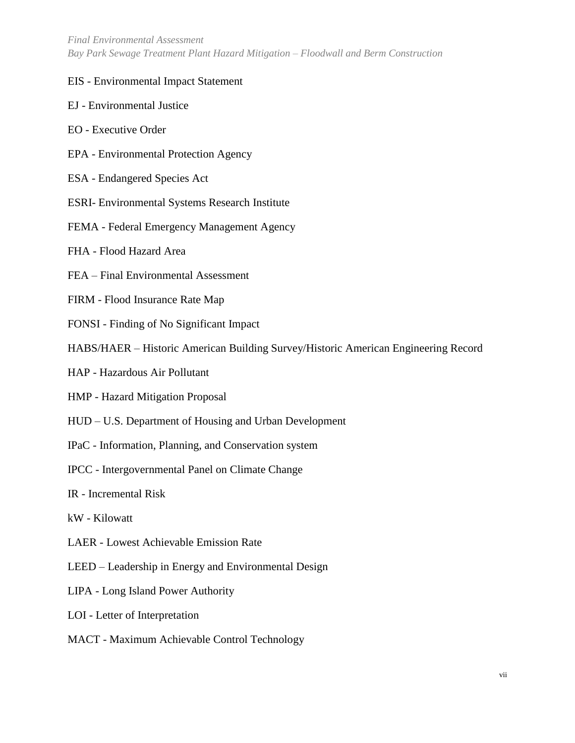EIS - Environmental Impact Statement

EJ - Environmental Justice

EO - Executive Order

EPA - Environmental Protection Agency

ESA - Endangered Species Act

ESRI- Environmental Systems Research Institute

FEMA - Federal Emergency Management Agency

FHA - Flood Hazard Area

FEA – Final Environmental Assessment

FIRM - Flood Insurance Rate Map

FONSI - Finding of No Significant Impact

HABS/HAER – Historic American Building Survey/Historic American Engineering Record

HAP - Hazardous Air Pollutant

HMP - Hazard Mitigation Proposal

HUD – U.S. Department of Housing and Urban Development

IPaC - Information, Planning, and Conservation system

IPCC - Intergovernmental Panel on Climate Change

IR - Incremental Risk

kW - Kilowatt

LAER - Lowest Achievable Emission Rate

LEED – Leadership in Energy and Environmental Design

LIPA - Long Island Power Authority

LOI - Letter of Interpretation

MACT - Maximum Achievable Control Technology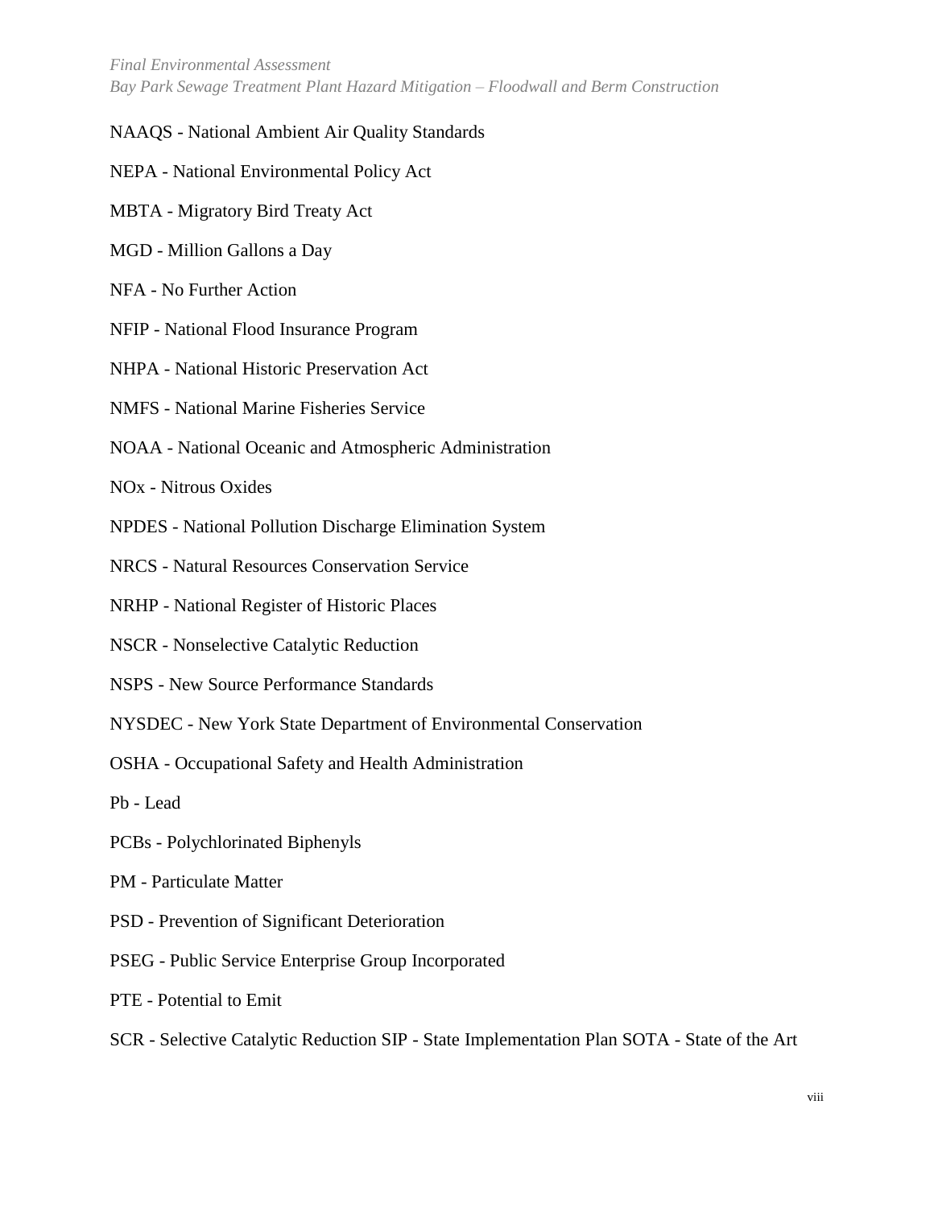NAAQS - National Ambient Air Quality Standards

NEPA - National Environmental Policy Act

MBTA - Migratory Bird Treaty Act

MGD - Million Gallons a Day

NFA - No Further Action

NFIP - National Flood Insurance Program

NHPA - National Historic Preservation Act

NMFS - National Marine Fisheries Service

NOAA - National Oceanic and Atmospheric Administration

NOx - Nitrous Oxides

NPDES - National Pollution Discharge Elimination System

NRCS - Natural Resources Conservation Service

NRHP - National Register of Historic Places

NSCR - Nonselective Catalytic Reduction

NSPS - New Source Performance Standards

NYSDEC - New York State Department of Environmental Conservation

OSHA - Occupational Safety and Health Administration

Pb - Lead

PCBs - Polychlorinated Biphenyls

PM - Particulate Matter

PSD - Prevention of Significant Deterioration

PSEG - Public Service Enterprise Group Incorporated

PTE - Potential to Emit

SCR - Selective Catalytic Reduction SIP - State Implementation Plan SOTA - State of the Art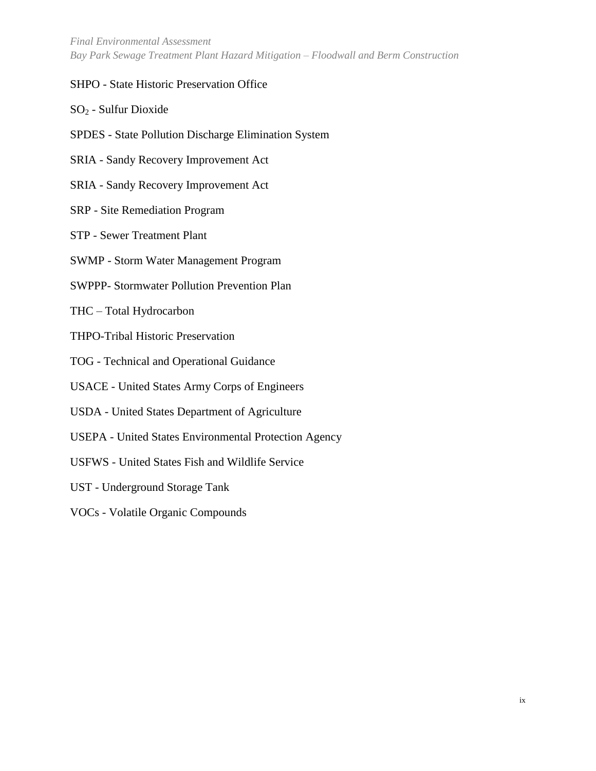SHPO - State Historic Preservation Office

$SO_2$ - Sulfur Dioxide

SPDES - State Pollution Discharge Elimination System

SRIA - Sandy Recovery Improvement Act

SRIA - Sandy Recovery Improvement Act

SRP - Site Remediation Program

STP - Sewer Treatment Plant

SWMP - Storm Water Management Program

SWPPP- Stormwater Pollution Prevention Plan

THC – Total Hydrocarbon

THPO-Tribal Historic Preservation

TOG - Technical and Operational Guidance

USACE - United States Army Corps of Engineers

USDA - United States Department of Agriculture

USEPA - United States Environmental Protection Agency

USFWS - United States Fish and Wildlife Service

UST - Underground Storage Tank

VOCs - Volatile Organic Compounds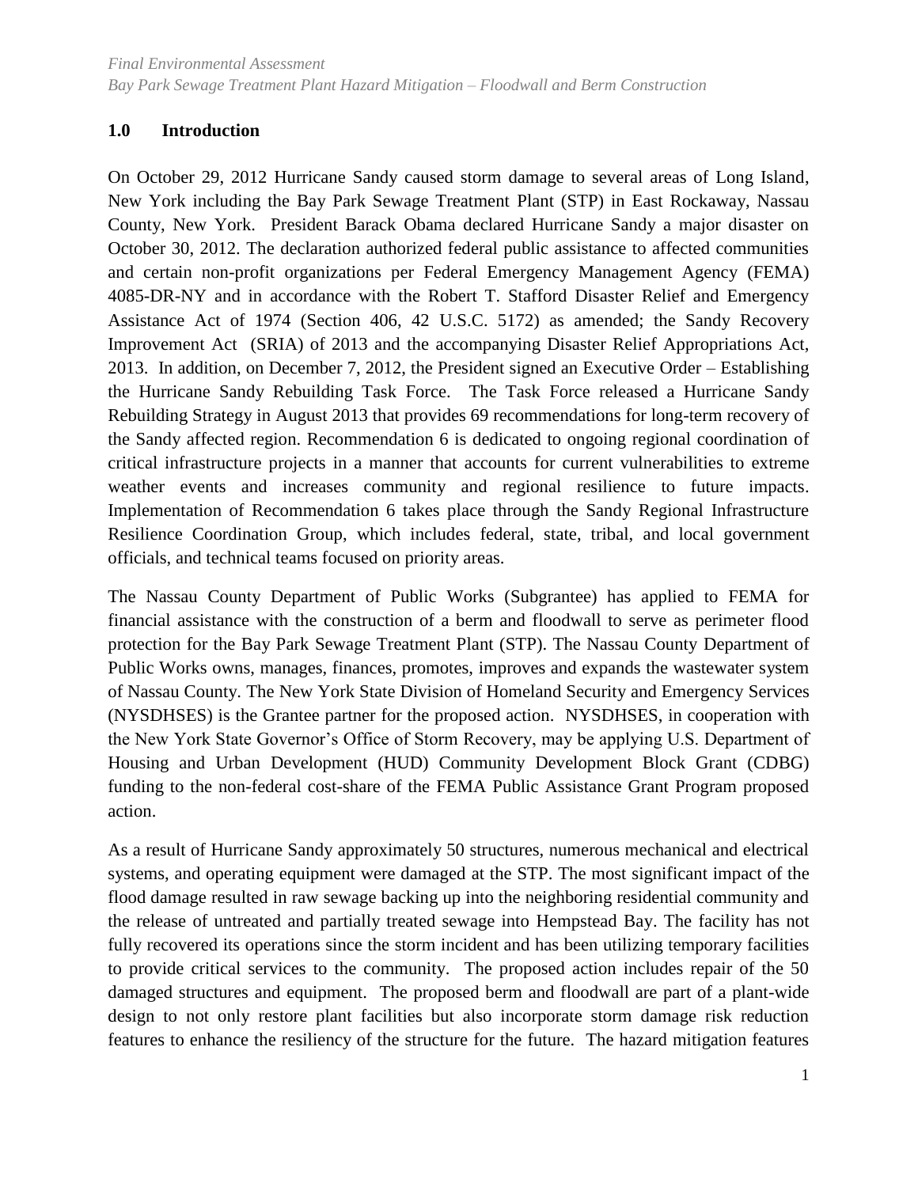## 1.0 Introduction

On October 29, 2012 Hurricane Sandy caused storm damage to several areas of Long Island, New York including the Bay Park Sewage Treatment Plant (STP) in East Rockaway, Nassau County, New York. President Barack Obama declared Hurricane Sandy a major disaster on October 30, 2012. The declaration authorized federal public assistance to affected communities and certain non-profit organizations per Federal Emergency Management Agency (FEMA) 4085-DR-NY and in accordance with the Robert T. Stafford Disaster Relief and Emergency Assistance Act of 1974 (Section 406, 42 U.S.C. 5172) as amended; the Sandy Recovery Improvement Act (SRIA) of 2013 and the accompanying Disaster Relief Appropriations Act, 2013. In addition, on December 7, 2012, the President signed an Executive Order – Establishing the Hurricane Sandy Rebuilding Task Force. The Task Force released a Hurricane Sandy Rebuilding Strategy in August 2013 that provides 69 recommendations for long-term recovery of the Sandy affected region. Recommendation 6 is dedicated to ongoing regional coordination of critical infrastructure projects in a manner that accounts for current vulnerabilities to extreme weather events and increases community and regional resilience to future impacts. Implementation of Recommendation 6 takes place through the Sandy Regional Infrastructure Resilience Coordination Group, which includes federal, state, tribal, and local government officials, and technical teams focused on priority areas.

The Nassau County Department of Public Works (Subgrantee) has applied to FEMA for financial assistance with the construction of a berm and floodwall to serve as perimeter flood protection for the Bay Park Sewage Treatment Plant (STP). The Nassau County Department of Public Works owns, manages, finances, promotes, improves and expands the wastewater system of Nassau County. The New York State Division of Homeland Security and Emergency Services (NYSDHSES) is the Grantee partner for the proposed action. NYSDHSES, in cooperation with the New York State Governor's Office of Storm Recovery, may be applying U.S. Department of Housing and Urban Development (HUD) Community Development Block Grant (CDBG) funding to the non-federal cost-share of the FEMA Public Assistance Grant Program proposed action.

As a result of Hurricane Sandy approximately 50 structures, numerous mechanical and electrical systems, and operating equipment were damaged at the STP. The most significant impact of the flood damage resulted in raw sewage backing up into the neighboring residential community and the release of untreated and partially treated sewage into Hempstead Bay. The facility has not fully recovered its operations since the storm incident and has been utilizing temporary facilities to provide critical services to the community. The proposed action includes repair of the 50 damaged structures and equipment. The proposed berm and floodwall are part of a plant-wide design to not only restore plant facilities but also incorporate storm damage risk reduction features to enhance the resiliency of the structure for the future. The hazard mitigation features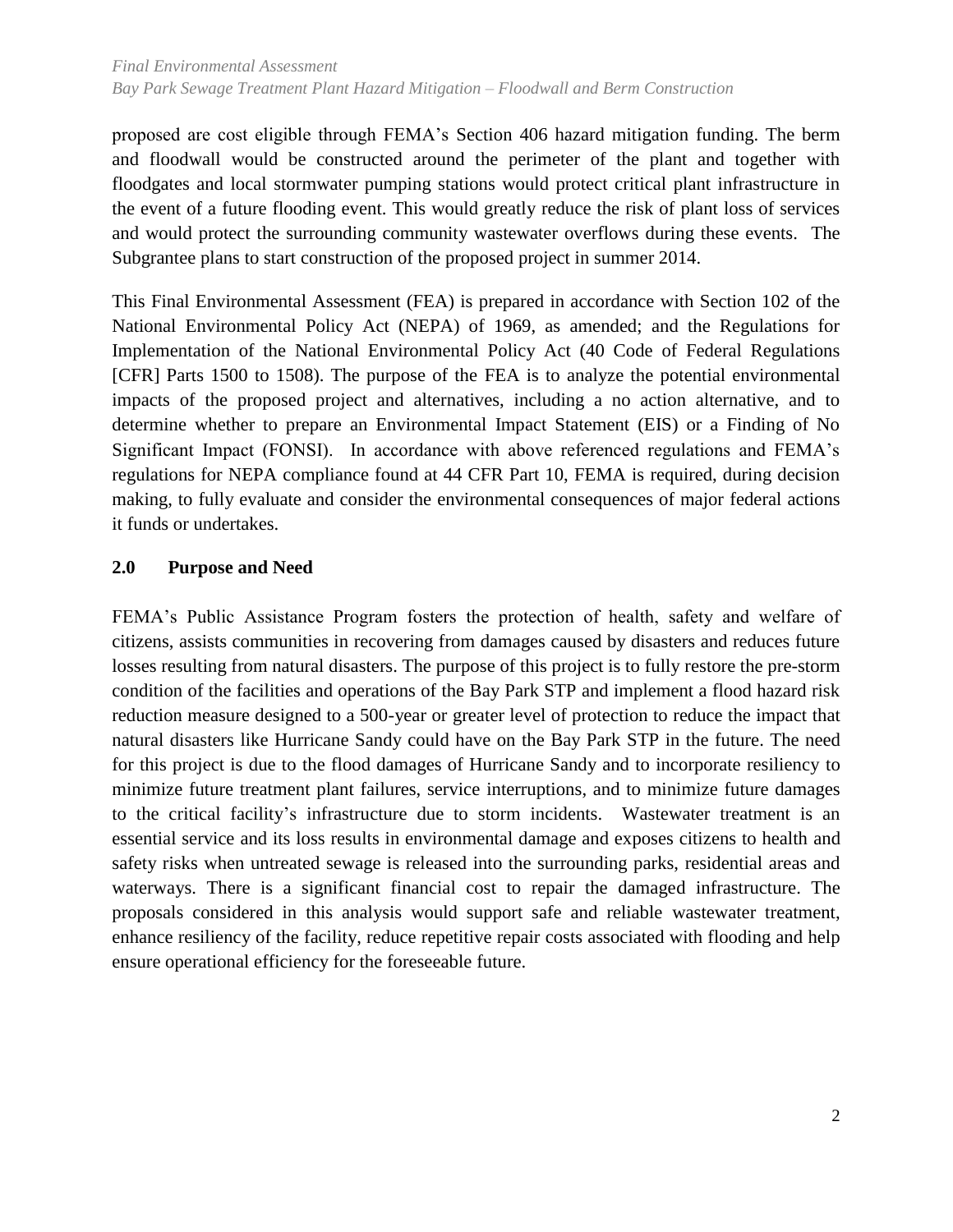proposed are cost eligible through FEMA's Section 406 hazard mitigation funding. The berm and floodwall would be constructed around the perimeter of the plant and together with floodgates and local stormwater pumping stations would protect critical plant infrastructure in the event of a future flooding event. This would greatly reduce the risk of plant loss of services and would protect the surrounding community wastewater overflows during these events. The Subgrantee plans to start construction of the proposed project in summer 2014.

This Final Environmental Assessment (FEA) is prepared in accordance with Section 102 of the National Environmental Policy Act (NEPA) of 1969, as amended; and the Regulations for Implementation of the National Environmental Policy Act (40 Code of Federal Regulations [CFR] Parts 1500 to 1508). The purpose of the FEA is to analyze the potential environmental impacts of the proposed project and alternatives, including a no action alternative, and to determine whether to prepare an Environmental Impact Statement (EIS) or a Finding of No Significant Impact (FONSI). In accordance with above referenced regulations and FEMA's regulations for NEPA compliance found at 44 CFR Part 10, FEMA is required, during decision making, to fully evaluate and consider the environmental consequences of major federal actions it funds or undertakes.

## 2.0 Purpose and Need

FEMA's Public Assistance Program fosters the protection of health, safety and welfare of citizens, assists communities in recovering from damages caused by disasters and reduces future losses resulting from natural disasters. The purpose of this project is to fully restore the pre-storm condition of the facilities and operations of the Bay Park STP and implement a flood hazard risk reduction measure designed to a 500-year or greater level of protection to reduce the impact that natural disasters like Hurricane Sandy could have on the Bay Park STP in the future. The need for this project is due to the flood damages of Hurricane Sandy and to incorporate resiliency to minimize future treatment plant failures, service interruptions, and to minimize future damages to the critical facility's infrastructure due to storm incidents. Wastewater treatment is an essential service and its loss results in environmental damage and exposes citizens to health and safety risks when untreated sewage is released into the surrounding parks, residential areas and waterways. There is a significant financial cost to repair the damaged infrastructure. The proposals considered in this analysis would support safe and reliable wastewater treatment, enhance resiliency of the facility, reduce repetitive repair costs associated with flooding and help ensure operational efficiency for the foreseeable future.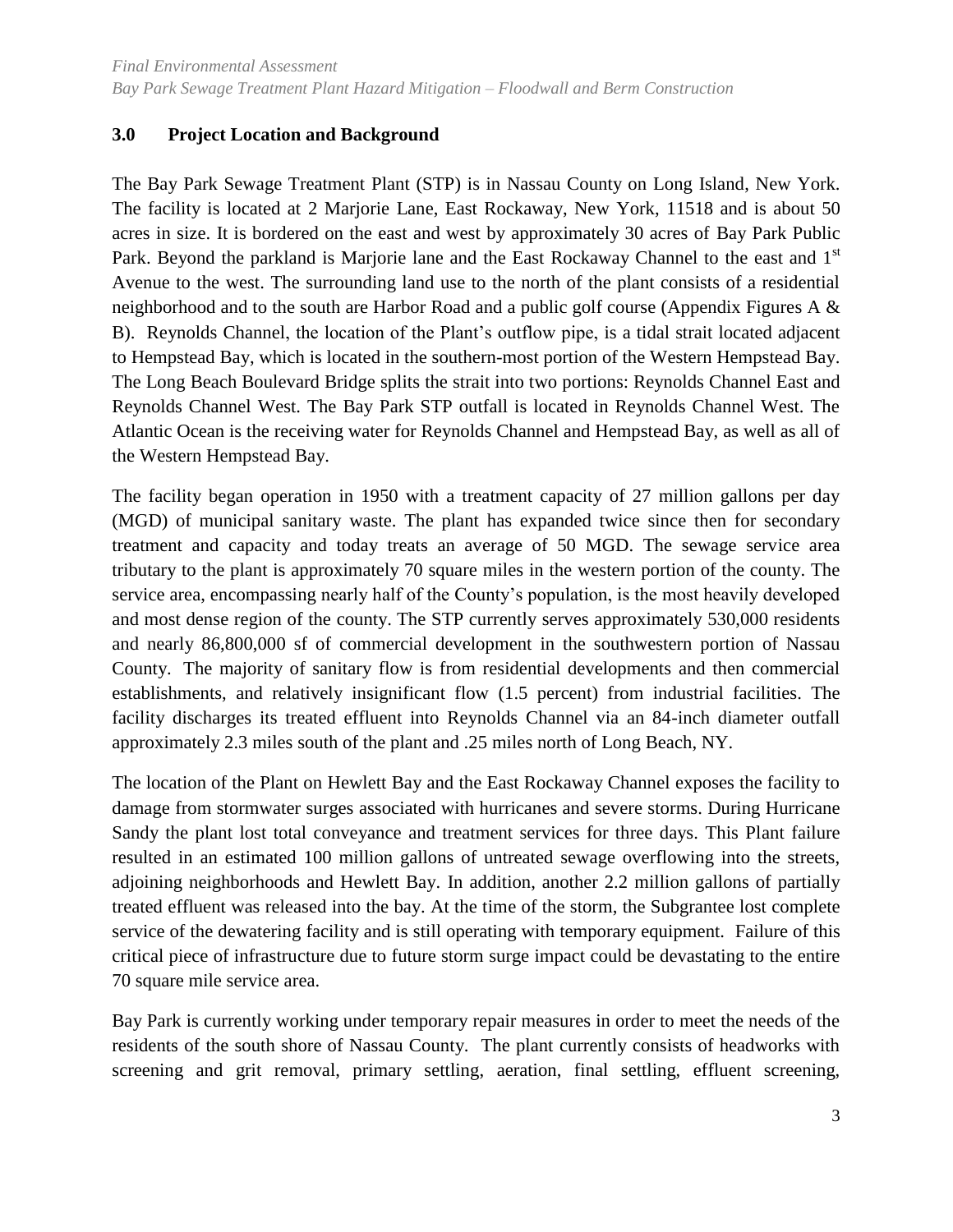## 3.0 Project Location and Background

The Bay Park Sewage Treatment Plant (STP) is in Nassau County on Long Island, New York. The facility is located at 2 Marjorie Lane, East Rockaway, New York, 11518 and is about 50 acres in size. It is bordered on the east and west by approximately 30 acres of Bay Park Public Park. Beyond the parkland is Marjorie lane and the East Rockaway Channel to the east and 1st Avenue to the west. The surrounding land use to the north of the plant consists of a residential neighborhood and to the south are Harbor Road and a public golf course (Appendix Figures A & B). Reynolds Channel, the location of the Plant's outflow pipe, is a tidal strait located adjacent to Hempstead Bay, which is located in the southern-most portion of the Western Hempstead Bay. The Long Beach Boulevard Bridge splits the strait into two portions: Reynolds Channel East and Reynolds Channel West. The Bay Park STP outfall is located in Reynolds Channel West. The Atlantic Ocean is the receiving water for Reynolds Channel and Hempstead Bay, as well as all of the Western Hempstead Bay.

The facility began operation in 1950 with a treatment capacity of 27 million gallons per day (MGD) of municipal sanitary waste. The plant has expanded twice since then for secondary treatment and capacity and today treats an average of 50 MGD. The sewage service area tributary to the plant is approximately 70 square miles in the western portion of the county. The service area, encompassing nearly half of the County's population, is the most heavily developed and most dense region of the county. The STP currently serves approximately 530,000 residents and nearly 86,800,000 sf of commercial development in the southwestern portion of Nassau County. The majority of sanitary flow is from residential developments and then commercial establishments, and relatively insignificant flow (1.5 percent) from industrial facilities. The facility discharges its treated effluent into Reynolds Channel via an 84-inch diameter outfall approximately 2.3 miles south of the plant and .25 miles north of Long Beach, NY.

The location of the Plant on Hewlett Bay and the East Rockaway Channel exposes the facility to damage from stormwater surges associated with hurricanes and severe storms. During Hurricane Sandy the plant lost total conveyance and treatment services for three days. This Plant failure resulted in an estimated 100 million gallons of untreated sewage overflowing into the streets, adjoining neighborhoods and Hewlett Bay. In addition, another 2.2 million gallons of partially treated effluent was released into the bay. At the time of the storm, the Subgrantee lost complete service of the dewatering facility and is still operating with temporary equipment. Failure of this critical piece of infrastructure due to future storm surge impact could be devastating to the entire 70 square mile service area.

Bay Park is currently working under temporary repair measures in order to meet the needs of the residents of the south shore of Nassau County. The plant currently consists of headworks with screening and grit removal, primary settling, aeration, final settling, effluent screening,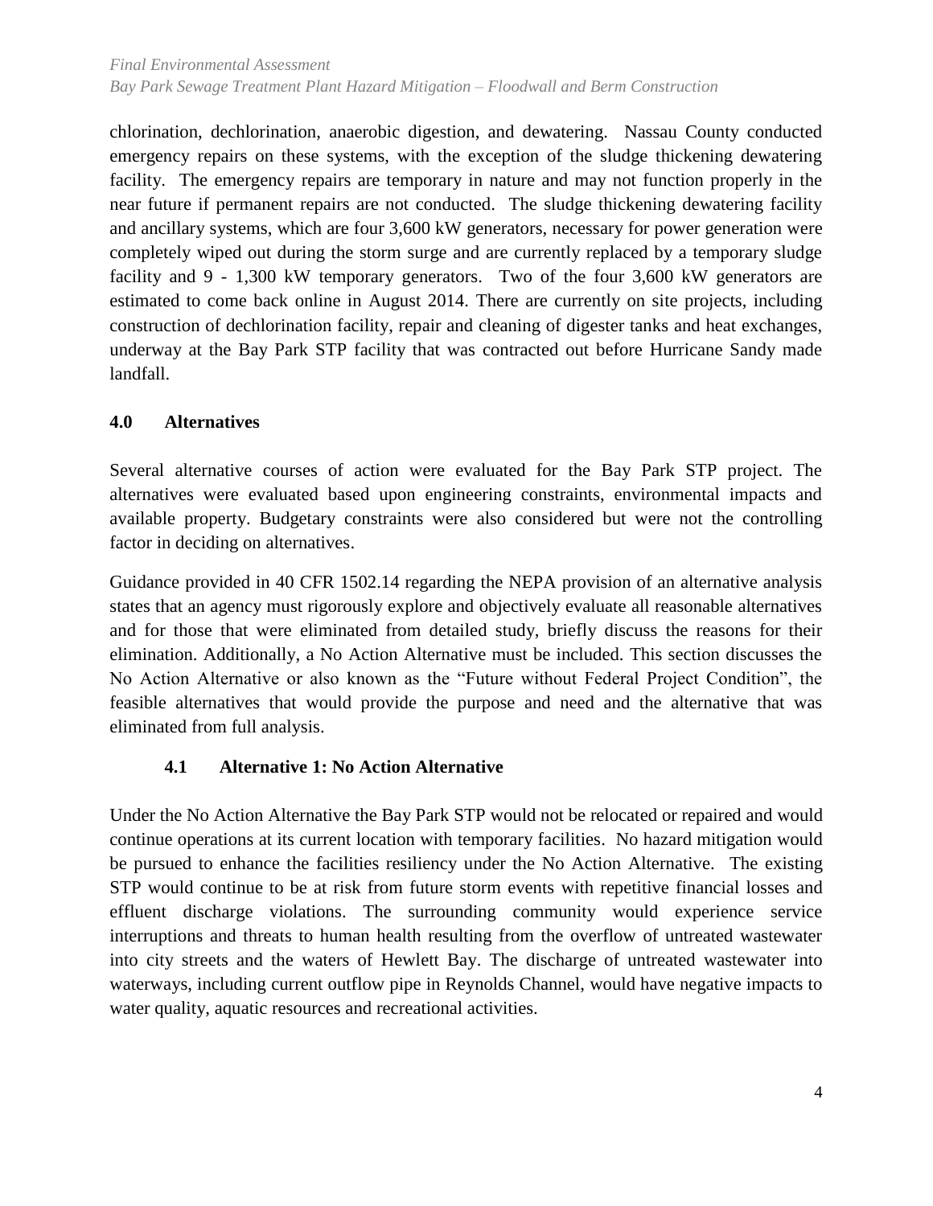chlorination, dechlorination, anaerobic digestion, and dewatering. Nassau County conducted emergency repairs on these systems, with the exception of the sludge thickening dewatering facility. The emergency repairs are temporary in nature and may not function properly in the near future if permanent repairs are not conducted. The sludge thickening dewatering facility and ancillary systems, which are four 3,600 kW generators, necessary for power generation were completely wiped out during the storm surge and are currently replaced by a temporary sludge facility and 9 - 1,300 kW temporary generators. Two of the four 3,600 kW generators are estimated to come back online in August 2014. There are currently on site projects, including construction of dechlorination facility, repair and cleaning of digester tanks and heat exchanges, underway at the Bay Park STP facility that was contracted out before Hurricane Sandy made landfall.

## 4.0 Alternatives

Several alternative courses of action were evaluated for the Bay Park STP project. The alternatives were evaluated based upon engineering constraints, environmental impacts and available property. Budgetary constraints were also considered but were not the controlling factor in deciding on alternatives.

Guidance provided in 40 CFR 1502.14 regarding the NEPA provision of an alternative analysis states that an agency must rigorously explore and objectively evaluate all reasonable alternatives and for those that were eliminated from detailed study, briefly discuss the reasons for their elimination. Additionally, a No Action Alternative must be included. This section discusses the No Action Alternative or also known as the "Future without Federal Project Condition", the feasible alternatives that would provide the purpose and need and the alternative that was eliminated from full analysis.

### 4.1 Alternative 1: No Action Alternative

Under the No Action Alternative the Bay Park STP would not be relocated or repaired and would continue operations at its current location with temporary facilities. No hazard mitigation would be pursued to enhance the facilities resiliency under the No Action Alternative. The existing STP would continue to be at risk from future storm events with repetitive financial losses and effluent discharge violations. The surrounding community would experience service interruptions and threats to human health resulting from the overflow of untreated wastewater into city streets and the waters of Hewlett Bay. The discharge of untreated wastewater into waterways, including current outflow pipe in Reynolds Channel, would have negative impacts to water quality, aquatic resources and recreational activities.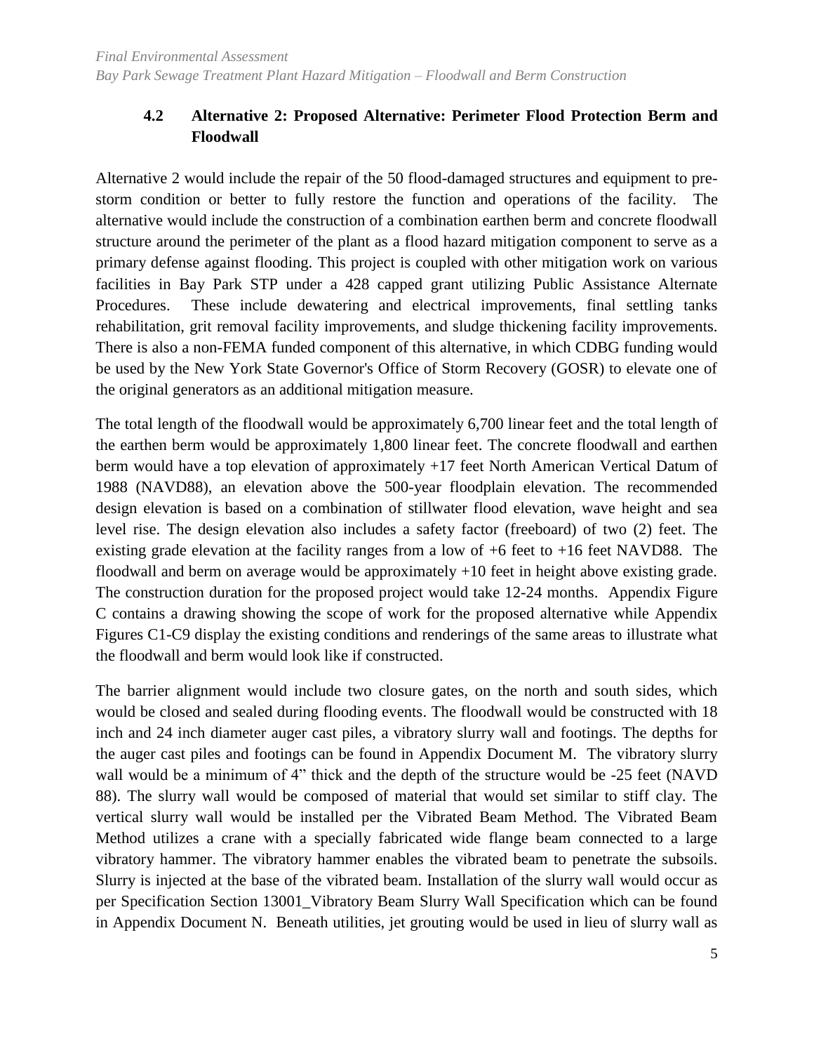### 4.2 Alternative 2: Proposed Alternative: Perimeter Flood Protection Berm and Floodwall

Alternative 2 would include the repair of the 50 flood-damaged structures and equipment to pre-storm condition or better to fully restore the function and operations of the facility. The alternative would include the construction of a combination earthen berm and concrete floodwall structure around the perimeter of the plant as a flood hazard mitigation component to serve as a primary defense against flooding. This project is coupled with other mitigation work on various facilities in Bay Park STP under a 428 capped grant utilizing Public Assistance Alternate Procedures. These include dewatering and electrical improvements, final settling tanks rehabilitation, grit removal facility improvements, and sludge thickening facility improvements. There is also a non-FEMA funded component of this alternative, in which CDBG funding would be used by the New York State Governor's Office of Storm Recovery (GOSR) to elevate one of the original generators as an additional mitigation measure.

The total length of the floodwall would be approximately 6,700 linear feet and the total length of the earthen berm would be approximately 1,800 linear feet. The concrete floodwall and earthen berm would have a top elevation of approximately +17 feet North American Vertical Datum of 1988 (NAVD88), an elevation above the 500-year floodplain elevation. The recommended design elevation is based on a combination of stillwater flood elevation, wave height and sea level rise. The design elevation also includes a safety factor (freeboard) of two (2) feet. The existing grade elevation at the facility ranges from a low of +6 feet to +16 feet NAVD88. The floodwall and berm on average would be approximately +10 feet in height above existing grade. The construction duration for the proposed project would take 12-24 months. Appendix Figure C contains a drawing showing the scope of work for the proposed alternative while Appendix Figures C1-C9 display the existing conditions and renderings of the same areas to illustrate what the floodwall and berm would look like if constructed.

The barrier alignment would include two closure gates, on the north and south sides, which would be closed and sealed during flooding events. The floodwall would be constructed with 18 inch and 24 inch diameter auger cast piles, a vibratory slurry wall and footings. The depths for the auger cast piles and footings can be found in Appendix Document M. The vibratory slurry wall would be a minimum of 4" thick and the depth of the structure would be -25 feet (NAVD 88). The slurry wall would be composed of material that would set similar to stiff clay. The vertical slurry wall would be installed per the Vibrated Beam Method. The Vibrated Beam Method utilizes a crane with a specially fabricated wide flange beam connected to a large vibratory hammer. The vibratory hammer enables the vibrated beam to penetrate the subsoils. Slurry is injected at the base of the vibrated beam. Installation of the slurry wall would occur as per Specification Section 13001_Vibratory Beam Slurry Wall Specification which can be found in Appendix Document N. Beneath utilities, jet grouting would be used in lieu of slurry wall as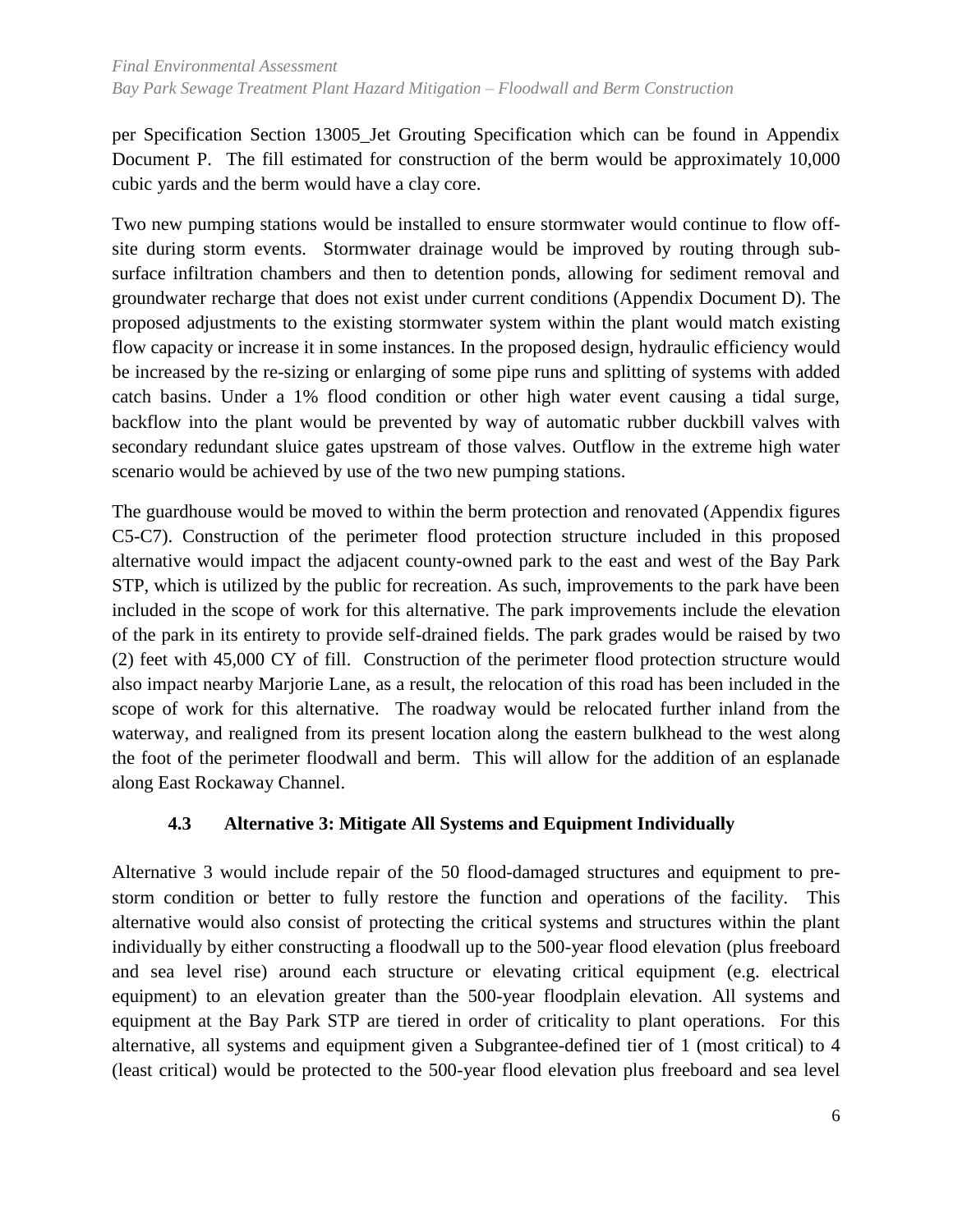per Specification Section 13005_Jet Grouting Specification which can be found in Appendix Document P. The fill estimated for construction of the berm would be approximately 10,000 cubic yards and the berm would have a clay core.

Two new pumping stations would be installed to ensure stormwater would continue to flow off-site during storm events. Stormwater drainage would be improved by routing through sub-surface infiltration chambers and then to detention ponds, allowing for sediment removal and groundwater recharge that does not exist under current conditions (Appendix Document D). The proposed adjustments to the existing stormwater system within the plant would match existing flow capacity or increase it in some instances. In the proposed design, hydraulic efficiency would be increased by the re-sizing or enlarging of some pipe runs and splitting of systems with added catch basins. Under a 1% flood condition or other high water event causing a tidal surge, backflow into the plant would be prevented by way of automatic rubber duckbill valves with secondary redundant sluice gates upstream of those valves. Outflow in the extreme high water scenario would be achieved by use of the two new pumping stations.

The guardhouse would be moved to within the berm protection and renovated (Appendix figures C5-C7). Construction of the perimeter flood protection structure included in this proposed alternative would impact the adjacent county-owned park to the east and west of the Bay Park STP, which is utilized by the public for recreation. As such, improvements to the park have been included in the scope of work for this alternative. The park improvements include the elevation of the park in its entirety to provide self-drained fields. The park grades would be raised by two (2) feet with 45,000 CY of fill. Construction of the perimeter flood protection structure would also impact nearby Marjorie Lane, as a result, the relocation of this road has been included in the scope of work for this alternative. The roadway would be relocated further inland from the waterway, and realigned from its present location along the eastern bulkhead to the west along the foot of the perimeter floodwall and berm. This will allow for the addition of an esplanade along East Rockaway Channel.

### 4.3 Alternative 3: Mitigate All Systems and Equipment Individually

Alternative 3 would include repair of the 50 flood-damaged structures and equipment to pre-storm condition or better to fully restore the function and operations of the facility. This alternative would also consist of protecting the critical systems and structures within the plant individually by either constructing a floodwall up to the 500-year flood elevation (plus freeboard and sea level rise) around each structure or elevating critical equipment (e.g. electrical equipment) to an elevation greater than the 500-year floodplain elevation. All systems and equipment at the Bay Park STP are tiered in order of criticality to plant operations. For this alternative, all systems and equipment given a Subgrantee-defined tier of 1 (most critical) to 4 (least critical) would be protected to the 500-year flood elevation plus freeboard and sea level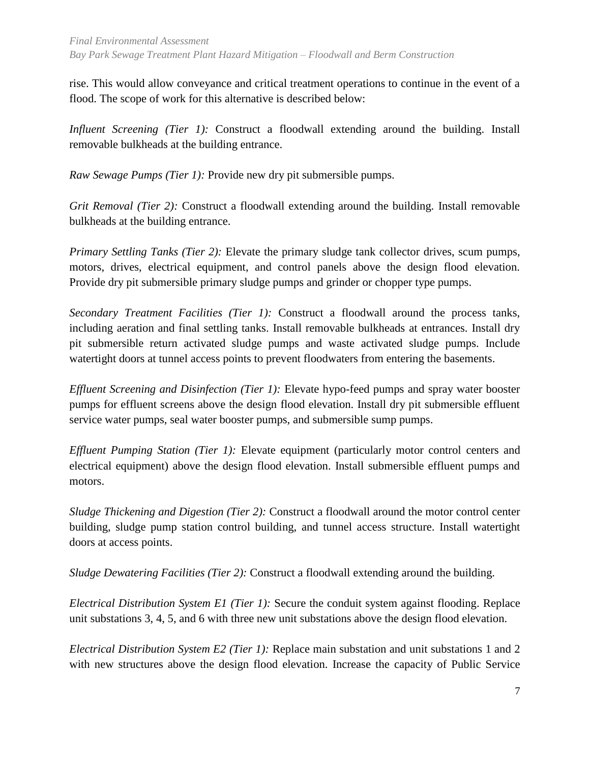rise. This would allow conveyance and critical treatment operations to continue in the event of a flood. The scope of work for this alternative is described below:

*Influent Screening (Tier 1):* Construct a floodwall extending around the building. Install removable bulkheads at the building entrance.

*Raw Sewage Pumps (Tier 1):* Provide new dry pit submersible pumps.

*Grit Removal (Tier 2):* Construct a floodwall extending around the building. Install removable bulkheads at the building entrance.

*Primary Settling Tanks (Tier 2):* Elevate the primary sludge tank collector drives, scum pumps, motors, drives, electrical equipment, and control panels above the design flood elevation. Provide dry pit submersible primary sludge pumps and grinder or chopper type pumps.

*Secondary Treatment Facilities (Tier 1):* Construct a floodwall around the process tanks, including aeration and final settling tanks. Install removable bulkheads at entrances. Install dry pit submersible return activated sludge pumps and waste activated sludge pumps. Include watertight doors at tunnel access points to prevent floodwaters from entering the basements.

*Effluent Screening and Disinfection (Tier 1):* Elevate hypo-feed pumps and spray water booster pumps for effluent screens above the design flood elevation. Install dry pit submersible effluent service water pumps, seal water booster pumps, and submersible sump pumps.

*Effluent Pumping Station (Tier 1):* Elevate equipment (particularly motor control centers and electrical equipment) above the design flood elevation. Install submersible effluent pumps and motors.

*Sludge Thickening and Digestion (Tier 2):* Construct a floodwall around the motor control center building, sludge pump station control building, and tunnel access structure. Install watertight doors at access points.

*Sludge Dewatering Facilities (Tier 2):* Construct a floodwall extending around the building.

*Electrical Distribution System E1 (Tier 1):* Secure the conduit system against flooding. Replace unit substations 3, 4, 5, and 6 with three new unit substations above the design flood elevation.

*Electrical Distribution System E2 (Tier 1):* Replace main substation and unit substations 1 and 2 with new structures above the design flood elevation. Increase the capacity of Public Service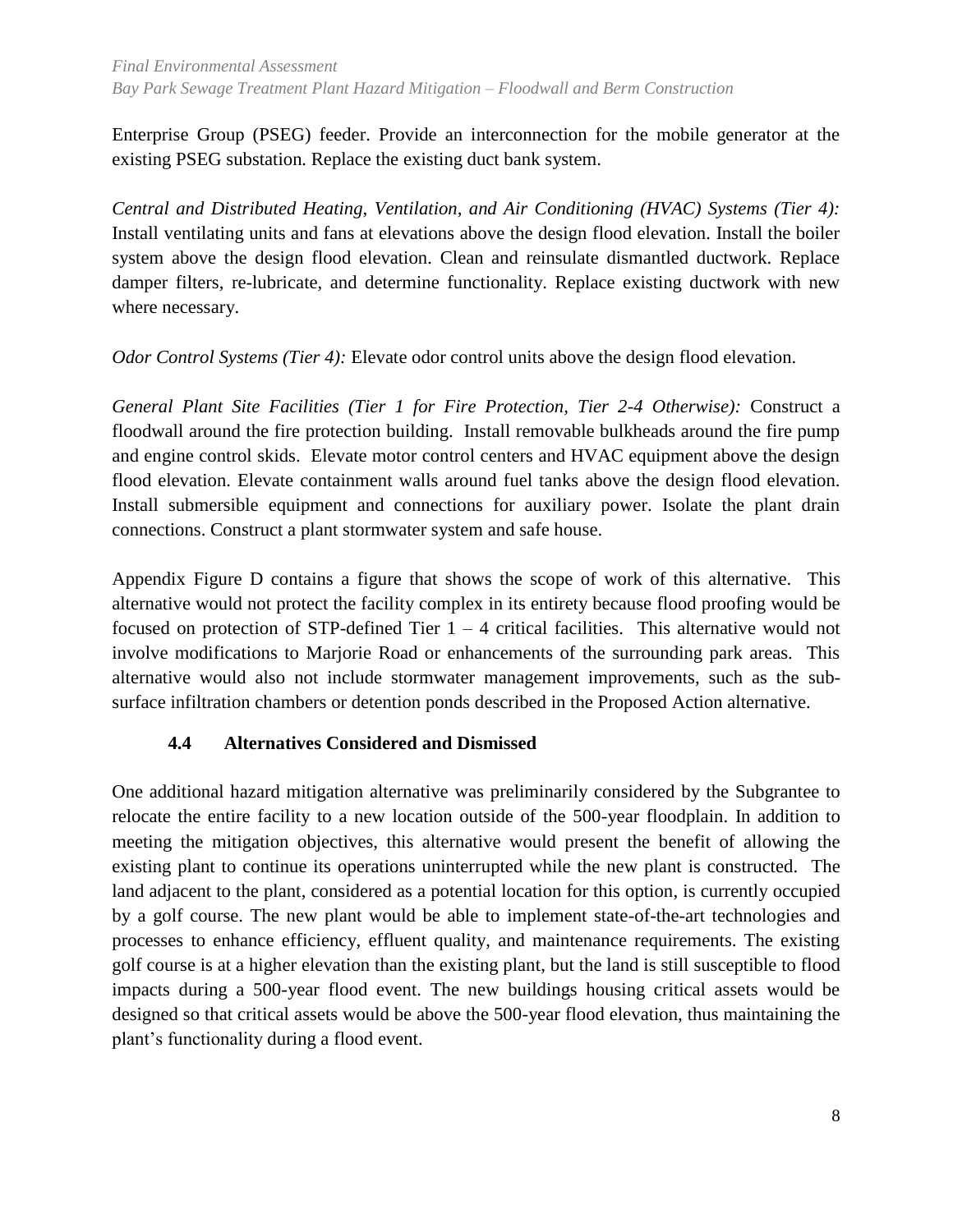Enterprise Group (PSEG) feeder. Provide an interconnection for the mobile generator at the existing PSEG substation. Replace the existing duct bank system.

*Central and Distributed Heating, Ventilation, and Air Conditioning (HVAC) Systems (Tier 4):* Install ventilating units and fans at elevations above the design flood elevation. Install the boiler system above the design flood elevation. Clean and reinsulate dismantled ductwork. Replace damper filters, re-lubricate, and determine functionality. Replace existing ductwork with new where necessary.

*Odor Control Systems (Tier 4):* Elevate odor control units above the design flood elevation.

*General Plant Site Facilities (Tier 1 for Fire Protection, Tier 2-4 Otherwise):* Construct a floodwall around the fire protection building. Install removable bulkheads around the fire pump and engine control skids. Elevate motor control centers and HVAC equipment above the design flood elevation. Elevate containment walls around fuel tanks above the design flood elevation. Install submersible equipment and connections for auxiliary power. Isolate the plant drain connections. Construct a plant stormwater system and safe house.

Appendix Figure D contains a figure that shows the scope of work of this alternative. This alternative would not protect the facility complex in its entirety because flood proofing would be focused on protection of STP-defined Tier 1 – 4 critical facilities. This alternative would not involve modifications to Marjorie Road or enhancements of the surrounding park areas. This alternative would also not include stormwater management improvements, such as the sub-surface infiltration chambers or detention ponds described in the Proposed Action alternative.

### 4.4 Alternatives Considered and Dismissed

One additional hazard mitigation alternative was preliminarily considered by the Subgrantee to relocate the entire facility to a new location outside of the 500-year floodplain. In addition to meeting the mitigation objectives, this alternative would present the benefit of allowing the existing plant to continue its operations uninterrupted while the new plant is constructed. The land adjacent to the plant, considered as a potential location for this option, is currently occupied by a golf course. The new plant would be able to implement state-of-the-art technologies and processes to enhance efficiency, effluent quality, and maintenance requirements. The existing golf course is at a higher elevation than the existing plant, but the land is still susceptible to flood impacts during a 500-year flood event. The new buildings housing critical assets would be designed so that critical assets would be above the 500-year flood elevation, thus maintaining the plant's functionality during a flood event.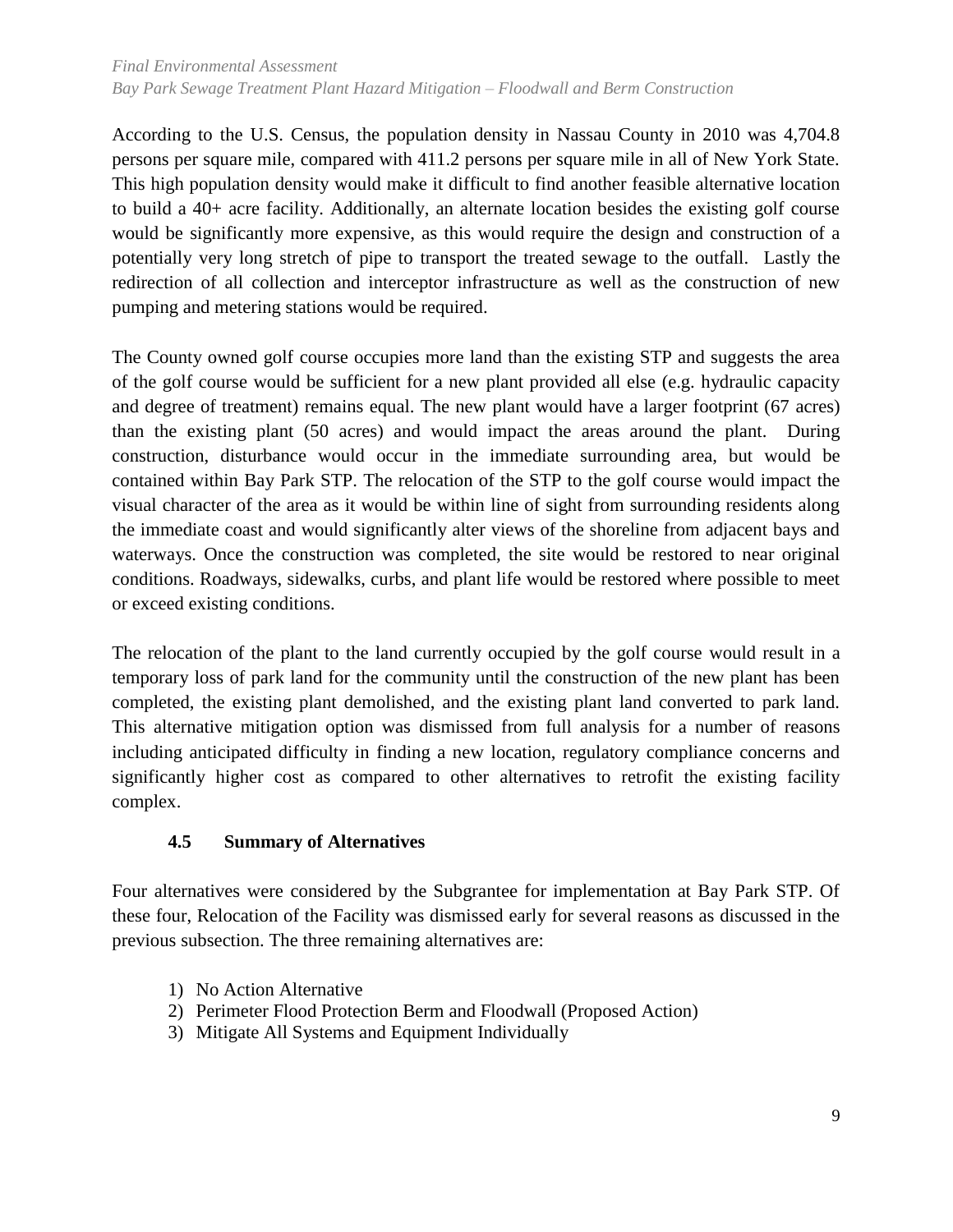According to the U.S. Census, the population density in Nassau County in 2010 was 4,704.8 persons per square mile, compared with 411.2 persons per square mile in all of New York State. This high population density would make it difficult to find another feasible alternative location to build a 40+ acre facility. Additionally, an alternate location besides the existing golf course would be significantly more expensive, as this would require the design and construction of a potentially very long stretch of pipe to transport the treated sewage to the outfall. Lastly the redirection of all collection and interceptor infrastructure as well as the construction of new pumping and metering stations would be required.

The County owned golf course occupies more land than the existing STP and suggests the area of the golf course would be sufficient for a new plant provided all else (e.g. hydraulic capacity and degree of treatment) remains equal. The new plant would have a larger footprint (67 acres) than the existing plant (50 acres) and would impact the areas around the plant. During construction, disturbance would occur in the immediate surrounding area, but would be contained within Bay Park STP. The relocation of the STP to the golf course would impact the visual character of the area as it would be within line of sight from surrounding residents along the immediate coast and would significantly alter views of the shoreline from adjacent bays and waterways. Once the construction was completed, the site would be restored to near original conditions. Roadways, sidewalks, curbs, and plant life would be restored where possible to meet or exceed existing conditions.

The relocation of the plant to the land currently occupied by the golf course would result in a temporary loss of park land for the community until the construction of the new plant has been completed, the existing plant demolished, and the existing plant land converted to park land. This alternative mitigation option was dismissed from full analysis for a number of reasons including anticipated difficulty in finding a new location, regulatory compliance concerns and significantly higher cost as compared to other alternatives to retrofit the existing facility complex.

### 4.5 Summary of Alternatives

Four alternatives were considered by the Subgrantee for implementation at Bay Park STP. Of these four, Relocation of the Facility was dismissed early for several reasons as discussed in the previous subsection. The three remaining alternatives are:

1) No Action Alternative
2) Perimeter Flood Protection Berm and Floodwall (Proposed Action)
3) Mitigate All Systems and Equipment Individually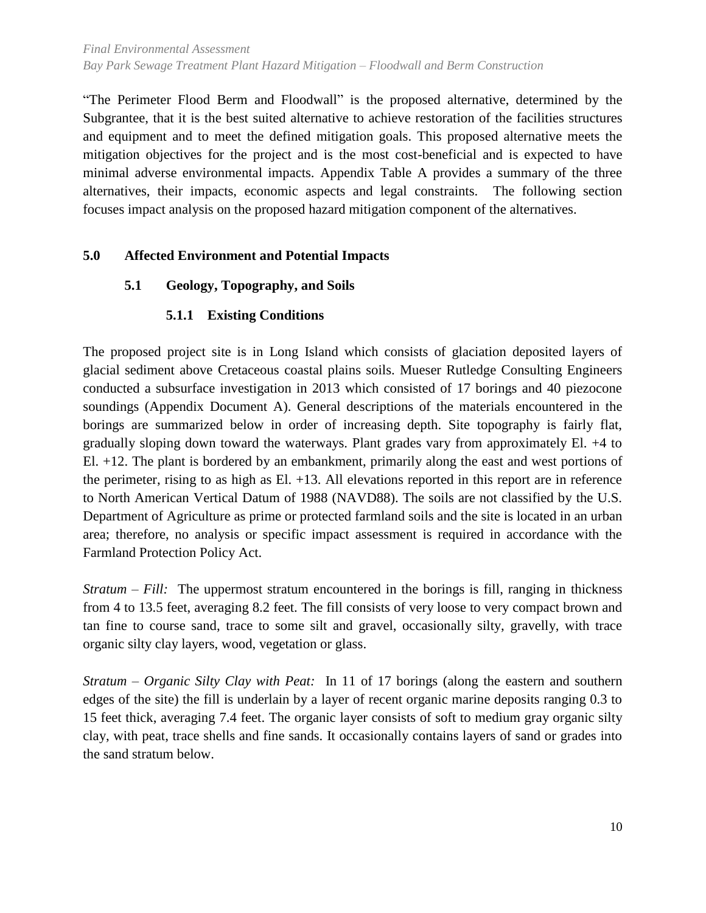"The Perimeter Flood Berm and Floodwall" is the proposed alternative, determined by the Subgrantee, that it is the best suited alternative to achieve restoration of the facilities structures and equipment and to meet the defined mitigation goals. This proposed alternative meets the mitigation objectives for the project and is the most cost-beneficial and is expected to have minimal adverse environmental impacts. Appendix Table A provides a summary of the three alternatives, their impacts, economic aspects and legal constraints. The following section focuses impact analysis on the proposed hazard mitigation component of the alternatives.

# 5.0 Affected Environment and Potential Impacts

## 5.1 Geology, Topography, and Soils

### 5.1.1 Existing Conditions

The proposed project site is in Long Island which consists of glaciation deposited layers of glacial sediment above Cretaceous coastal plains soils. Mueser Rutledge Consulting Engineers conducted a subsurface investigation in 2013 which consisted of 17 borings and 40 piezocone soundings (Appendix Document A). General descriptions of the materials encountered in the borings are summarized below in order of increasing depth. Site topography is fairly flat, gradually sloping down toward the waterways. Plant grades vary from approximately El. +4 to El. +12. The plant is bordered by an embankment, primarily along the east and west portions of the perimeter, rising to as high as El. +13. All elevations reported in this report are in reference to North American Vertical Datum of 1988 (NAVD88). The soils are not classified by the U.S. Department of Agriculture as prime or protected farmland soils and the site is located in an urban area; therefore, no analysis or specific impact assessment is required in accordance with the Farmland Protection Policy Act.

*Stratum – Fill:* The uppermost stratum encountered in the borings is fill, ranging in thickness from 4 to 13.5 feet, averaging 8.2 feet. The fill consists of very loose to very compact brown and tan fine to course sand, trace to some silt and gravel, occasionally silty, gravelly, with trace organic silty clay layers, wood, vegetation or glass.

*Stratum – Organic Silty Clay with Peat:* In 11 of 17 borings (along the eastern and southern edges of the site) the fill is underlain by a layer of recent organic marine deposits ranging 0.3 to 15 feet thick, averaging 7.4 feet. The organic layer consists of soft to medium gray organic silty clay, with peat, trace shells and fine sands. It occasionally contains layers of sand or grades into the sand stratum below.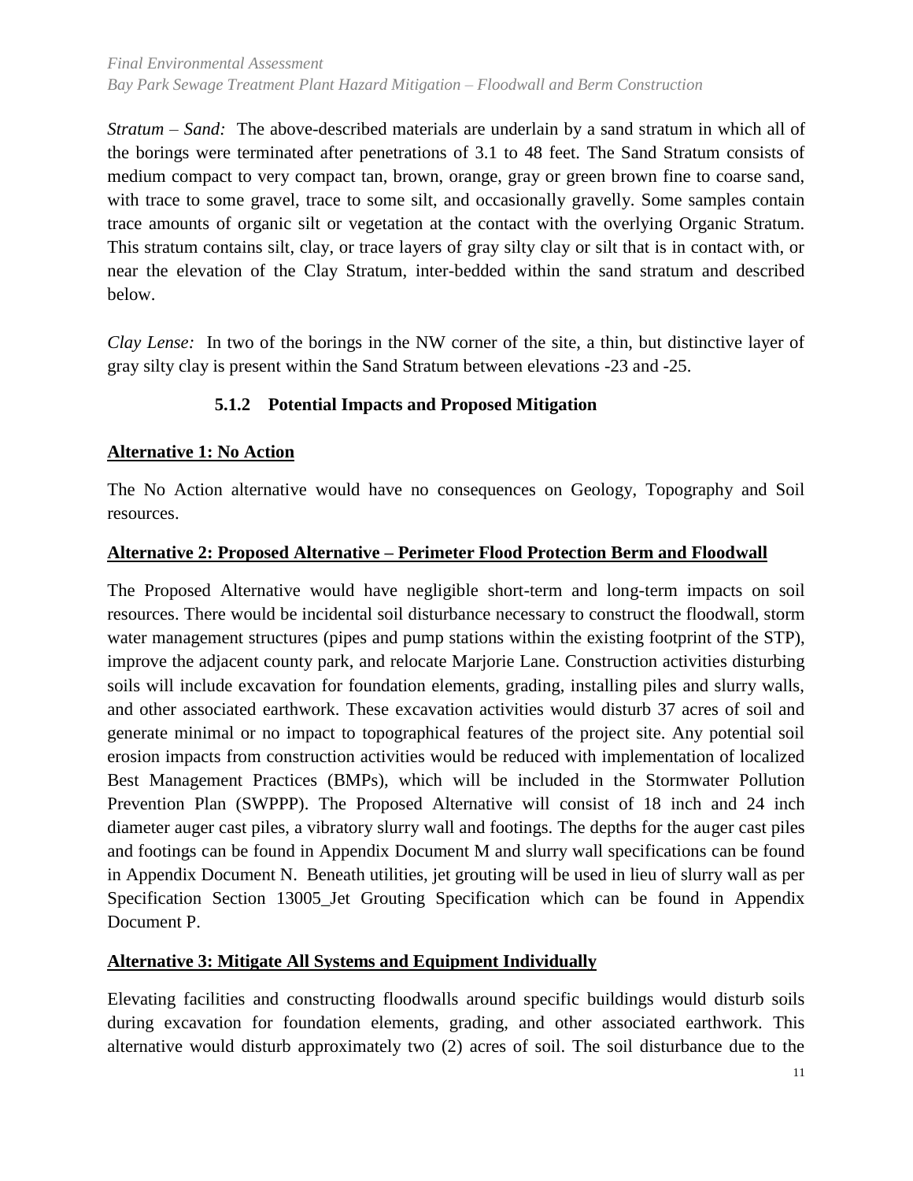*Stratum – Sand:* The above-described materials are underlain by a sand stratum in which all of the borings were terminated after penetrations of 3.1 to 48 feet. The Sand Stratum consists of medium compact to very compact tan, brown, orange, gray or green brown fine to coarse sand, with trace to some gravel, trace to some silt, and occasionally gravelly. Some samples contain trace amounts of organic silt or vegetation at the contact with the overlying Organic Stratum. This stratum contains silt, clay, or trace layers of gray silty clay or silt that is in contact with, or near the elevation of the Clay Stratum, inter-bedded within the sand stratum and described below.

*Clay Lense:* In two of the borings in the NW corner of the site, a thin, but distinctive layer of gray silty clay is present within the Sand Stratum between elevations -23 and -25.

### 5.1.2 Potential Impacts and Proposed Mitigation

**Alternative 1: No Action**

The No Action alternative would have no consequences on Geology, Topography and Soil resources.

**Alternative 2: Proposed Alternative – Perimeter Flood Protection Berm and Floodwall**

The Proposed Alternative would have negligible short-term and long-term impacts on soil resources. There would be incidental soil disturbance necessary to construct the floodwall, storm water management structures (pipes and pump stations within the existing footprint of the STP), improve the adjacent county park, and relocate Marjorie Lane. Construction activities disturbing soils will include excavation for foundation elements, grading, installing piles and slurry walls, and other associated earthwork. These excavation activities would disturb 37 acres of soil and generate minimal or no impact to topographical features of the project site. Any potential soil erosion impacts from construction activities would be reduced with implementation of localized Best Management Practices (BMPs), which will be included in the Stormwater Pollution Prevention Plan (SWPPP). The Proposed Alternative will consist of 18 inch and 24 inch diameter auger cast piles, a vibratory slurry wall and footings. The depths for the auger cast piles and footings can be found in Appendix Document M and slurry wall specifications can be found in Appendix Document N. Beneath utilities, jet grouting will be used in lieu of slurry wall as per Specification Section 13005_Jet Grouting Specification which can be found in Appendix Document P.

**Alternative 3: Mitigate All Systems and Equipment Individually**

Elevating facilities and constructing floodwalls around specific buildings would disturb soils during excavation for foundation elements, grading, and other associated earthwork. This alternative would disturb approximately two (2) acres of soil. The soil disturbance due to the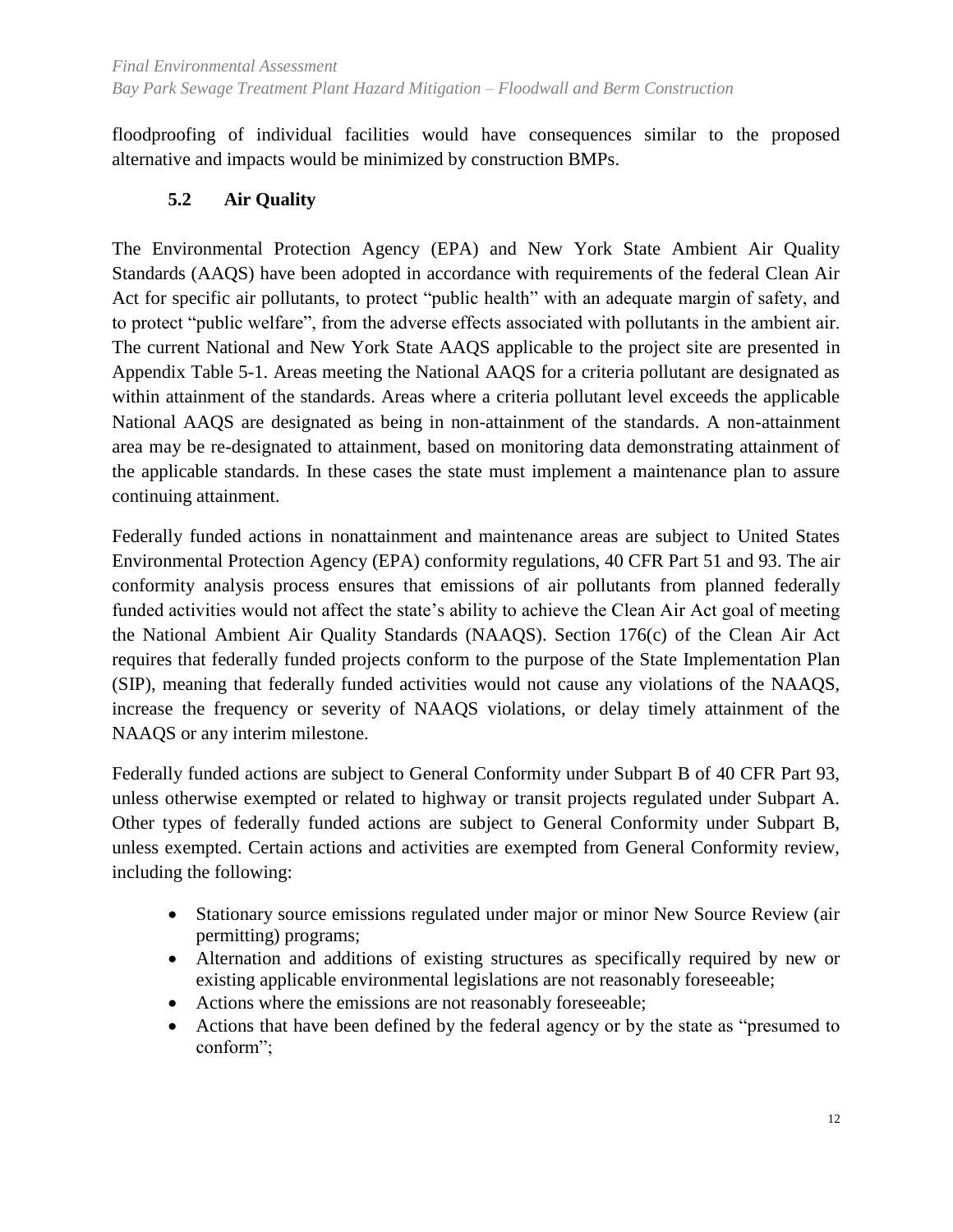floodproofing of individual facilities would have consequences similar to the proposed alternative and impacts would be minimized by construction BMPs.

### 5.2 Air Quality

The Environmental Protection Agency (EPA) and New York State Ambient Air Quality Standards (AAQS) have been adopted in accordance with requirements of the federal Clean Air Act for specific air pollutants, to protect "public health" with an adequate margin of safety, and to protect "public welfare", from the adverse effects associated with pollutants in the ambient air. The current National and New York State AAQS applicable to the project site are presented in Appendix Table 5-1. Areas meeting the National AAQS for a criteria pollutant are designated as within attainment of the standards. Areas where a criteria pollutant level exceeds the applicable National AAQS are designated as being in non-attainment of the standards. A non-attainment area may be re-designated to attainment, based on monitoring data demonstrating attainment of the applicable standards. In these cases the state must implement a maintenance plan to assure continuing attainment.

Federally funded actions in nonattainment and maintenance areas are subject to United States Environmental Protection Agency (EPA) conformity regulations, 40 CFR Part 51 and 93. The air conformity analysis process ensures that emissions of air pollutants from planned federally funded activities would not affect the state's ability to achieve the Clean Air Act goal of meeting the National Ambient Air Quality Standards (NAAQS). Section 176(c) of the Clean Air Act requires that federally funded projects conform to the purpose of the State Implementation Plan (SIP), meaning that federally funded activities would not cause any violations of the NAAQS, increase the frequency or severity of NAAQS violations, or delay timely attainment of the NAAQS or any interim milestone.

Federally funded actions are subject to General Conformity under Subpart B of 40 CFR Part 93, unless otherwise exempted or related to highway or transit projects regulated under Subpart A. Other types of federally funded actions are subject to General Conformity under Subpart B, unless exempted. Certain actions and activities are exempted from General Conformity review, including the following:

- Stationary source emissions regulated under major or minor New Source Review (air permitting) programs;
- Alternation and additions of existing structures as specifically required by new or existing applicable environmental legislations are not reasonably foreseeable;
- Actions where the emissions are not reasonably foreseeable;
- Actions that have been defined by the federal agency or by the state as "presumed to conform";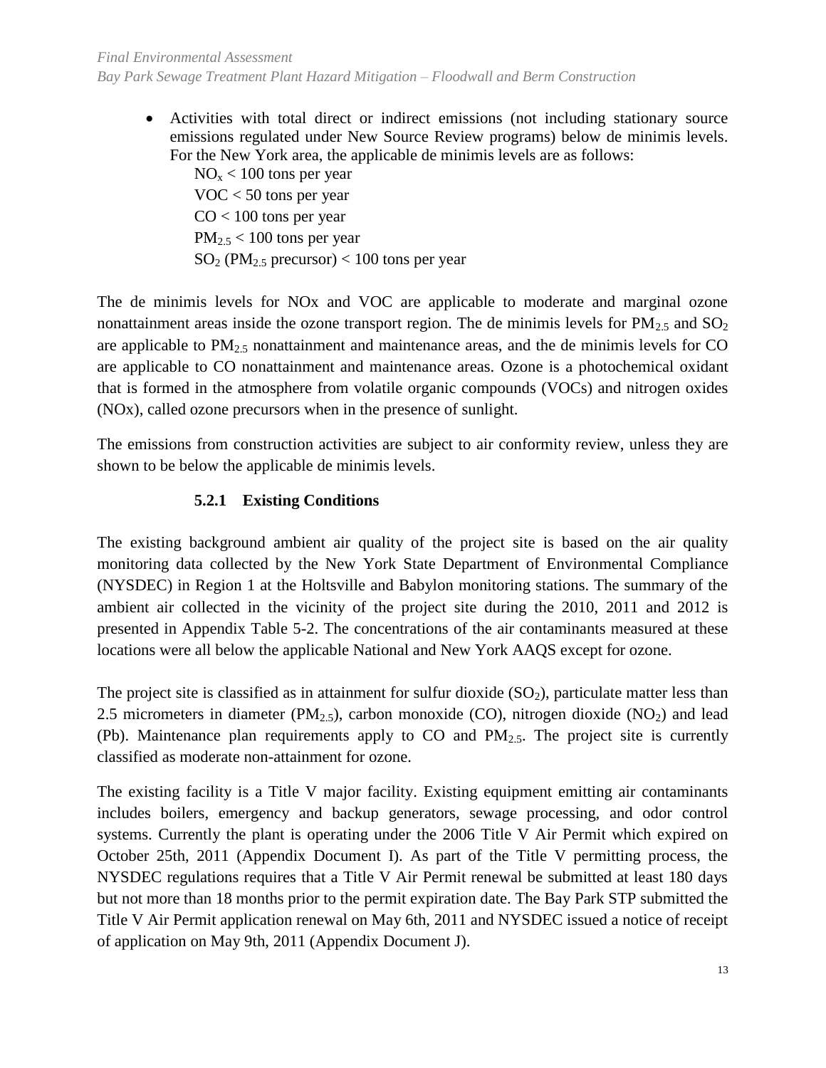- Activities with total direct or indirect emissions (not including stationary source emissions regulated under New Source Review programs) below de minimis levels. For the New York area, the applicable de minimis levels are as follows:
  - $NO_x$ < 100 tons per year
  - VOC < 50 tons per year
  - CO < 100 tons per year
  - $PM_{2.5}$ < 100 tons per year
  - $SO_2$ ($PM_{2.5}$ precursor) < 100 tons per year

The de minimis levels for NOx and VOC are applicable to moderate and marginal ozone nonattainment areas inside the ozone transport region. The de minimis levels for $PM_{2.5}$ and $SO_2$ are applicable to $PM_{2.5}$ nonattainment and maintenance areas, and the de minimis levels for CO are applicable to CO nonattainment and maintenance areas. Ozone is a photochemical oxidant that is formed in the atmosphere from volatile organic compounds (VOCs) and nitrogen oxides (NOx), called ozone precursors when in the presence of sunlight.

The emissions from construction activities are subject to air conformity review, unless they are shown to be below the applicable de minimis levels.

### 5.2.1 Existing Conditions

The existing background ambient air quality of the project site is based on the air quality monitoring data collected by the New York State Department of Environmental Compliance (NYSDEC) in Region 1 at the Holtsville and Babylon monitoring stations. The summary of the ambient air collected in the vicinity of the project site during the 2010, 2011 and 2012 is presented in Appendix Table 5-2. The concentrations of the air contaminants measured at these locations were all below the applicable National and New York AAQS except for ozone.

The project site is classified as in attainment for sulfur dioxide ($SO_2$), particulate matter less than 2.5 micrometers in diameter ($PM_{2.5}$), carbon monoxide (CO), nitrogen dioxide ($NO_2$) and lead (Pb). Maintenance plan requirements apply to CO and $PM_{2.5}$. The project site is currently classified as moderate non-attainment for ozone.

The existing facility is a Title V major facility. Existing equipment emitting air contaminants includes boilers, emergency and backup generators, sewage processing, and odor control systems. Currently the plant is operating under the 2006 Title V Air Permit which expired on October 25th, 2011 (Appendix Document I). As part of the Title V permitting process, the NYSDEC regulations requires that a Title V Air Permit renewal be submitted at least 180 days but not more than 18 months prior to the permit expiration date. The Bay Park STP submitted the Title V Air Permit application renewal on May 6th, 2011 and NYSDEC issued a notice of receipt of application on May 9th, 2011 (Appendix Document J).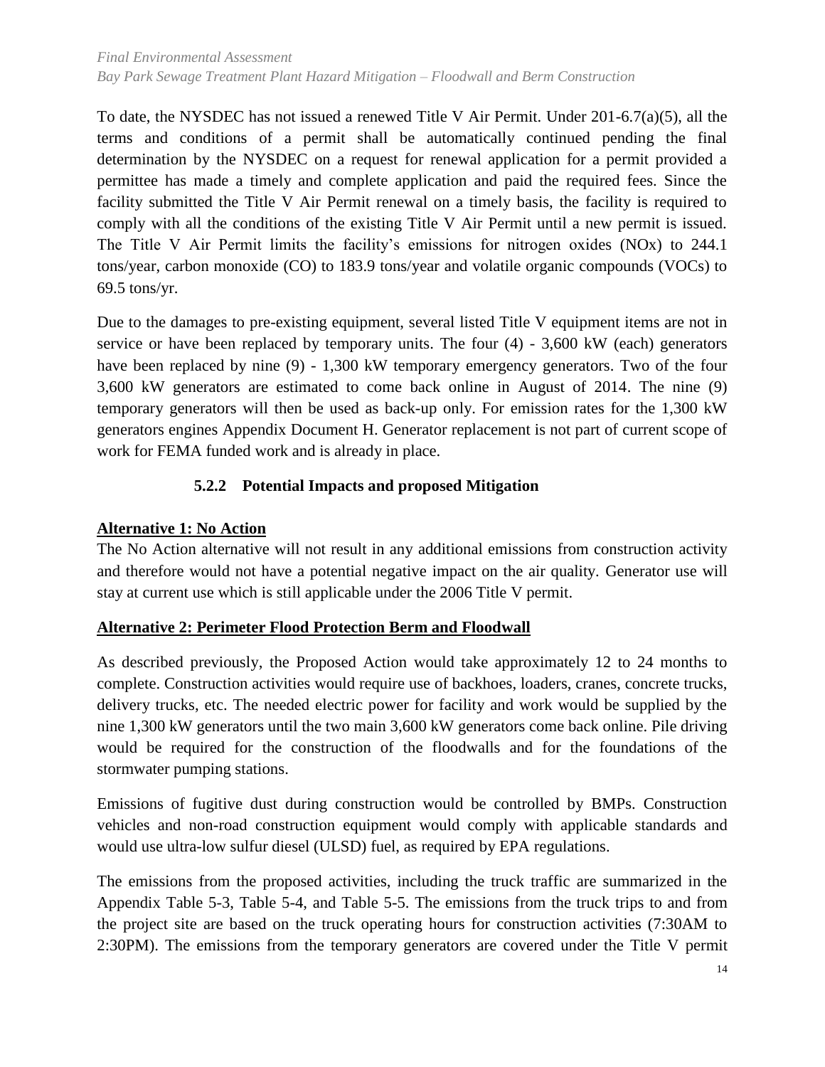To date, the NYSDEC has not issued a renewed Title V Air Permit. Under 201-6.7(a)(5), all the terms and conditions of a permit shall be automatically continued pending the final determination by the NYSDEC on a request for renewal application for a permit provided a permittee has made a timely and complete application and paid the required fees. Since the facility submitted the Title V Air Permit renewal on a timely basis, the facility is required to comply with all the conditions of the existing Title V Air Permit until a new permit is issued. The Title V Air Permit limits the facility's emissions for nitrogen oxides (NOx) to 244.1 tons/year, carbon monoxide (CO) to 183.9 tons/year and volatile organic compounds (VOCs) to 69.5 tons/yr.

Due to the damages to pre-existing equipment, several listed Title V equipment items are not in service or have been replaced by temporary units. The four (4) - 3,600 kW (each) generators have been replaced by nine (9) - 1,300 kW temporary emergency generators. Two of the four 3,600 kW generators are estimated to come back online in August of 2014. The nine (9) temporary generators will then be used as back-up only. For emission rates for the 1,300 kW generators engines Appendix Document H. Generator replacement is not part of current scope of work for FEMA funded work and is already in place.

### 5.2.2 Potential Impacts and proposed Mitigation

**Alternative 1: No Action**

The No Action alternative will not result in any additional emissions from construction activity and therefore would not have a potential negative impact on the air quality. Generator use will stay at current use which is still applicable under the 2006 Title V permit.

**Alternative 2: Perimeter Flood Protection Berm and Floodwall**

As described previously, the Proposed Action would take approximately 12 to 24 months to complete. Construction activities would require use of backhoes, loaders, cranes, concrete trucks, delivery trucks, etc. The needed electric power for facility and work would be supplied by the nine 1,300 kW generators until the two main 3,600 kW generators come back online. Pile driving would be required for the construction of the floodwalls and for the foundations of the stormwater pumping stations.

Emissions of fugitive dust during construction would be controlled by BMPs. Construction vehicles and non-road construction equipment would comply with applicable standards and would use ultra-low sulfur diesel (ULSD) fuel, as required by EPA regulations.

The emissions from the proposed activities, including the truck traffic are summarized in the Appendix Table 5-3, Table 5-4, and Table 5-5. The emissions from the truck trips to and from the project site are based on the truck operating hours for construction activities (7:30AM to 2:30PM). The emissions from the temporary generators are covered under the Title V permit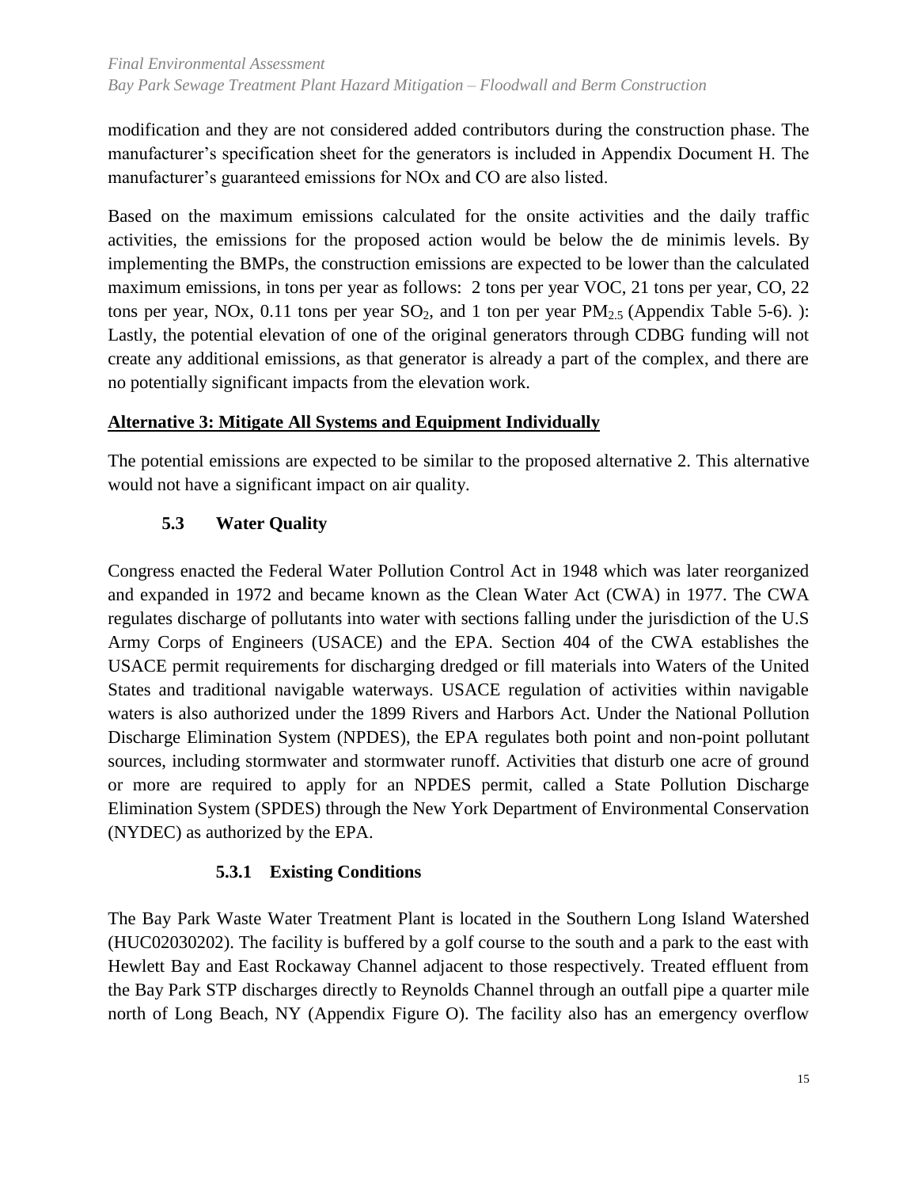modification and they are not considered added contributors during the construction phase. The manufacturer's specification sheet for the generators is included in Appendix Document H. The manufacturer's guaranteed emissions for NOx and CO are also listed.

Based on the maximum emissions calculated for the onsite activities and the daily traffic activities, the emissions for the proposed action would be below the de minimis levels. By implementing the BMPs, the construction emissions are expected to be lower than the calculated maximum emissions, in tons per year as follows:  2 tons per year VOC, 21 tons per year, CO, 22 tons per year, NOx, 0.11 tons per year $SO_2$, and 1 ton per year $PM_{2.5}$ (Appendix Table 5-6). ): Lastly, the potential elevation of one of the original generators through CDBG funding will not create any additional emissions, as that generator is already a part of the complex, and there are no potentially significant impacts from the elevation work.

**Alternative 3: Mitigate All Systems and Equipment Individually**

The potential emissions are expected to be similar to the proposed alternative 2. This alternative would not have a significant impact on air quality.

## 5.3 Water Quality

Congress enacted the Federal Water Pollution Control Act in 1948 which was later reorganized and expanded in 1972 and became known as the Clean Water Act (CWA) in 1977. The CWA regulates discharge of pollutants into water with sections falling under the jurisdiction of the U.S Army Corps of Engineers (USACE) and the EPA. Section 404 of the CWA establishes the USACE permit requirements for discharging dredged or fill materials into Waters of the United States and traditional navigable waterways. USACE regulation of activities within navigable waters is also authorized under the 1899 Rivers and Harbors Act. Under the National Pollution Discharge Elimination System (NPDES), the EPA regulates both point and non-point pollutant sources, including stormwater and stormwater runoff. Activities that disturb one acre of ground or more are required to apply for an NPDES permit, called a State Pollution Discharge Elimination System (SPDES) through the New York Department of Environmental Conservation (NYDEC) as authorized by the EPA.

### 5.3.1 Existing Conditions

The Bay Park Waste Water Treatment Plant is located in the Southern Long Island Watershed (HUC02030202). The facility is buffered by a golf course to the south and a park to the east with Hewlett Bay and East Rockaway Channel adjacent to those respectively. Treated effluent from the Bay Park STP discharges directly to Reynolds Channel through an outfall pipe a quarter mile north of Long Beach, NY (Appendix Figure O). The facility also has an emergency overflow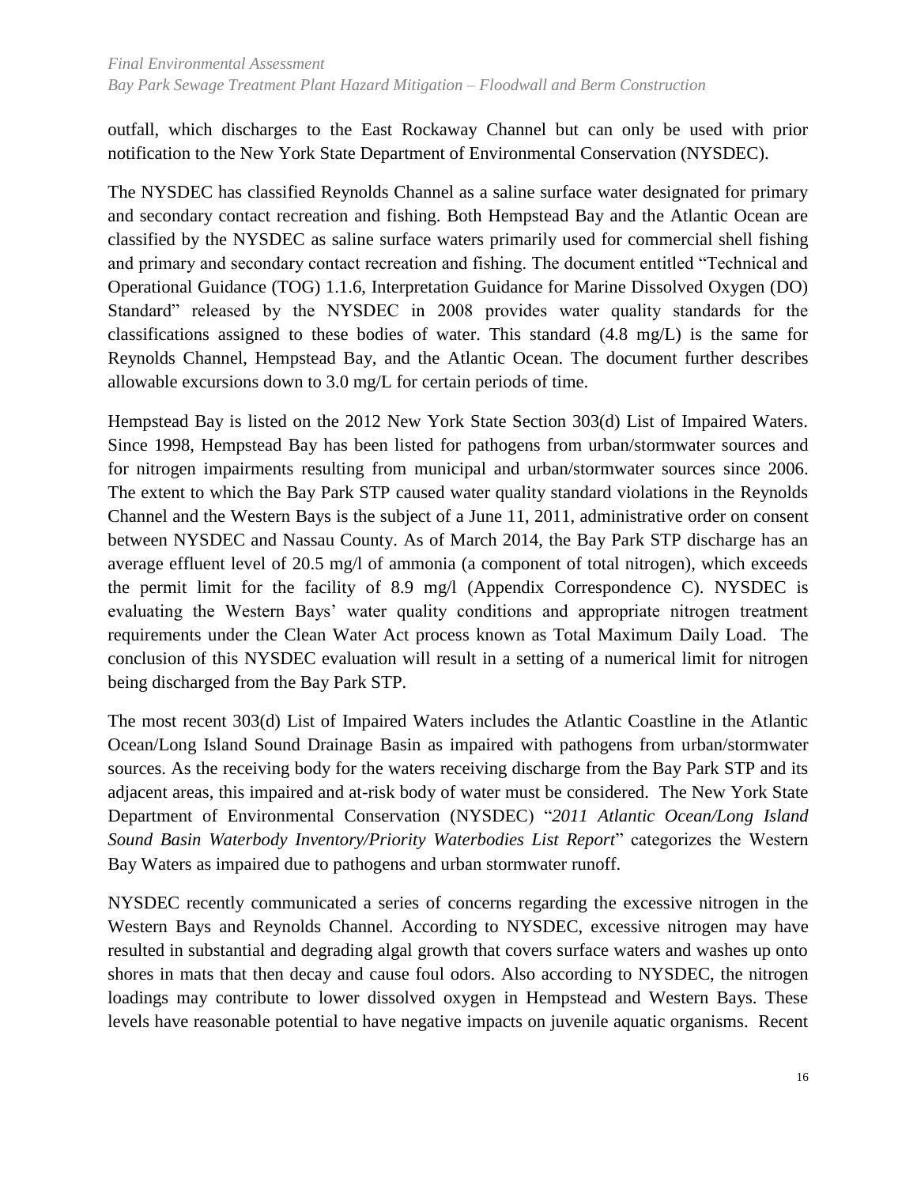outfall, which discharges to the East Rockaway Channel but can only be used with prior notification to the New York State Department of Environmental Conservation (NYSDEC).

The NYSDEC has classified Reynolds Channel as a saline surface water designated for primary and secondary contact recreation and fishing. Both Hempstead Bay and the Atlantic Ocean are classified by the NYSDEC as saline surface waters primarily used for commercial shell fishing and primary and secondary contact recreation and fishing. The document entitled "Technical and Operational Guidance (TOG) 1.1.6, Interpretation Guidance for Marine Dissolved Oxygen (DO) Standard" released by the NYSDEC in 2008 provides water quality standards for the classifications assigned to these bodies of water. This standard (4.8 mg/L) is the same for Reynolds Channel, Hempstead Bay, and the Atlantic Ocean. The document further describes allowable excursions down to 3.0 mg/L for certain periods of time.

Hempstead Bay is listed on the 2012 New York State Section 303(d) List of Impaired Waters. Since 1998, Hempstead Bay has been listed for pathogens from urban/stormwater sources and for nitrogen impairments resulting from municipal and urban/stormwater sources since 2006. The extent to which the Bay Park STP caused water quality standard violations in the Reynolds Channel and the Western Bays is the subject of a June 11, 2011, administrative order on consent between NYSDEC and Nassau County. As of March 2014, the Bay Park STP discharge has an average effluent level of 20.5 mg/l of ammonia (a component of total nitrogen), which exceeds the permit limit for the facility of 8.9 mg/l (Appendix Correspondence C). NYSDEC is evaluating the Western Bays' water quality conditions and appropriate nitrogen treatment requirements under the Clean Water Act process known as Total Maximum Daily Load. The conclusion of this NYSDEC evaluation will result in a setting of a numerical limit for nitrogen being discharged from the Bay Park STP.

The most recent 303(d) List of Impaired Waters includes the Atlantic Coastline in the Atlantic Ocean/Long Island Sound Drainage Basin as impaired with pathogens from urban/stormwater sources. As the receiving body for the waters receiving discharge from the Bay Park STP and its adjacent areas, this impaired and at-risk body of water must be considered. The New York State Department of Environmental Conservation (NYSDEC) "*2011 Atlantic Ocean/Long Island Sound Basin Waterbody Inventory/Priority Waterbodies List Report*" categorizes the Western Bay Waters as impaired due to pathogens and urban stormwater runoff.

NYSDEC recently communicated a series of concerns regarding the excessive nitrogen in the Western Bays and Reynolds Channel. According to NYSDEC, excessive nitrogen may have resulted in substantial and degrading algal growth that covers surface waters and washes up onto shores in mats that then decay and cause foul odors. Also according to NYSDEC, the nitrogen loadings may contribute to lower dissolved oxygen in Hempstead and Western Bays. These levels have reasonable potential to have negative impacts on juvenile aquatic organisms. Recent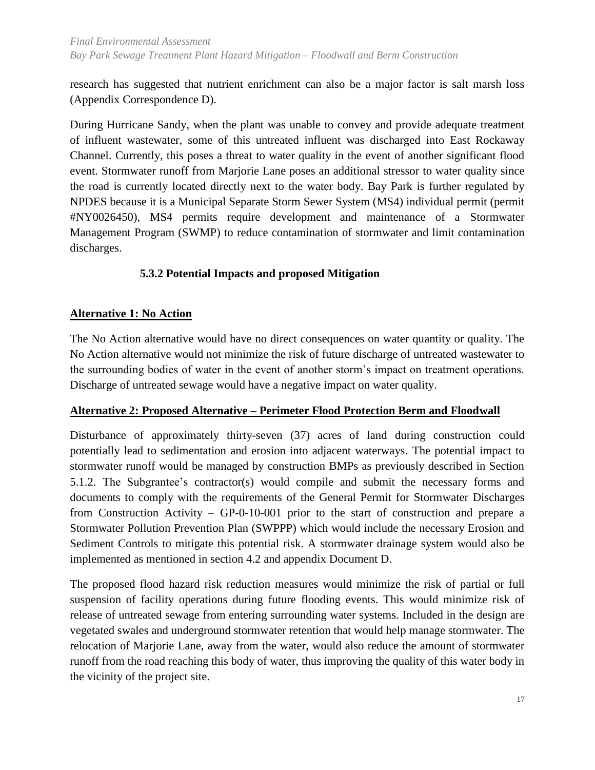research has suggested that nutrient enrichment can also be a major factor is salt marsh loss (Appendix Correspondence D).

During Hurricane Sandy, when the plant was unable to convey and provide adequate treatment of influent wastewater, some of this untreated influent was discharged into East Rockaway Channel. Currently, this poses a threat to water quality in the event of another significant flood event. Stormwater runoff from Marjorie Lane poses an additional stressor to water quality since the road is currently located directly next to the water body. Bay Park is further regulated by NPDES because it is a Municipal Separate Storm Sewer System (MS4) individual permit (permit #NY0026450), MS4 permits require development and maintenance of a Stormwater Management Program (SWMP) to reduce contamination of stormwater and limit contamination discharges.

### 5.3.2 Potential Impacts and proposed Mitigation

**Alternative 1: No Action**

The No Action alternative would have no direct consequences on water quantity or quality. The No Action alternative would not minimize the risk of future discharge of untreated wastewater to the surrounding bodies of water in the event of another storm's impact on treatment operations. Discharge of untreated sewage would have a negative impact on water quality.

**Alternative 2: Proposed Alternative – Perimeter Flood Protection Berm and Floodwall**

Disturbance of approximately thirty-seven (37) acres of land during construction could potentially lead to sedimentation and erosion into adjacent waterways. The potential impact to stormwater runoff would be managed by construction BMPs as previously described in Section 5.1.2. The Subgrantee's contractor(s) would compile and submit the necessary forms and documents to comply with the requirements of the General Permit for Stormwater Discharges from Construction Activity – GP-0-10-001 prior to the start of construction and prepare a Stormwater Pollution Prevention Plan (SWPPP) which would include the necessary Erosion and Sediment Controls to mitigate this potential risk. A stormwater drainage system would also be implemented as mentioned in section 4.2 and appendix Document D.

The proposed flood hazard risk reduction measures would minimize the risk of partial or full suspension of facility operations during future flooding events. This would minimize risk of release of untreated sewage from entering surrounding water systems. Included in the design are vegetated swales and underground stormwater retention that would help manage stormwater. The relocation of Marjorie Lane, away from the water, would also reduce the amount of stormwater runoff from the road reaching this body of water, thus improving the quality of this water body in the vicinity of the project site.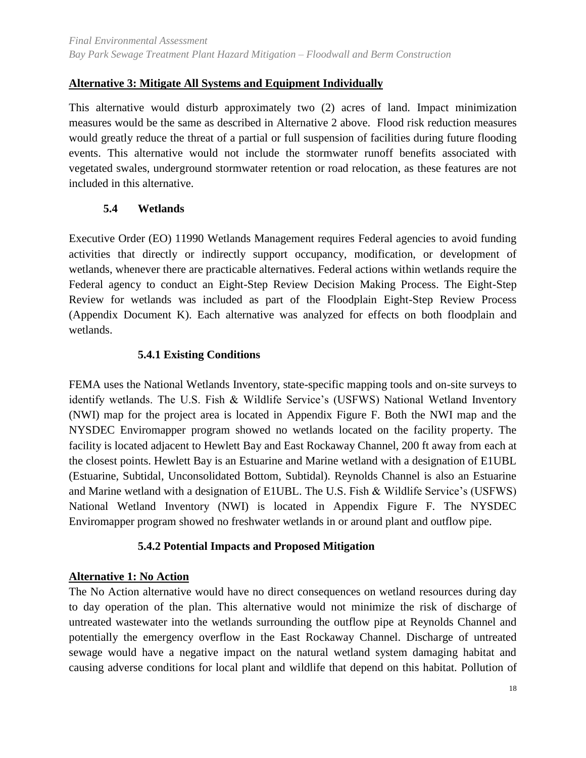**Alternative 3: Mitigate All Systems and Equipment Individually**

This alternative would disturb approximately two (2) acres of land. Impact minimization measures would be the same as described in Alternative 2 above. Flood risk reduction measures would greatly reduce the threat of a partial or full suspension of facilities during future flooding events. This alternative would not include the stormwater runoff benefits associated with vegetated swales, underground stormwater retention or road relocation, as these features are not included in this alternative.

## 5.4 Wetlands

Executive Order (EO) 11990 Wetlands Management requires Federal agencies to avoid funding activities that directly or indirectly support occupancy, modification, or development of wetlands, whenever there are practicable alternatives. Federal actions within wetlands require the Federal agency to conduct an Eight-Step Review Decision Making Process. The Eight-Step Review for wetlands was included as part of the Floodplain Eight-Step Review Process (Appendix Document K). Each alternative was analyzed for effects on both floodplain and wetlands.

### 5.4.1 Existing Conditions

FEMA uses the National Wetlands Inventory, state-specific mapping tools and on-site surveys to identify wetlands. The U.S. Fish & Wildlife Service's (USFWS) National Wetland Inventory (NWI) map for the project area is located in Appendix Figure F. Both the NWI map and the NYSDEC Enviromapper program showed no wetlands located on the facility property. The facility is located adjacent to Hewlett Bay and East Rockaway Channel, 200 ft away from each at the closest points. Hewlett Bay is an Estuarine and Marine wetland with a designation of E1UBL (Estuarine, Subtidal, Unconsolidated Bottom, Subtidal). Reynolds Channel is also an Estuarine and Marine wetland with a designation of E1UBL. The U.S. Fish & Wildlife Service's (USFWS) National Wetland Inventory (NWI) is located in Appendix Figure F. The NYSDEC Enviromapper program showed no freshwater wetlands in or around plant and outflow pipe.

### 5.4.2 Potential Impacts and Proposed Mitigation

**Alternative 1: No Action**

The No Action alternative would have no direct consequences on wetland resources during day to day operation of the plan. This alternative would not minimize the risk of discharge of untreated wastewater into the wetlands surrounding the outflow pipe at Reynolds Channel and potentially the emergency overflow in the East Rockaway Channel. Discharge of untreated sewage would have a negative impact on the natural wetland system damaging habitat and causing adverse conditions for local plant and wildlife that depend on this habitat. Pollution of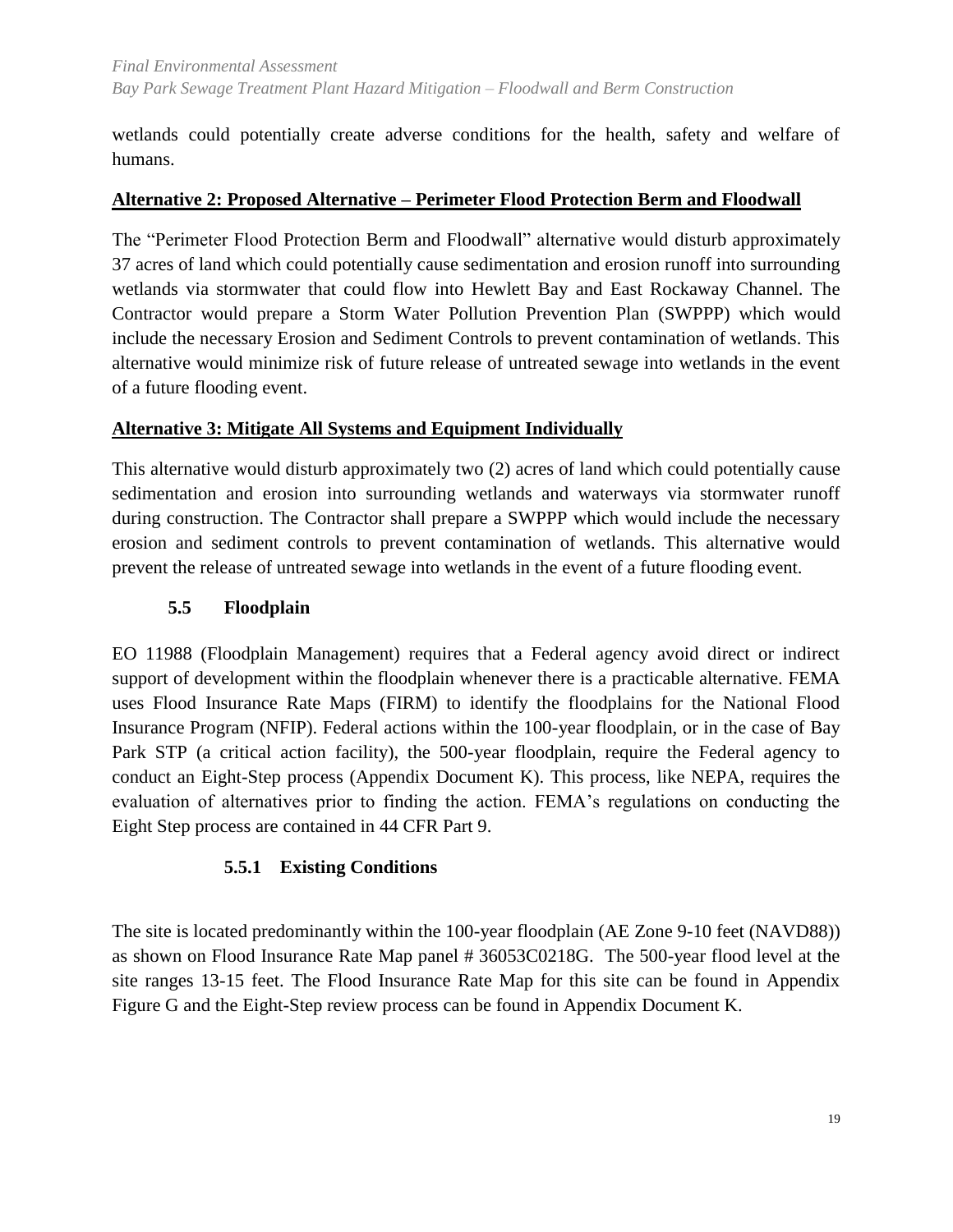wetlands could potentially create adverse conditions for the health, safety and welfare of humans.

**Alternative 2: Proposed Alternative – Perimeter Flood Protection Berm and Floodwall**

The "Perimeter Flood Protection Berm and Floodwall" alternative would disturb approximately 37 acres of land which could potentially cause sedimentation and erosion runoff into surrounding wetlands via stormwater that could flow into Hewlett Bay and East Rockaway Channel. The Contractor would prepare a Storm Water Pollution Prevention Plan (SWPPP) which would include the necessary Erosion and Sediment Controls to prevent contamination of wetlands. This alternative would minimize risk of future release of untreated sewage into wetlands in the event of a future flooding event.

**Alternative 3: Mitigate All Systems and Equipment Individually**

This alternative would disturb approximately two (2) acres of land which could potentially cause sedimentation and erosion into surrounding wetlands and waterways via stormwater runoff during construction. The Contractor shall prepare a SWPPP which would include the necessary erosion and sediment controls to prevent contamination of wetlands. This alternative would prevent the release of untreated sewage into wetlands in the event of a future flooding event.

## 5.5 Floodplain

EO 11988 (Floodplain Management) requires that a Federal agency avoid direct or indirect support of development within the floodplain whenever there is a practicable alternative. FEMA uses Flood Insurance Rate Maps (FIRM) to identify the floodplains for the National Flood Insurance Program (NFIP). Federal actions within the 100-year floodplain, or in the case of Bay Park STP (a critical action facility), the 500-year floodplain, require the Federal agency to conduct an Eight-Step process (Appendix Document K). This process, like NEPA, requires the evaluation of alternatives prior to finding the action. FEMA's regulations on conducting the Eight Step process are contained in 44 CFR Part 9.

### 5.5.1 Existing Conditions

The site is located predominantly within the 100-year floodplain (AE Zone 9-10 feet (NAVD88)) as shown on Flood Insurance Rate Map panel # 36053C0218G. The 500-year flood level at the site ranges 13-15 feet. The Flood Insurance Rate Map for this site can be found in Appendix Figure G and the Eight-Step review process can be found in Appendix Document K.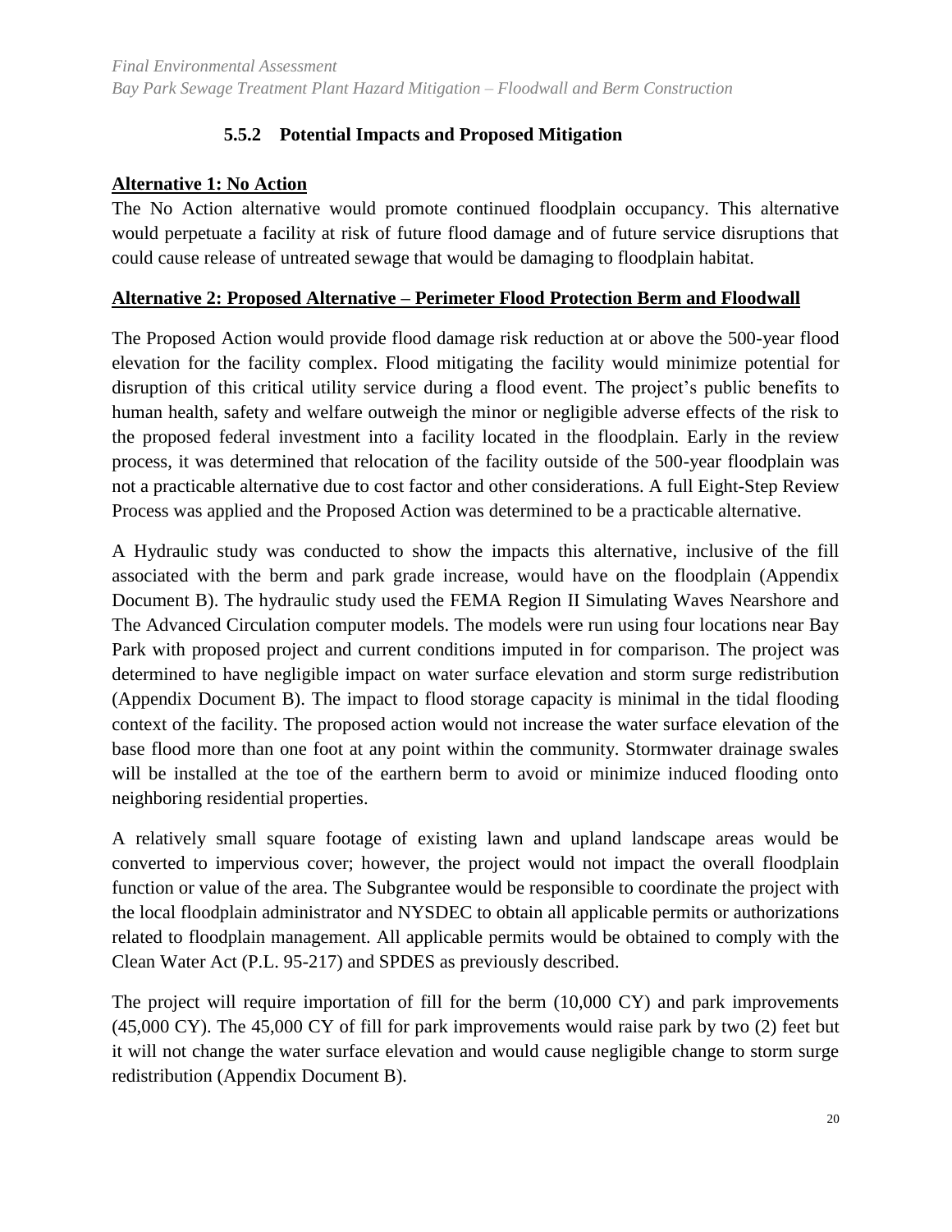### 5.5.2 Potential Impacts and Proposed Mitigation

**Alternative 1: No Action**

The No Action alternative would promote continued floodplain occupancy. This alternative would perpetuate a facility at risk of future flood damage and of future service disruptions that could cause release of untreated sewage that would be damaging to floodplain habitat.

**Alternative 2: Proposed Alternative – Perimeter Flood Protection Berm and Floodwall**

The Proposed Action would provide flood damage risk reduction at or above the 500-year flood elevation for the facility complex. Flood mitigating the facility would minimize potential for disruption of this critical utility service during a flood event. The project's public benefits to human health, safety and welfare outweigh the minor or negligible adverse effects of the risk to the proposed federal investment into a facility located in the floodplain. Early in the review process, it was determined that relocation of the facility outside of the 500-year floodplain was not a practicable alternative due to cost factor and other considerations. A full Eight-Step Review Process was applied and the Proposed Action was determined to be a practicable alternative.

A Hydraulic study was conducted to show the impacts this alternative, inclusive of the fill associated with the berm and park grade increase, would have on the floodplain (Appendix Document B). The hydraulic study used the FEMA Region II Simulating Waves Nearshore and The Advanced Circulation computer models. The models were run using four locations near Bay Park with proposed project and current conditions imputed in for comparison. The project was determined to have negligible impact on water surface elevation and storm surge redistribution (Appendix Document B). The impact to flood storage capacity is minimal in the tidal flooding context of the facility. The proposed action would not increase the water surface elevation of the base flood more than one foot at any point within the community. Stormwater drainage swales will be installed at the toe of the earthern berm to avoid or minimize induced flooding onto neighboring residential properties.

A relatively small square footage of existing lawn and upland landscape areas would be converted to impervious cover; however, the project would not impact the overall floodplain function or value of the area. The Subgrantee would be responsible to coordinate the project with the local floodplain administrator and NYSDEC to obtain all applicable permits or authorizations related to floodplain management. All applicable permits would be obtained to comply with the Clean Water Act (P.L. 95-217) and SPDES as previously described.

The project will require importation of fill for the berm (10,000 CY) and park improvements (45,000 CY). The 45,000 CY of fill for park improvements would raise park by two (2) feet but it will not change the water surface elevation and would cause negligible change to storm surge redistribution (Appendix Document B).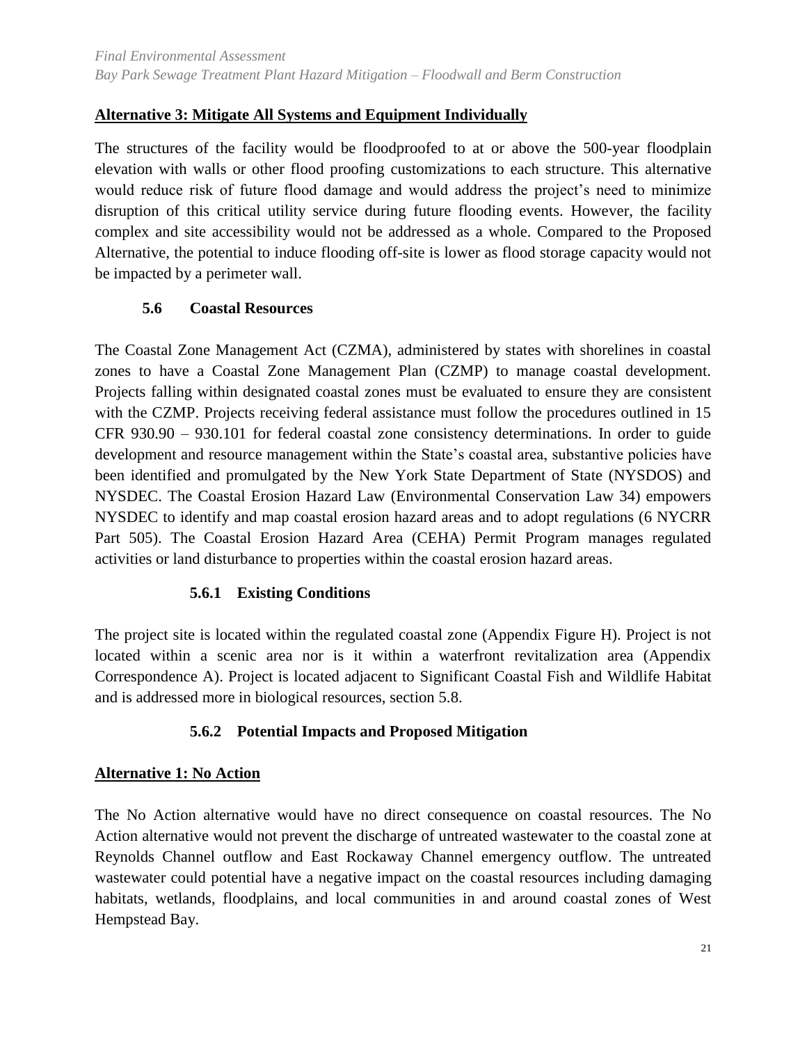**Alternative 3: Mitigate All Systems and Equipment Individually**

The structures of the facility would be floodproofed to at or above the 500-year floodplain elevation with walls or other flood proofing customizations to each structure. This alternative would reduce risk of future flood damage and would address the project's need to minimize disruption of this critical utility service during future flooding events. However, the facility complex and site accessibility would not be addressed as a whole. Compared to the Proposed Alternative, the potential to induce flooding off-site is lower as flood storage capacity would not be impacted by a perimeter wall.

## 5.6 Coastal Resources

The Coastal Zone Management Act (CZMA), administered by states with shorelines in coastal zones to have a Coastal Zone Management Plan (CZMP) to manage coastal development. Projects falling within designated coastal zones must be evaluated to ensure they are consistent with the CZMP. Projects receiving federal assistance must follow the procedures outlined in 15 CFR 930.90 – 930.101 for federal coastal zone consistency determinations. In order to guide development and resource management within the State's coastal area, substantive policies have been identified and promulgated by the New York State Department of State (NYSDOS) and NYSDEC. The Coastal Erosion Hazard Law (Environmental Conservation Law 34) empowers NYSDEC to identify and map coastal erosion hazard areas and to adopt regulations (6 NYCRR Part 505). The Coastal Erosion Hazard Area (CEHA) Permit Program manages regulated activities or land disturbance to properties within the coastal erosion hazard areas.

### 5.6.1 Existing Conditions

The project site is located within the regulated coastal zone (Appendix Figure H). Project is not located within a scenic area nor is it within a waterfront revitalization area (Appendix Correspondence A). Project is located adjacent to Significant Coastal Fish and Wildlife Habitat and is addressed more in biological resources, section 5.8.

### 5.6.2 Potential Impacts and Proposed Mitigation

**Alternative 1: No Action**

The No Action alternative would have no direct consequence on coastal resources. The No Action alternative would not prevent the discharge of untreated wastewater to the coastal zone at Reynolds Channel outflow and East Rockaway Channel emergency outflow. The untreated wastewater could potential have a negative impact on the coastal resources including damaging habitats, wetlands, floodplains, and local communities in and around coastal zones of West Hempstead Bay.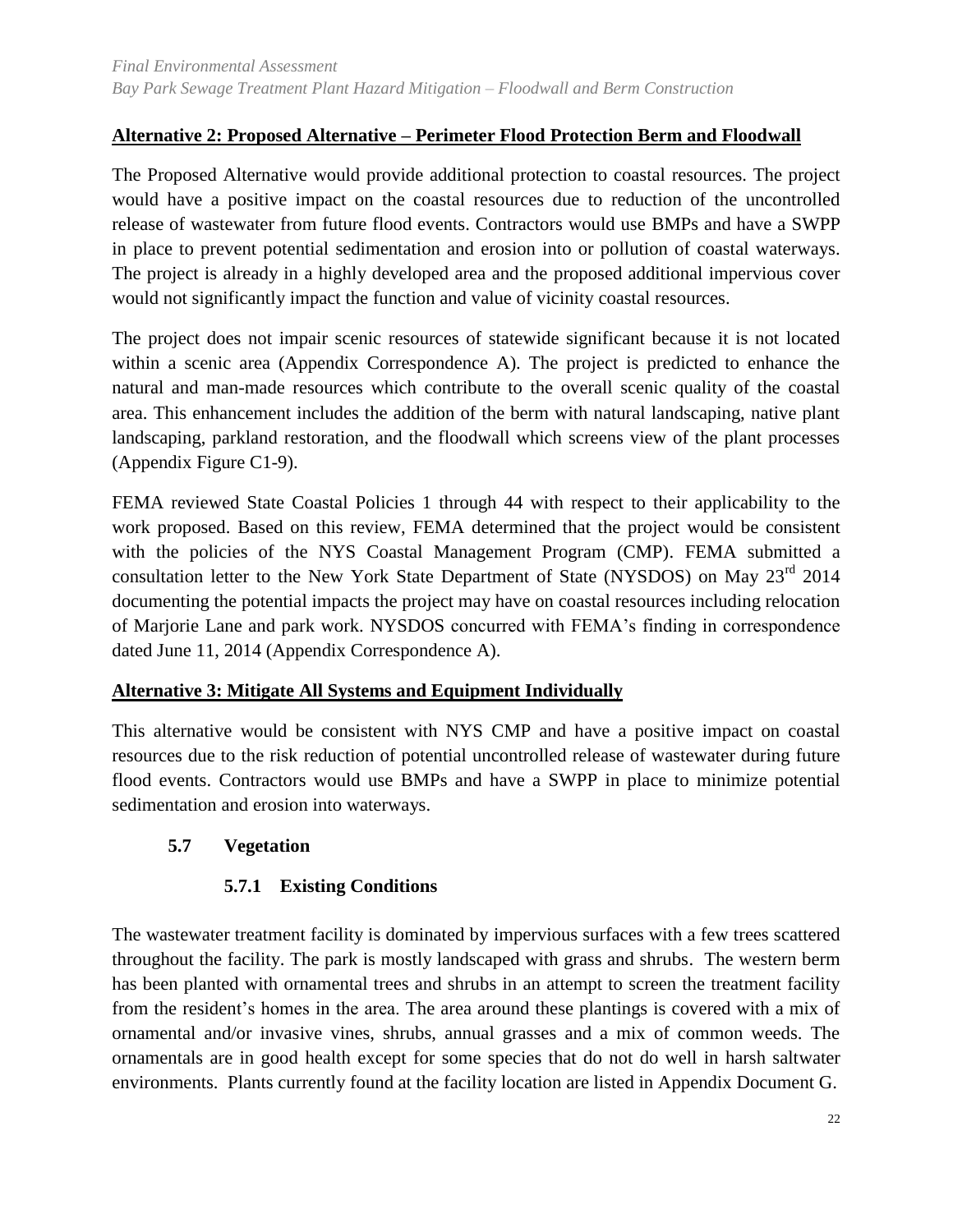**Alternative 2: Proposed Alternative – Perimeter Flood Protection Berm and Floodwall**

The Proposed Alternative would provide additional protection to coastal resources. The project would have a positive impact on the coastal resources due to reduction of the uncontrolled release of wastewater from future flood events. Contractors would use BMPs and have a SWPP in place to prevent potential sedimentation and erosion into or pollution of coastal waterways. The project is already in a highly developed area and the proposed additional impervious cover would not significantly impact the function and value of vicinity coastal resources.

The project does not impair scenic resources of statewide significant because it is not located within a scenic area (Appendix Correspondence A). The project is predicted to enhance the natural and man-made resources which contribute to the overall scenic quality of the coastal area. This enhancement includes the addition of the berm with natural landscaping, native plant landscaping, parkland restoration, and the floodwall which screens view of the plant processes (Appendix Figure C1-9).

FEMA reviewed State Coastal Policies 1 through 44 with respect to their applicability to the work proposed. Based on this review, FEMA determined that the project would be consistent with the policies of the NYS Coastal Management Program (CMP). FEMA submitted a consultation letter to the New York State Department of State (NYSDOS) on May 23rd 2014 documenting the potential impacts the project may have on coastal resources including relocation of Marjorie Lane and park work. NYSDOS concurred with FEMA's finding in correspondence dated June 11, 2014 (Appendix Correspondence A).

**Alternative 3: Mitigate All Systems and Equipment Individually**

This alternative would be consistent with NYS CMP and have a positive impact on coastal resources due to the risk reduction of potential uncontrolled release of wastewater during future flood events. Contractors would use BMPs and have a SWPP in place to minimize potential sedimentation and erosion into waterways.

## 5.7 Vegetation

### 5.7.1 Existing Conditions

The wastewater treatment facility is dominated by impervious surfaces with a few trees scattered throughout the facility. The park is mostly landscaped with grass and shrubs. The western berm has been planted with ornamental trees and shrubs in an attempt to screen the treatment facility from the resident's homes in the area. The area around these plantings is covered with a mix of ornamental and/or invasive vines, shrubs, annual grasses and a mix of common weeds. The ornamentals are in good health except for some species that do not do well in harsh saltwater environments. Plants currently found at the facility location are listed in Appendix Document G.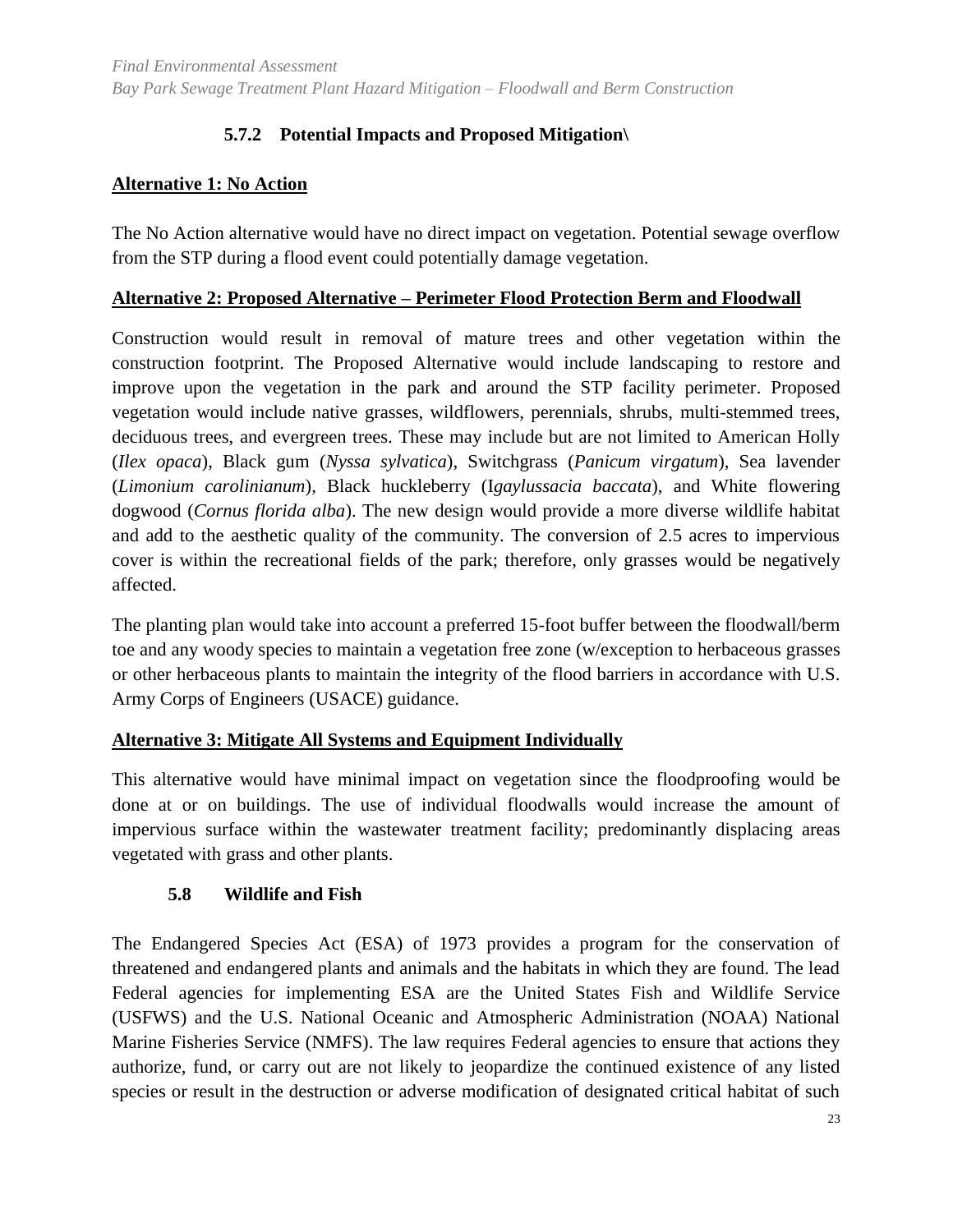### 5.7.2 Potential Impacts and Proposed Mitigation\

**Alternative 1: No Action**

The No Action alternative would have no direct impact on vegetation. Potential sewage overflow from the STP during a flood event could potentially damage vegetation.

**Alternative 2: Proposed Alternative – Perimeter Flood Protection Berm and Floodwall**

Construction would result in removal of mature trees and other vegetation within the construction footprint. The Proposed Alternative would include landscaping to restore and improve upon the vegetation in the park and around the STP facility perimeter. Proposed vegetation would include native grasses, wildflowers, perennials, shrubs, multi-stemmed trees, deciduous trees, and evergreen trees. These may include but are not limited to American Holly (*Ilex opaca*), Black gum (*Nyssa sylvatica*), Switchgrass (*Panicum virgatum*), Sea lavender (*Limonium carolinianum*), Black huckleberry (I*gaylussacia baccata*), and White flowering dogwood (*Cornus florida alba*). The new design would provide a more diverse wildlife habitat and add to the aesthetic quality of the community. The conversion of 2.5 acres to impervious cover is within the recreational fields of the park; therefore, only grasses would be negatively affected.

The planting plan would take into account a preferred 15-foot buffer between the floodwall/berm toe and any woody species to maintain a vegetation free zone (w/exception to herbaceous grasses or other herbaceous plants to maintain the integrity of the flood barriers in accordance with U.S. Army Corps of Engineers (USACE) guidance.

**Alternative 3: Mitigate All Systems and Equipment Individually**

This alternative would have minimal impact on vegetation since the floodproofing would be done at or on buildings. The use of individual floodwalls would increase the amount of impervious surface within the wastewater treatment facility; predominantly displacing areas vegetated with grass and other plants.

## 5.8 Wildlife and Fish

The Endangered Species Act (ESA) of 1973 provides a program for the conservation of threatened and endangered plants and animals and the habitats in which they are found. The lead Federal agencies for implementing ESA are the United States Fish and Wildlife Service (USFWS) and the U.S. National Oceanic and Atmospheric Administration (NOAA) National Marine Fisheries Service (NMFS). The law requires Federal agencies to ensure that actions they authorize, fund, or carry out are not likely to jeopardize the continued existence of any listed species or result in the destruction or adverse modification of designated critical habitat of such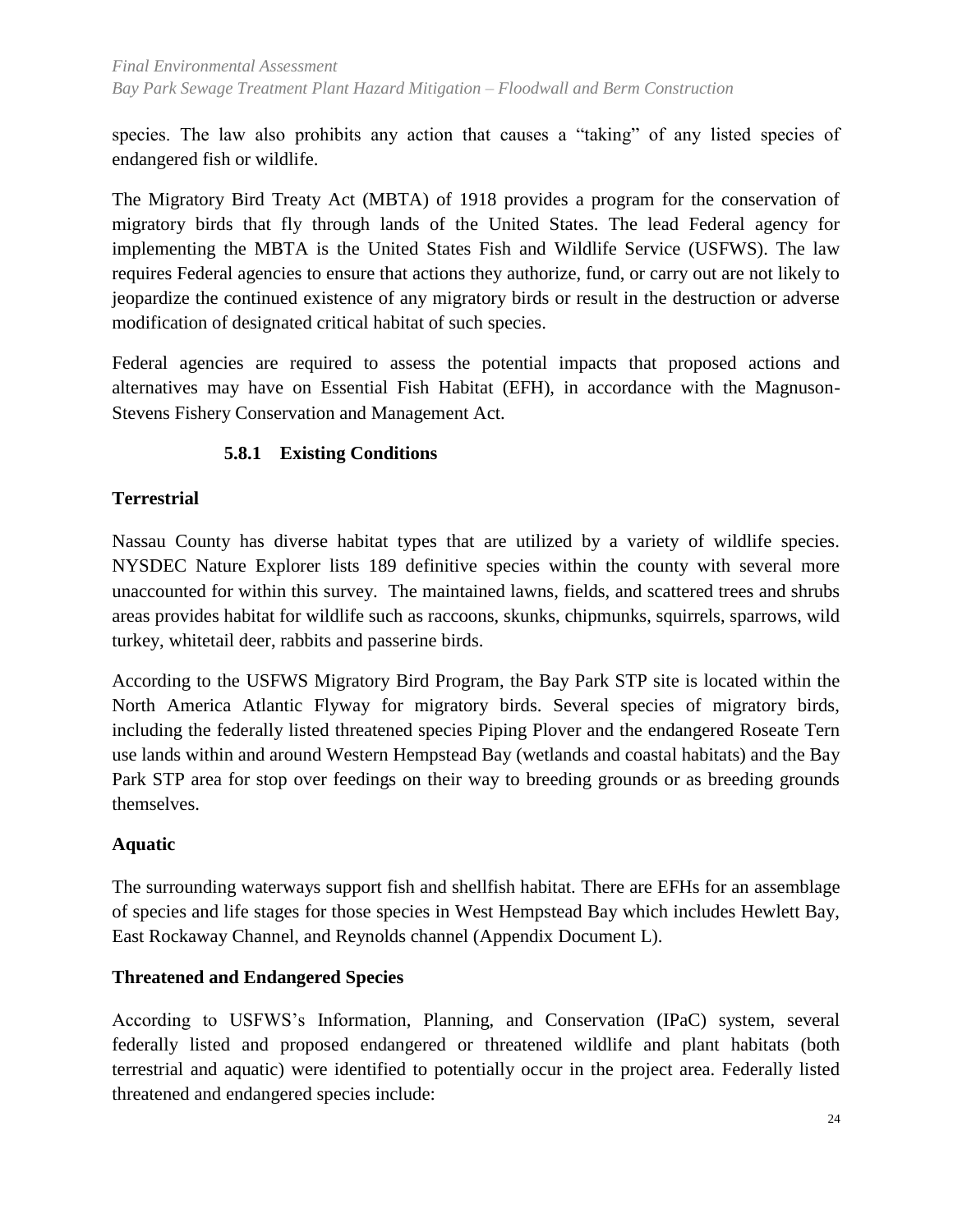species. The law also prohibits any action that causes a "taking" of any listed species of endangered fish or wildlife.

The Migratory Bird Treaty Act (MBTA) of 1918 provides a program for the conservation of migratory birds that fly through lands of the United States. The lead Federal agency for implementing the MBTA is the United States Fish and Wildlife Service (USFWS). The law requires Federal agencies to ensure that actions they authorize, fund, or carry out are not likely to jeopardize the continued existence of any migratory birds or result in the destruction or adverse modification of designated critical habitat of such species.

Federal agencies are required to assess the potential impacts that proposed actions and alternatives may have on Essential Fish Habitat (EFH), in accordance with the Magnuson-Stevens Fishery Conservation and Management Act.

### 5.8.1 Existing Conditions

**Terrestrial**

Nassau County has diverse habitat types that are utilized by a variety of wildlife species. NYSDEC Nature Explorer lists 189 definitive species within the county with several more unaccounted for within this survey. The maintained lawns, fields, and scattered trees and shrubs areas provides habitat for wildlife such as raccoons, skunks, chipmunks, squirrels, sparrows, wild turkey, whitetail deer, rabbits and passerine birds.

According to the USFWS Migratory Bird Program, the Bay Park STP site is located within the North America Atlantic Flyway for migratory birds. Several species of migratory birds, including the federally listed threatened species Piping Plover and the endangered Roseate Tern use lands within and around Western Hempstead Bay (wetlands and coastal habitats) and the Bay Park STP area for stop over feedings on their way to breeding grounds or as breeding grounds themselves.

**Aquatic**

The surrounding waterways support fish and shellfish habitat. There are EFHs for an assemblage of species and life stages for those species in West Hempstead Bay which includes Hewlett Bay, East Rockaway Channel, and Reynolds channel (Appendix Document L).

**Threatened and Endangered Species**

According to USFWS's Information, Planning, and Conservation (IPaC) system, several federally listed and proposed endangered or threatened wildlife and plant habitats (both terrestrial and aquatic) were identified to potentially occur in the project area. Federally listed threatened and endangered species include: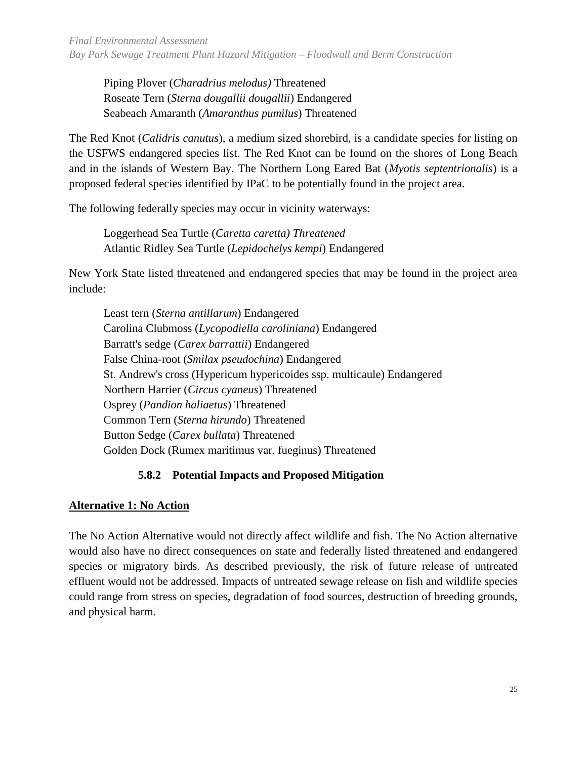Piping Plover (*Charadrius melodus)* Threatened
Roseate Tern (*Sterna dougallii dougallii*) Endangered
Seabeach Amaranth (*Amaranthus pumilus*) Threatened

The Red Knot (*Calidris canutus*), a medium sized shorebird, is a candidate species for listing on the USFWS endangered species list. The Red Knot can be found on the shores of Long Beach and in the islands of Western Bay. The Northern Long Eared Bat (*Myotis septentrionalis*) is a proposed federal species identified by IPaC to be potentially found in the project area.

The following federally species may occur in vicinity waterways:

Loggerhead Sea Turtle (*Caretta caretta) Threatened*
Atlantic Ridley Sea Turtle (*Lepidochelys kempi*) Endangered

New York State listed threatened and endangered species that may be found in the project area include:

Least tern (*Sterna antillarum*) Endangered
Carolina Clubmoss (*Lycopodiella caroliniana*) Endangered
Barratt's sedge (*Carex barrattii*) Endangered
False China-root (*Smilax pseudochina*) Endangered
St. Andrew's cross (Hypericum hypericoides ssp. multicaule) Endangered
Northern Harrier (*Circus cyaneus*) Threatened
Osprey (*Pandion haliaetus*) Threatened
Common Tern (*Sterna hirundo*) Threatened
Button Sedge (*Carex bullata*) Threatened
Golden Dock (Rumex maritimus var. fueginus) Threatened

#### 5.8.2 Potential Impacts and Proposed Mitigation

**<u>Alternative 1: No Action</u>**

The No Action Alternative would not directly affect wildlife and fish. The No Action alternative would also have no direct consequences on state and federally listed threatened and endangered species or migratory birds. As described previously, the risk of future release of untreated effluent would not be addressed. Impacts of untreated sewage release on fish and wildlife species could range from stress on species, degradation of food sources, destruction of breeding grounds, and physical harm.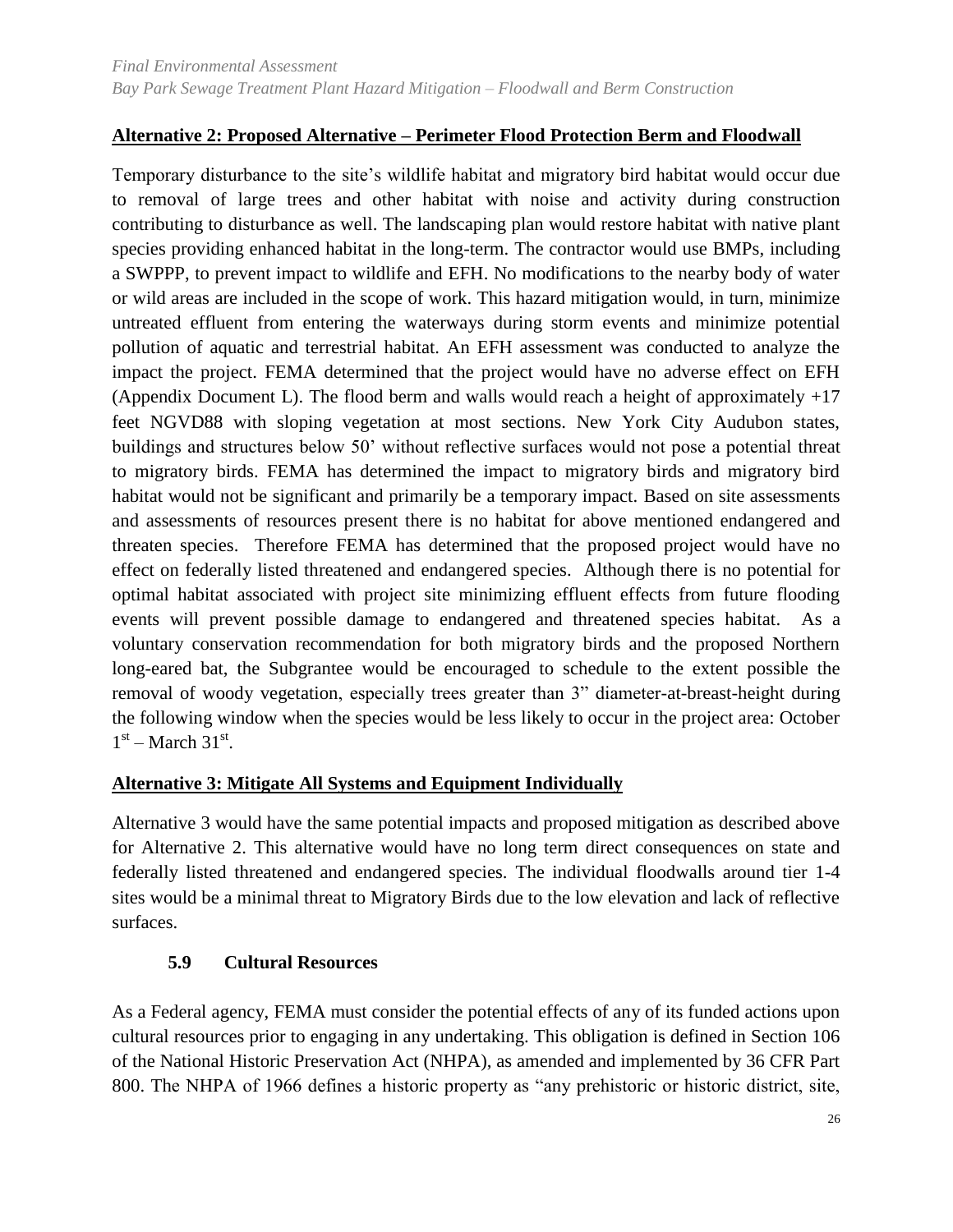**Alternative 2: Proposed Alternative – Perimeter Flood Protection Berm and Floodwall**

Temporary disturbance to the site's wildlife habitat and migratory bird habitat would occur due to removal of large trees and other habitat with noise and activity during construction contributing to disturbance as well. The landscaping plan would restore habitat with native plant species providing enhanced habitat in the long-term. The contractor would use BMPs, including a SWPPP, to prevent impact to wildlife and EFH. No modifications to the nearby body of water or wild areas are included in the scope of work. This hazard mitigation would, in turn, minimize untreated effluent from entering the waterways during storm events and minimize potential pollution of aquatic and terrestrial habitat. An EFH assessment was conducted to analyze the impact the project. FEMA determined that the project would have no adverse effect on EFH (Appendix Document L). The flood berm and walls would reach a height of approximately +17 feet NGVD88 with sloping vegetation at most sections. New York City Audubon states, buildings and structures below 50' without reflective surfaces would not pose a potential threat to migratory birds. FEMA has determined the impact to migratory birds and migratory bird habitat would not be significant and primarily be a temporary impact. Based on site assessments and assessments of resources present there is no habitat for above mentioned endangered and threaten species. Therefore FEMA has determined that the proposed project would have no effect on federally listed threatened and endangered species. Although there is no potential for optimal habitat associated with project site minimizing effluent effects from future flooding events will prevent possible damage to endangered and threatened species habitat. As a voluntary conservation recommendation for both migratory birds and the proposed Northern long-eared bat, the Subgrantee would be encouraged to schedule to the extent possible the removal of woody vegetation, especially trees greater than 3" diameter-at-breast-height during the following window when the species would be less likely to occur in the project area: October 1st – March 31st.

**Alternative 3: Mitigate All Systems and Equipment Individually**

Alternative 3 would have the same potential impacts and proposed mitigation as described above for Alternative 2. This alternative would have no long term direct consequences on state and federally listed threatened and endangered species. The individual floodwalls around tier 1-4 sites would be a minimal threat to Migratory Birds due to the low elevation and lack of reflective surfaces.

### 5.9 Cultural Resources

As a Federal agency, FEMA must consider the potential effects of any of its funded actions upon cultural resources prior to engaging in any undertaking. This obligation is defined in Section 106 of the National Historic Preservation Act (NHPA), as amended and implemented by 36 CFR Part 800. The NHPA of 1966 defines a historic property as "any prehistoric or historic district, site,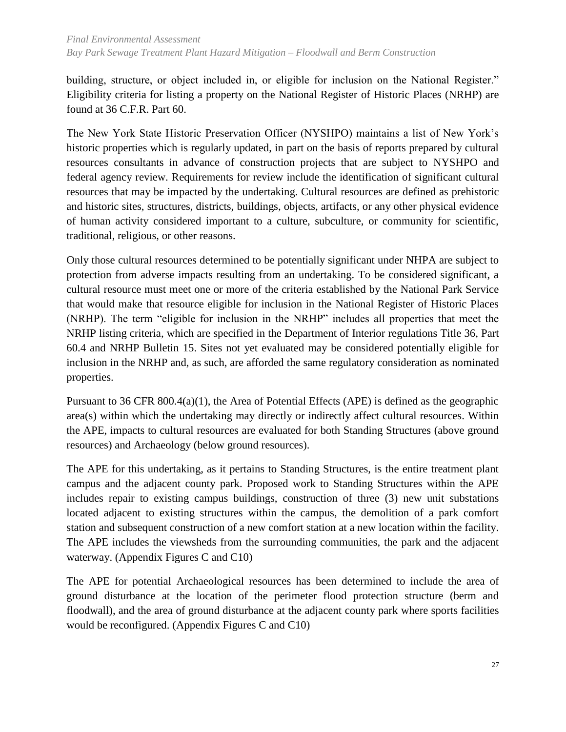building, structure, or object included in, or eligible for inclusion on the National Register." Eligibility criteria for listing a property on the National Register of Historic Places (NRHP) are found at 36 C.F.R. Part 60.

The New York State Historic Preservation Officer (NYSHPO) maintains a list of New York's historic properties which is regularly updated, in part on the basis of reports prepared by cultural resources consultants in advance of construction projects that are subject to NYSHPO and federal agency review. Requirements for review include the identification of significant cultural resources that may be impacted by the undertaking. Cultural resources are defined as prehistoric and historic sites, structures, districts, buildings, objects, artifacts, or any other physical evidence of human activity considered important to a culture, subculture, or community for scientific, traditional, religious, or other reasons.

Only those cultural resources determined to be potentially significant under NHPA are subject to protection from adverse impacts resulting from an undertaking. To be considered significant, a cultural resource must meet one or more of the criteria established by the National Park Service that would make that resource eligible for inclusion in the National Register of Historic Places (NRHP). The term "eligible for inclusion in the NRHP" includes all properties that meet the NRHP listing criteria, which are specified in the Department of Interior regulations Title 36, Part 60.4 and NRHP Bulletin 15. Sites not yet evaluated may be considered potentially eligible for inclusion in the NRHP and, as such, are afforded the same regulatory consideration as nominated properties.

Pursuant to 36 CFR 800.4(a)(1), the Area of Potential Effects (APE) is defined as the geographic area(s) within which the undertaking may directly or indirectly affect cultural resources. Within the APE, impacts to cultural resources are evaluated for both Standing Structures (above ground resources) and Archaeology (below ground resources).

The APE for this undertaking, as it pertains to Standing Structures, is the entire treatment plant campus and the adjacent county park. Proposed work to Standing Structures within the APE includes repair to existing campus buildings, construction of three (3) new unit substations located adjacent to existing structures within the campus, the demolition of a park comfort station and subsequent construction of a new comfort station at a new location within the facility. The APE includes the viewsheds from the surrounding communities, the park and the adjacent waterway. (Appendix Figures C and C10)

The APE for potential Archaeological resources has been determined to include the area of ground disturbance at the location of the perimeter flood protection structure (berm and floodwall), and the area of ground disturbance at the adjacent county park where sports facilities would be reconfigured. (Appendix Figures C and C10)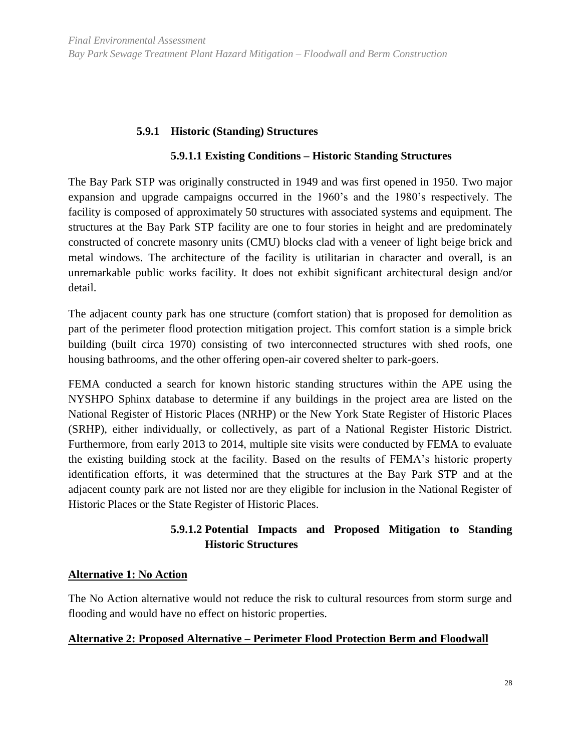### 5.9.1 Historic (Standing) Structures

#### 5.9.1.1 Existing Conditions – Historic Standing Structures

The Bay Park STP was originally constructed in 1949 and was first opened in 1950. Two major expansion and upgrade campaigns occurred in the 1960's and the 1980's respectively. The facility is composed of approximately 50 structures with associated systems and equipment. The structures at the Bay Park STP facility are one to four stories in height and are predominately constructed of concrete masonry units (CMU) blocks clad with a veneer of light beige brick and metal windows. The architecture of the facility is utilitarian in character and overall, is an unremarkable public works facility. It does not exhibit significant architectural design and/or detail.

The adjacent county park has one structure (comfort station) that is proposed for demolition as part of the perimeter flood protection mitigation project. This comfort station is a simple brick building (built circa 1970) consisting of two interconnected structures with shed roofs, one housing bathrooms, and the other offering open-air covered shelter to park-goers.

FEMA conducted a search for known historic standing structures within the APE using the NYSHPO Sphinx database to determine if any buildings in the project area are listed on the National Register of Historic Places (NRHP) or the New York State Register of Historic Places (SRHP), either individually, or collectively, as part of a National Register Historic District. Furthermore, from early 2013 to 2014, multiple site visits were conducted by FEMA to evaluate the existing building stock at the facility. Based on the results of FEMA's historic property identification efforts, it was determined that the structures at the Bay Park STP and at the adjacent county park are not listed nor are they eligible for inclusion in the National Register of Historic Places or the State Register of Historic Places.

#### 5.9.1.2 Potential Impacts and Proposed Mitigation to Standing Historic Structures

**Alternative 1: No Action**

The No Action alternative would not reduce the risk to cultural resources from storm surge and flooding and would have no effect on historic properties.

**Alternative 2: Proposed Alternative – Perimeter Flood Protection Berm and Floodwall**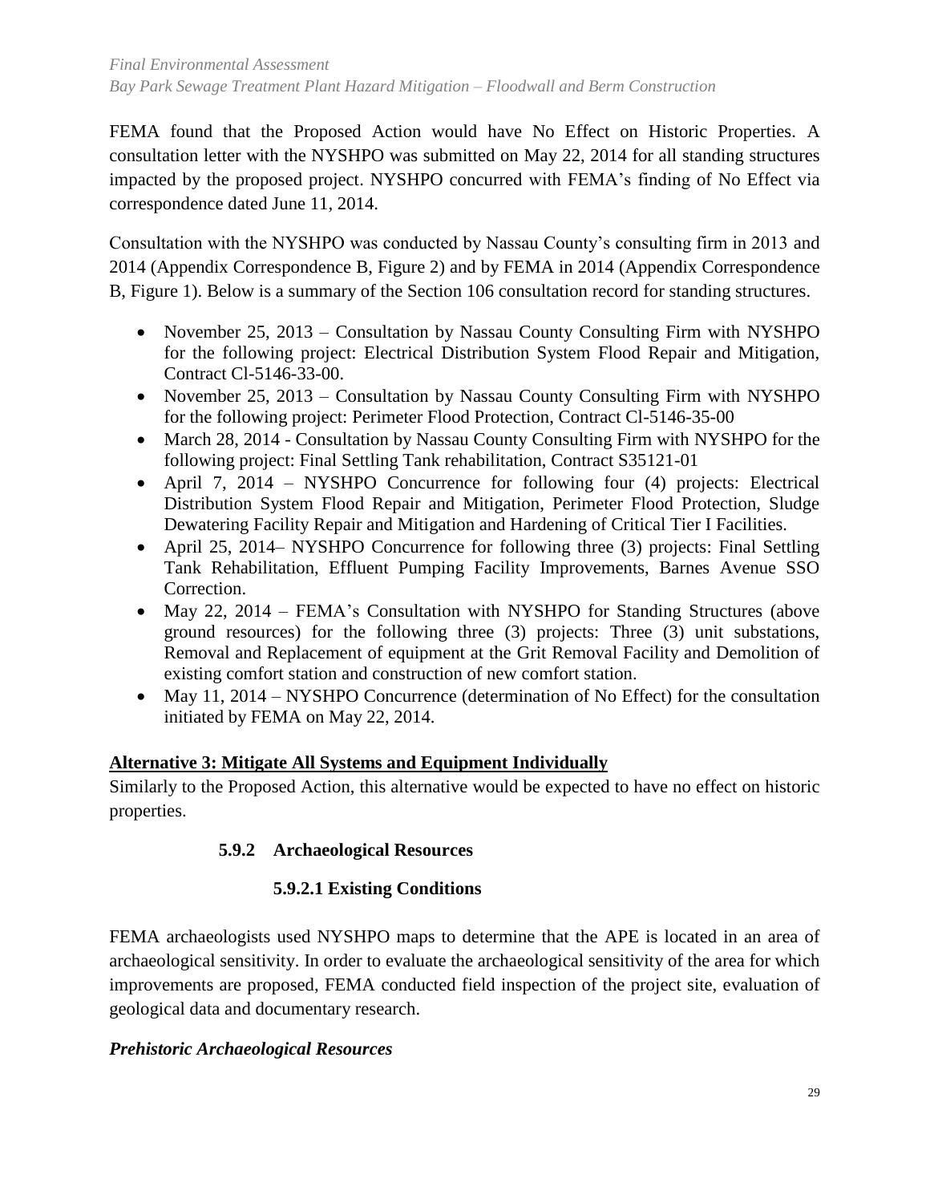FEMA found that the Proposed Action would have No Effect on Historic Properties. A consultation letter with the NYSHPO was submitted on May 22, 2014 for all standing structures impacted by the proposed project. NYSHPO concurred with FEMA's finding of No Effect via correspondence dated June 11, 2014.

Consultation with the NYSHPO was conducted by Nassau County's consulting firm in 2013 and 2014 (Appendix Correspondence B, Figure 2) and by FEMA in 2014 (Appendix Correspondence B, Figure 1). Below is a summary of the Section 106 consultation record for standing structures.

- November 25, 2013 – Consultation by Nassau County Consulting Firm with NYSHPO for the following project: Electrical Distribution System Flood Repair and Mitigation, Contract Cl-5146-33-00.
- November 25, 2013 – Consultation by Nassau County Consulting Firm with NYSHPO for the following project: Perimeter Flood Protection, Contract Cl-5146-35-00
- March 28, 2014 - Consultation by Nassau County Consulting Firm with NYSHPO for the following project: Final Settling Tank rehabilitation, Contract S35121-01
- April 7, 2014 – NYSHPO Concurrence for following four (4) projects: Electrical Distribution System Flood Repair and Mitigation, Perimeter Flood Protection, Sludge Dewatering Facility Repair and Mitigation and Hardening of Critical Tier I Facilities.
- April 25, 2014– NYSHPO Concurrence for following three (3) projects: Final Settling Tank Rehabilitation, Effluent Pumping Facility Improvements, Barnes Avenue SSO Correction.
- May 22, 2014 – FEMA's Consultation with NYSHPO for Standing Structures (above ground resources) for the following three (3) projects: Three (3) unit substations, Removal and Replacement of equipment at the Grit Removal Facility and Demolition of existing comfort station and construction of new comfort station.
- May 11, 2014 – NYSHPO Concurrence (determination of No Effect) for the consultation initiated by FEMA on May 22, 2014.

**Alternative 3: Mitigate All Systems and Equipment Individually**

Similarly to the Proposed Action, this alternative would be expected to have no effect on historic properties.

### 5.9.2 Archaeological Resources

#### 5.9.2.1 Existing Conditions

FEMA archaeologists used NYSHPO maps to determine that the APE is located in an area of archaeological sensitivity. In order to evaluate the archaeological sensitivity of the area for which improvements are proposed, FEMA conducted field inspection of the project site, evaluation of geological data and documentary research.

***Prehistoric Archaeological Resources***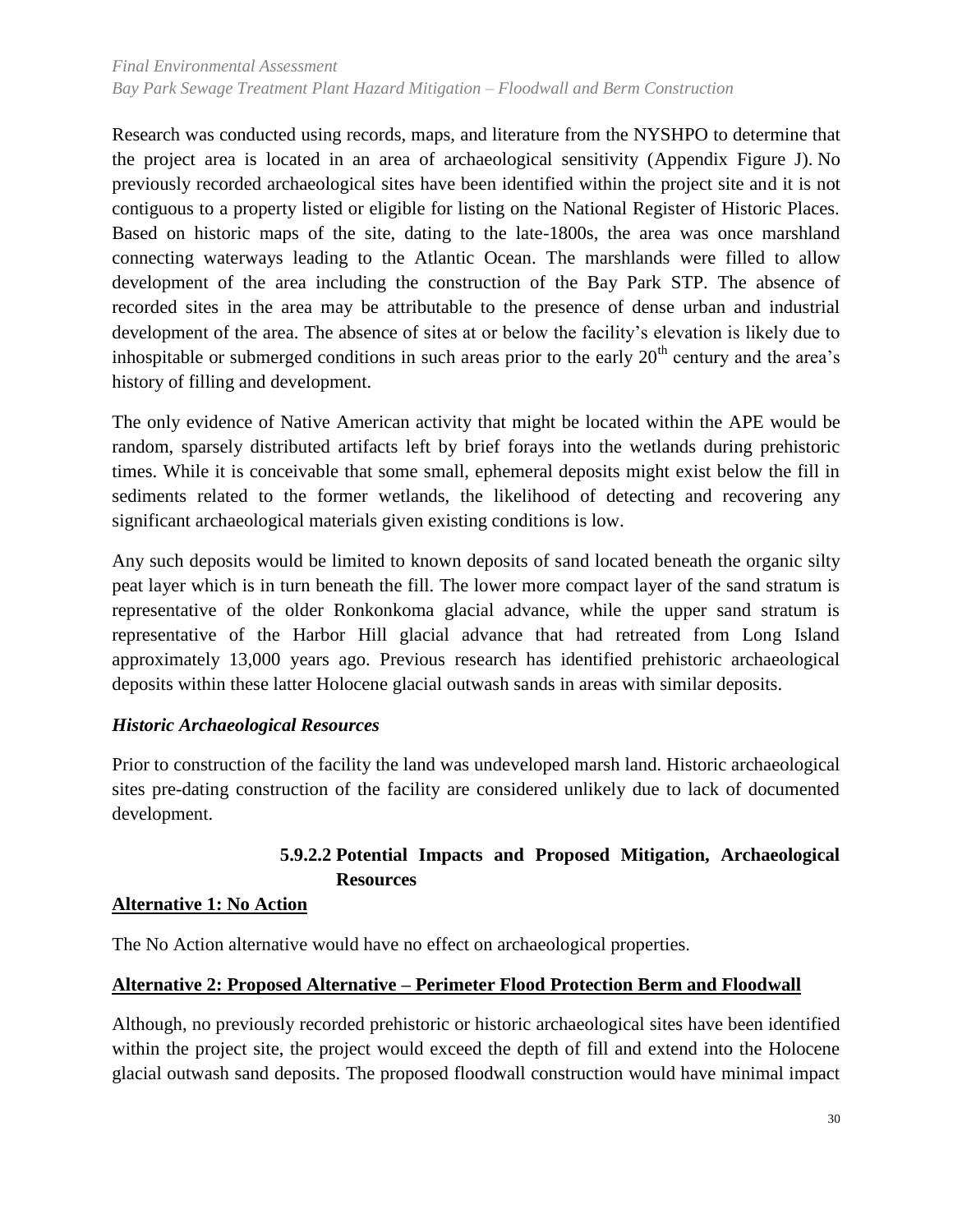Research was conducted using records, maps, and literature from the NYSHPO to determine that the project area is located in an area of archaeological sensitivity (Appendix Figure J). No previously recorded archaeological sites have been identified within the project site and it is not contiguous to a property listed or eligible for listing on the National Register of Historic Places. Based on historic maps of the site, dating to the late-1800s, the area was once marshland connecting waterways leading to the Atlantic Ocean. The marshlands were filled to allow development of the area including the construction of the Bay Park STP. The absence of recorded sites in the area may be attributable to the presence of dense urban and industrial development of the area. The absence of sites at or below the facility's elevation is likely due to inhospitable or submerged conditions in such areas prior to the early 20th century and the area's history of filling and development.

The only evidence of Native American activity that might be located within the APE would be random, sparsely distributed artifacts left by brief forays into the wetlands during prehistoric times. While it is conceivable that some small, ephemeral deposits might exist below the fill in sediments related to the former wetlands, the likelihood of detecting and recovering any significant archaeological materials given existing conditions is low.

Any such deposits would be limited to known deposits of sand located beneath the organic silty peat layer which is in turn beneath the fill. The lower more compact layer of the sand stratum is representative of the older Ronkonkoma glacial advance, while the upper sand stratum is representative of the Harbor Hill glacial advance that had retreated from Long Island approximately 13,000 years ago. Previous research has identified prehistoric archaeological deposits within these latter Holocene glacial outwash sands in areas with similar deposits.

### *Historic Archaeological Resources*

Prior to construction of the facility the land was undeveloped marsh land. Historic archaeological sites pre-dating construction of the facility are considered unlikely due to lack of documented development.

#### 5.9.2.2 Potential Impacts and Proposed Mitigation, Archaeological Resources

**Alternative 1: No Action**

The No Action alternative would have no effect on archaeological properties.

**Alternative 2: Proposed Alternative – Perimeter Flood Protection Berm and Floodwall**

Although, no previously recorded prehistoric or historic archaeological sites have been identified within the project site, the project would exceed the depth of fill and extend into the Holocene glacial outwash sand deposits. The proposed floodwall construction would have minimal impact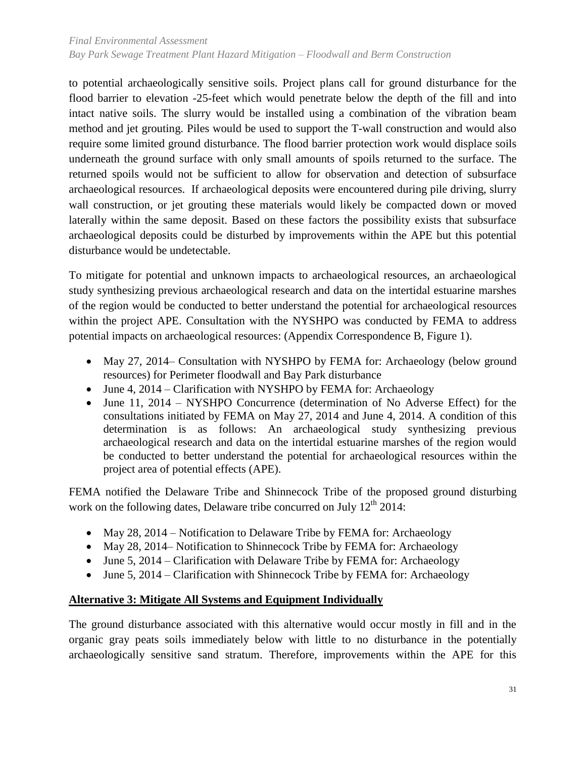to potential archaeologically sensitive soils. Project plans call for ground disturbance for the flood barrier to elevation -25-feet which would penetrate below the depth of the fill and into intact native soils. The slurry would be installed using a combination of the vibration beam method and jet grouting. Piles would be used to support the T-wall construction and would also require some limited ground disturbance. The flood barrier protection work would displace soils underneath the ground surface with only small amounts of spoils returned to the surface. The returned spoils would not be sufficient to allow for observation and detection of subsurface archaeological resources. If archaeological deposits were encountered during pile driving, slurry wall construction, or jet grouting these materials would likely be compacted down or moved laterally within the same deposit. Based on these factors the possibility exists that subsurface archaeological deposits could be disturbed by improvements within the APE but this potential disturbance would be undetectable.

To mitigate for potential and unknown impacts to archaeological resources, an archaeological study synthesizing previous archaeological research and data on the intertidal estuarine marshes of the region would be conducted to better understand the potential for archaeological resources within the project APE. Consultation with the NYSHPO was conducted by FEMA to address potential impacts on archaeological resources: (Appendix Correspondence B, Figure 1).

- May 27, 2014– Consultation with NYSHPO by FEMA for: Archaeology (below ground resources) for Perimeter floodwall and Bay Park disturbance
- June 4, 2014 – Clarification with NYSHPO by FEMA for: Archaeology
- June 11, 2014 – NYSHPO Concurrence (determination of No Adverse Effect) for the consultations initiated by FEMA on May 27, 2014 and June 4, 2014. A condition of this determination is as follows: An archaeological study synthesizing previous archaeological research and data on the intertidal estuarine marshes of the region would be conducted to better understand the potential for archaeological resources within the project area of potential effects (APE).

FEMA notified the Delaware Tribe and Shinnecock Tribe of the proposed ground disturbing work on the following dates, Delaware tribe concurred on July 12th 2014:

- May 28, 2014 – Notification to Delaware Tribe by FEMA for: Archaeology
- May 28, 2014– Notification to Shinnecock Tribe by FEMA for: Archaeology
- June 5, 2014 – Clarification with Delaware Tribe by FEMA for: Archaeology
- June 5, 2014 – Clarification with Shinnecock Tribe by FEMA for: Archaeology

**Alternative 3: Mitigate All Systems and Equipment Individually**

The ground disturbance associated with this alternative would occur mostly in fill and in the organic gray peats soils immediately below with little to no disturbance in the potentially archaeologically sensitive sand stratum. Therefore, improvements within the APE for this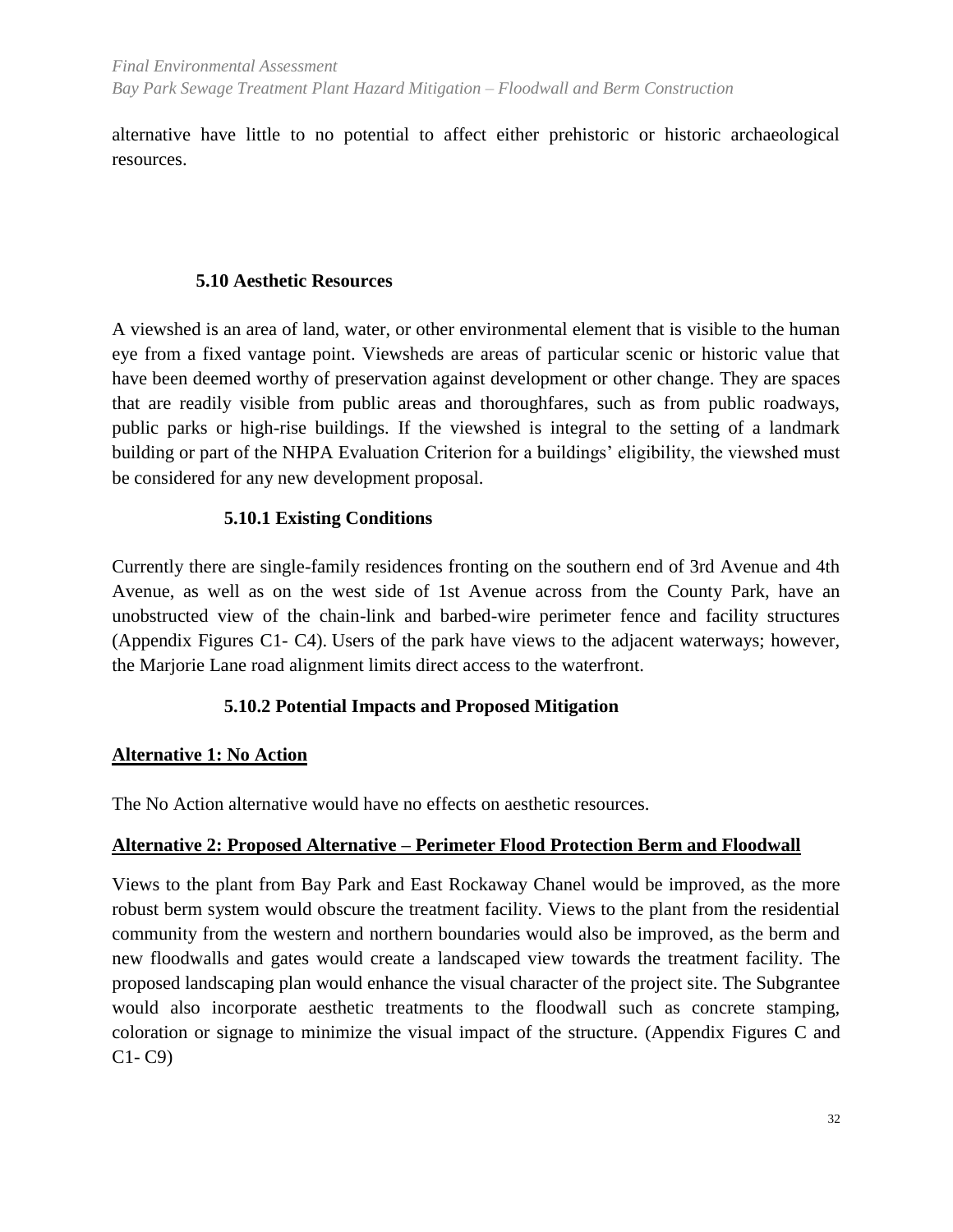alternative have little to no potential to affect either prehistoric or historic archaeological resources.

### 5.10 Aesthetic Resources

A viewshed is an area of land, water, or other environmental element that is visible to the human eye from a fixed vantage point. Viewsheds are areas of particular scenic or historic value that have been deemed worthy of preservation against development or other change. They are spaces that are readily visible from public areas and thoroughfares, such as from public roadways, public parks or high-rise buildings. If the viewshed is integral to the setting of a landmark building or part of the NHPA Evaluation Criterion for a buildings' eligibility, the viewshed must be considered for any new development proposal.

#### 5.10.1 Existing Conditions

Currently there are single-family residences fronting on the southern end of 3rd Avenue and 4th Avenue, as well as on the west side of 1st Avenue across from the County Park, have an unobstructed view of the chain-link and barbed-wire perimeter fence and facility structures (Appendix Figures C1- C4). Users of the park have views to the adjacent waterways; however, the Marjorie Lane road alignment limits direct access to the waterfront.

#### 5.10.2 Potential Impacts and Proposed Mitigation

**Alternative 1: No Action**

The No Action alternative would have no effects on aesthetic resources.

**Alternative 2: Proposed Alternative – Perimeter Flood Protection Berm and Floodwall**

Views to the plant from Bay Park and East Rockaway Chanel would be improved, as the more robust berm system would obscure the treatment facility. Views to the plant from the residential community from the western and northern boundaries would also be improved, as the berm and new floodwalls and gates would create a landscaped view towards the treatment facility. The proposed landscaping plan would enhance the visual character of the project site. The Subgrantee would also incorporate aesthetic treatments to the floodwall such as concrete stamping, coloration or signage to minimize the visual impact of the structure. (Appendix Figures C and C1- C9)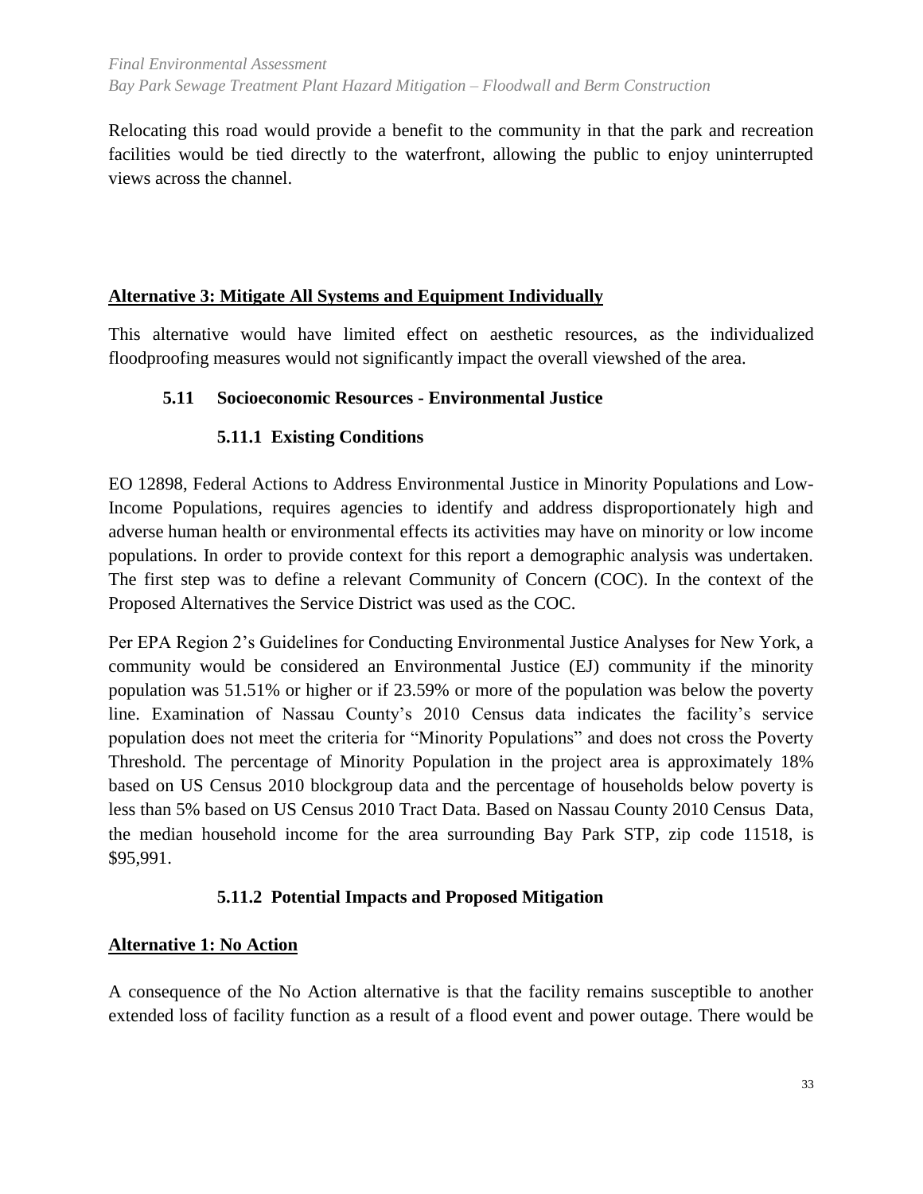Relocating this road would provide a benefit to the community in that the park and recreation facilities would be tied directly to the waterfront, allowing the public to enjoy uninterrupted views across the channel.

**Alternative 3: Mitigate All Systems and Equipment Individually**

This alternative would have limited effect on aesthetic resources, as the individualized floodproofing measures would not significantly impact the overall viewshed of the area.

### 5.11 Socioeconomic Resources - Environmental Justice

#### 5.11.1 Existing Conditions

EO 12898, Federal Actions to Address Environmental Justice in Minority Populations and Low-Income Populations, requires agencies to identify and address disproportionately high and adverse human health or environmental effects its activities may have on minority or low income populations. In order to provide context for this report a demographic analysis was undertaken. The first step was to define a relevant Community of Concern (COC). In the context of the Proposed Alternatives the Service District was used as the COC.

Per EPA Region 2's Guidelines for Conducting Environmental Justice Analyses for New York, a community would be considered an Environmental Justice (EJ) community if the minority population was 51.51% or higher or if 23.59% or more of the population was below the poverty line. Examination of Nassau County's 2010 Census data indicates the facility's service population does not meet the criteria for "Minority Populations" and does not cross the Poverty Threshold. The percentage of Minority Population in the project area is approximately 18% based on US Census 2010 blockgroup data and the percentage of households below poverty is less than 5% based on US Census 2010 Tract Data. Based on Nassau County 2010 Census Data, the median household income for the area surrounding Bay Park STP, zip code 11518, is $95,991.

#### 5.11.2 Potential Impacts and Proposed Mitigation

**Alternative 1: No Action**

A consequence of the No Action alternative is that the facility remains susceptible to another extended loss of facility function as a result of a flood event and power outage. There would be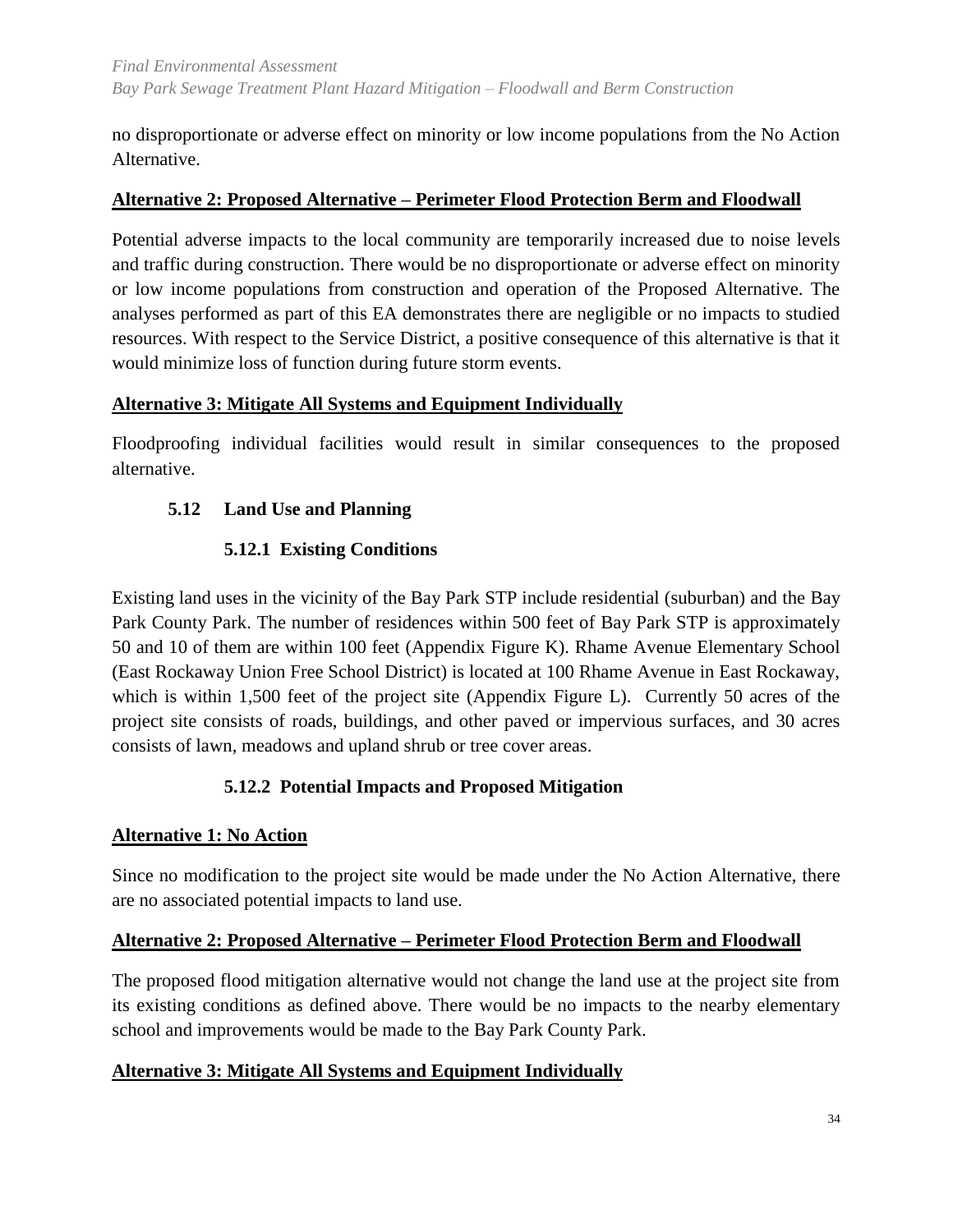no disproportionate or adverse effect on minority or low income populations from the No Action Alternative.

**Alternative 2: Proposed Alternative – Perimeter Flood Protection Berm and Floodwall**

Potential adverse impacts to the local community are temporarily increased due to noise levels and traffic during construction. There would be no disproportionate or adverse effect on minority or low income populations from construction and operation of the Proposed Alternative. The analyses performed as part of this EA demonstrates there are negligible or no impacts to studied resources. With respect to the Service District, a positive consequence of this alternative is that it would minimize loss of function during future storm events.

**Alternative 3: Mitigate All Systems and Equipment Individually**

Floodproofing individual facilities would result in similar consequences to the proposed alternative.

## 5.12 Land Use and Planning

### 5.12.1 Existing Conditions

Existing land uses in the vicinity of the Bay Park STP include residential (suburban) and the Bay Park County Park. The number of residences within 500 feet of Bay Park STP is approximately 50 and 10 of them are within 100 feet (Appendix Figure K). Rhame Avenue Elementary School (East Rockaway Union Free School District) is located at 100 Rhame Avenue in East Rockaway, which is within 1,500 feet of the project site (Appendix Figure L). Currently 50 acres of the project site consists of roads, buildings, and other paved or impervious surfaces, and 30 acres consists of lawn, meadows and upland shrub or tree cover areas.

### 5.12.2 Potential Impacts and Proposed Mitigation

**Alternative 1: No Action**

Since no modification to the project site would be made under the No Action Alternative, there are no associated potential impacts to land use.

**Alternative 2: Proposed Alternative – Perimeter Flood Protection Berm and Floodwall**

The proposed flood mitigation alternative would not change the land use at the project site from its existing conditions as defined above. There would be no impacts to the nearby elementary school and improvements would be made to the Bay Park County Park.

**Alternative 3: Mitigate All Systems and Equipment Individually**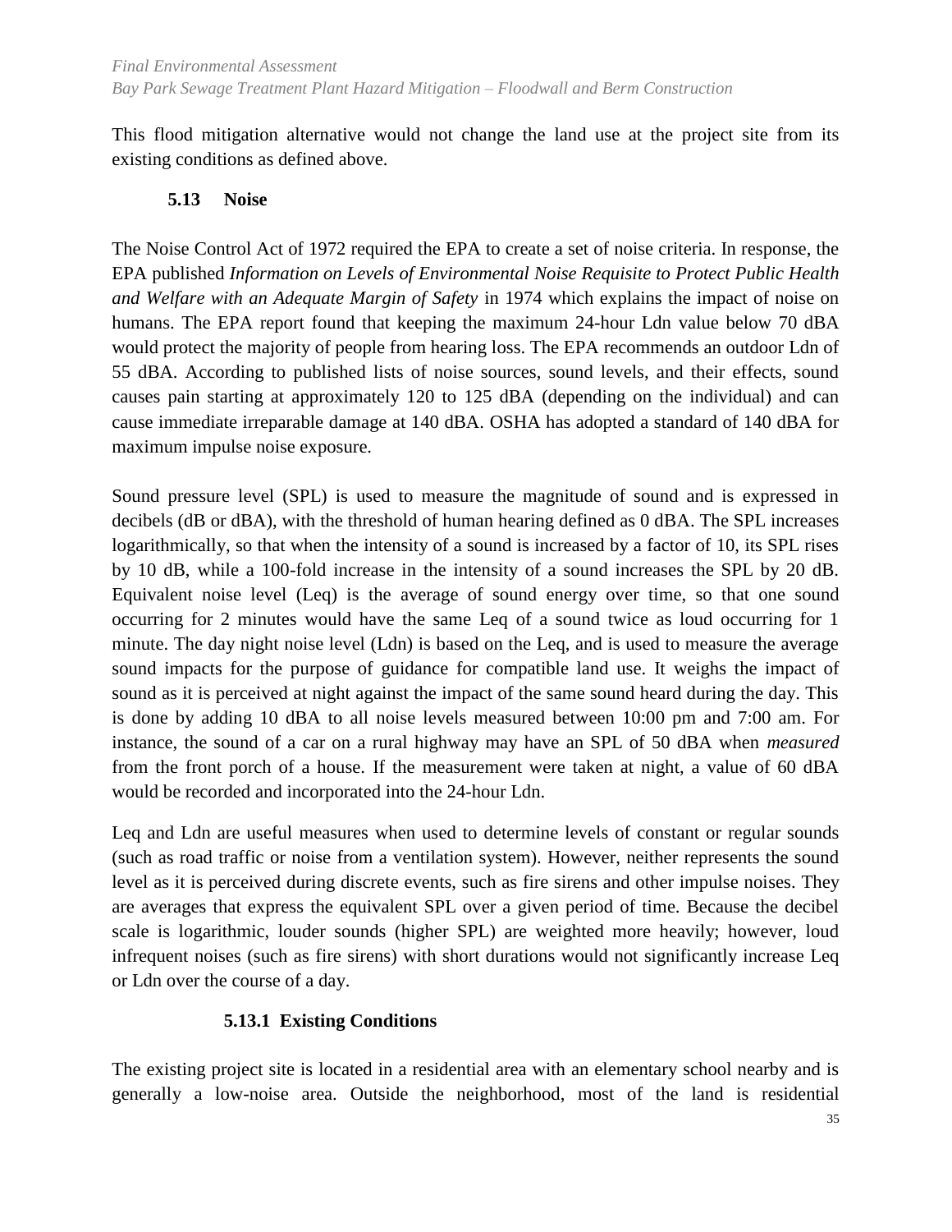This flood mitigation alternative would not change the land use at the project site from its existing conditions as defined above.

## 5.13 Noise

The Noise Control Act of 1972 required the EPA to create a set of noise criteria. In response, the EPA published *Information on Levels of Environmental Noise Requisite to Protect Public Health and Welfare with an Adequate Margin of Safety* in 1974 which explains the impact of noise on humans. The EPA report found that keeping the maximum 24-hour Ldn value below 70 dBA would protect the majority of people from hearing loss. The EPA recommends an outdoor Ldn of 55 dBA. According to published lists of noise sources, sound levels, and their effects, sound causes pain starting at approximately 120 to 125 dBA (depending on the individual) and can cause immediate irreparable damage at 140 dBA. OSHA has adopted a standard of 140 dBA for maximum impulse noise exposure.

Sound pressure level (SPL) is used to measure the magnitude of sound and is expressed in decibels (dB or dBA), with the threshold of human hearing defined as 0 dBA. The SPL increases logarithmically, so that when the intensity of a sound is increased by a factor of 10, its SPL rises by 10 dB, while a 100-fold increase in the intensity of a sound increases the SPL by 20 dB. Equivalent noise level (Leq) is the average of sound energy over time, so that one sound occurring for 2 minutes would have the same Leq of a sound twice as loud occurring for 1 minute. The day night noise level (Ldn) is based on the Leq, and is used to measure the average sound impacts for the purpose of guidance for compatible land use. It weighs the impact of sound as it is perceived at night against the impact of the same sound heard during the day. This is done by adding 10 dBA to all noise levels measured between 10:00 pm and 7:00 am. For instance, the sound of a car on a rural highway may have an SPL of 50 dBA when *measured* from the front porch of a house. If the measurement were taken at night, a value of 60 dBA would be recorded and incorporated into the 24-hour Ldn.

Leq and Ldn are useful measures when used to determine levels of constant or regular sounds (such as road traffic or noise from a ventilation system). However, neither represents the sound level as it is perceived during discrete events, such as fire sirens and other impulse noises. They are averages that express the equivalent SPL over a given period of time. Because the decibel scale is logarithmic, louder sounds (higher SPL) are weighted more heavily; however, loud infrequent noises (such as fire sirens) with short durations would not significantly increase Leq or Ldn over the course of a day.

### 5.13.1 Existing Conditions

The existing project site is located in a residential area with an elementary school nearby and is generally a low-noise area. Outside the neighborhood, most of the land is residential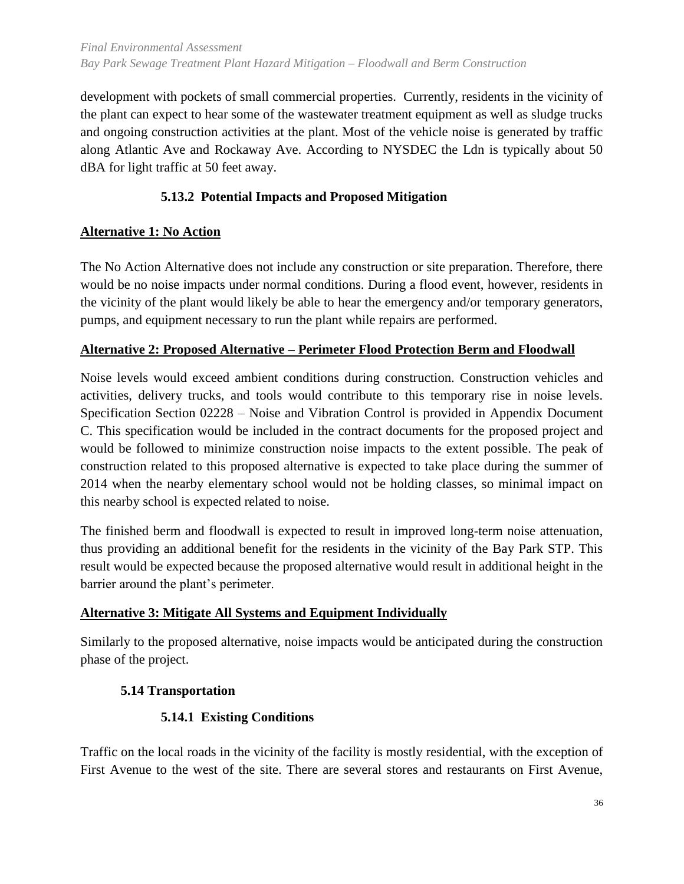development with pockets of small commercial properties. Currently, residents in the vicinity of the plant can expect to hear some of the wastewater treatment equipment as well as sludge trucks and ongoing construction activities at the plant. Most of the vehicle noise is generated by traffic along Atlantic Ave and Rockaway Ave. According to NYSDEC the Ldn is typically about 50 dBA for light traffic at 50 feet away.

### 5.13.2 Potential Impacts and Proposed Mitigation

**Alternative 1: No Action**

The No Action Alternative does not include any construction or site preparation. Therefore, there would be no noise impacts under normal conditions. During a flood event, however, residents in the vicinity of the plant would likely be able to hear the emergency and/or temporary generators, pumps, and equipment necessary to run the plant while repairs are performed.

**Alternative 2: Proposed Alternative – Perimeter Flood Protection Berm and Floodwall**

Noise levels would exceed ambient conditions during construction. Construction vehicles and activities, delivery trucks, and tools would contribute to this temporary rise in noise levels. Specification Section 02228 – Noise and Vibration Control is provided in Appendix Document C. This specification would be included in the contract documents for the proposed project and would be followed to minimize construction noise impacts to the extent possible. The peak of construction related to this proposed alternative is expected to take place during the summer of 2014 when the nearby elementary school would not be holding classes, so minimal impact on this nearby school is expected related to noise.

The finished berm and floodwall is expected to result in improved long-term noise attenuation, thus providing an additional benefit for the residents in the vicinity of the Bay Park STP. This result would be expected because the proposed alternative would result in additional height in the barrier around the plant's perimeter.

**Alternative 3: Mitigate All Systems and Equipment Individually**

Similarly to the proposed alternative, noise impacts would be anticipated during the construction phase of the project.

## 5.14 Transportation

### 5.14.1 Existing Conditions

Traffic on the local roads in the vicinity of the facility is mostly residential, with the exception of First Avenue to the west of the site. There are several stores and restaurants on First Avenue,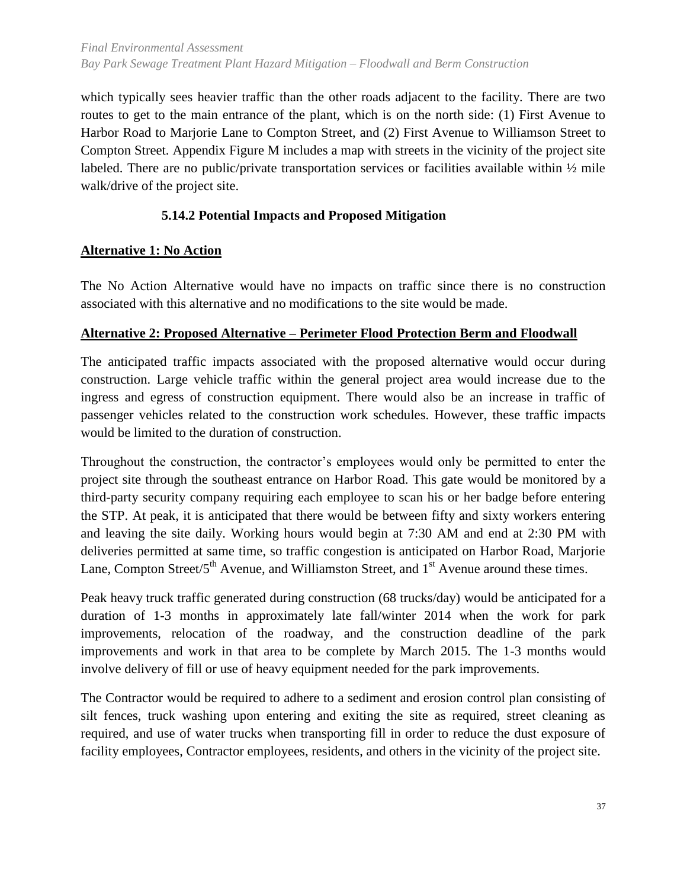which typically sees heavier traffic than the other roads adjacent to the facility. There are two routes to get to the main entrance of the plant, which is on the north side: (1) First Avenue to Harbor Road to Marjorie Lane to Compton Street, and (2) First Avenue to Williamson Street to Compton Street. Appendix Figure M includes a map with streets in the vicinity of the project site labeled. There are no public/private transportation services or facilities available within ½ mile walk/drive of the project site.

### 5.14.2 Potential Impacts and Proposed Mitigation

**Alternative 1: No Action**

The No Action Alternative would have no impacts on traffic since there is no construction associated with this alternative and no modifications to the site would be made.

**Alternative 2: Proposed Alternative – Perimeter Flood Protection Berm and Floodwall**

The anticipated traffic impacts associated with the proposed alternative would occur during construction. Large vehicle traffic within the general project area would increase due to the ingress and egress of construction equipment. There would also be an increase in traffic of passenger vehicles related to the construction work schedules. However, these traffic impacts would be limited to the duration of construction.

Throughout the construction, the contractor's employees would only be permitted to enter the project site through the southeast entrance on Harbor Road. This gate would be monitored by a third-party security company requiring each employee to scan his or her badge before entering the STP. At peak, it is anticipated that there would be between fifty and sixty workers entering and leaving the site daily. Working hours would begin at 7:30 AM and end at 2:30 PM with deliveries permitted at same time, so traffic congestion is anticipated on Harbor Road, Marjorie Lane, Compton Street/5th Avenue, and Williamston Street, and 1st Avenue around these times.

Peak heavy truck traffic generated during construction (68 trucks/day) would be anticipated for a duration of 1-3 months in approximately late fall/winter 2014 when the work for park improvements, relocation of the roadway, and the construction deadline of the park improvements and work in that area to be complete by March 2015. The 1-3 months would involve delivery of fill or use of heavy equipment needed for the park improvements.

The Contractor would be required to adhere to a sediment and erosion control plan consisting of silt fences, truck washing upon entering and exiting the site as required, street cleaning as required, and use of water trucks when transporting fill in order to reduce the dust exposure of facility employees, Contractor employees, residents, and others in the vicinity of the project site.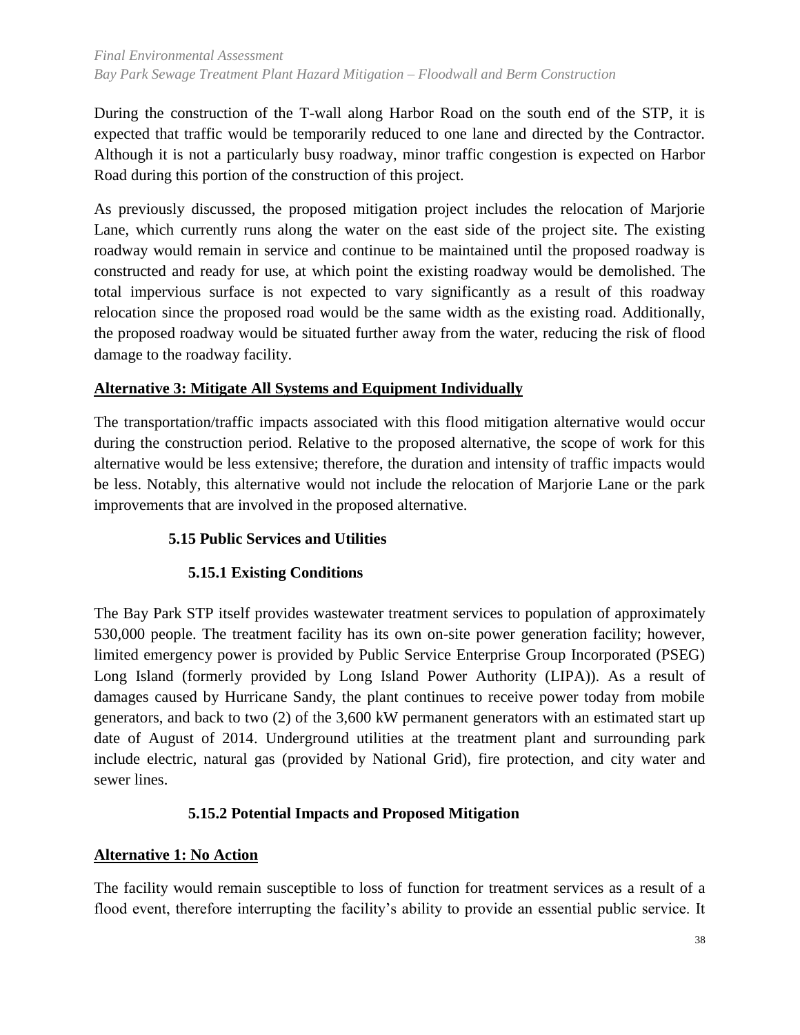During the construction of the T-wall along Harbor Road on the south end of the STP, it is expected that traffic would be temporarily reduced to one lane and directed by the Contractor. Although it is not a particularly busy roadway, minor traffic congestion is expected on Harbor Road during this portion of the construction of this project.

As previously discussed, the proposed mitigation project includes the relocation of Marjorie Lane, which currently runs along the water on the east side of the project site. The existing roadway would remain in service and continue to be maintained until the proposed roadway is constructed and ready for use, at which point the existing roadway would be demolished. The total impervious surface is not expected to vary significantly as a result of this roadway relocation since the proposed road would be the same width as the existing road. Additionally, the proposed roadway would be situated further away from the water, reducing the risk of flood damage to the roadway facility.

**Alternative 3: Mitigate All Systems and Equipment Individually**

The transportation/traffic impacts associated with this flood mitigation alternative would occur during the construction period. Relative to the proposed alternative, the scope of work for this alternative would be less extensive; therefore, the duration and intensity of traffic impacts would be less. Notably, this alternative would not include the relocation of Marjorie Lane or the park improvements that are involved in the proposed alternative.

## 5.15 Public Services and Utilities

### 5.15.1 Existing Conditions

The Bay Park STP itself provides wastewater treatment services to population of approximately 530,000 people. The treatment facility has its own on-site power generation facility; however, limited emergency power is provided by Public Service Enterprise Group Incorporated (PSEG) Long Island (formerly provided by Long Island Power Authority (LIPA)). As a result of damages caused by Hurricane Sandy, the plant continues to receive power today from mobile generators, and back to two (2) of the 3,600 kW permanent generators with an estimated start up date of August of 2014. Underground utilities at the treatment plant and surrounding park include electric, natural gas (provided by National Grid), fire protection, and city water and sewer lines.

### 5.15.2 Potential Impacts and Proposed Mitigation

**Alternative 1: No Action**

The facility would remain susceptible to loss of function for treatment services as a result of a flood event, therefore interrupting the facility's ability to provide an essential public service. It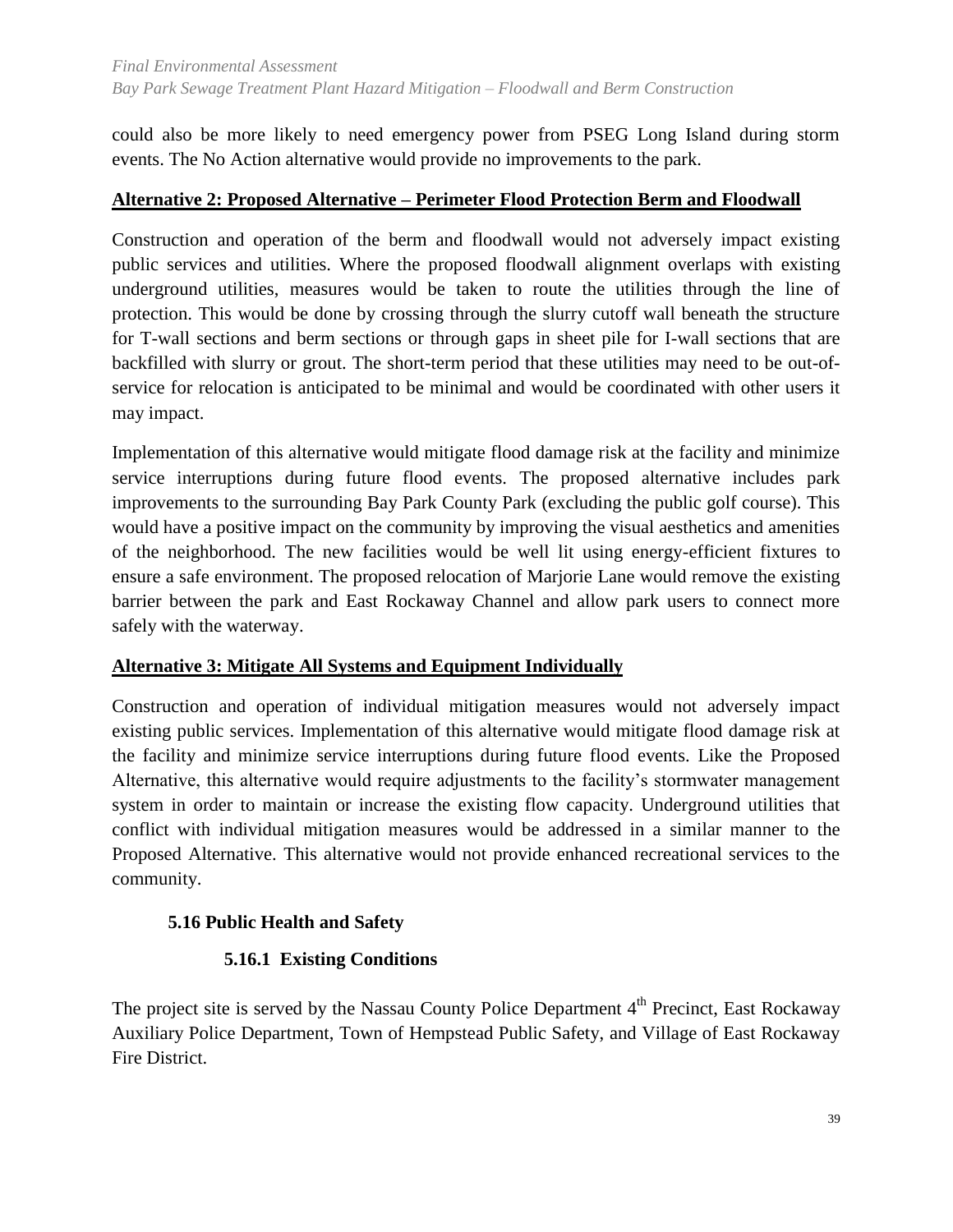could also be more likely to need emergency power from PSEG Long Island during storm events. The No Action alternative would provide no improvements to the park.

**Alternative 2: Proposed Alternative – Perimeter Flood Protection Berm and Floodwall**

Construction and operation of the berm and floodwall would not adversely impact existing public services and utilities. Where the proposed floodwall alignment overlaps with existing underground utilities, measures would be taken to route the utilities through the line of protection. This would be done by crossing through the slurry cutoff wall beneath the structure for T-wall sections and berm sections or through gaps in sheet pile for I-wall sections that are backfilled with slurry or grout. The short-term period that these utilities may need to be out-of-service for relocation is anticipated to be minimal and would be coordinated with other users it may impact.

Implementation of this alternative would mitigate flood damage risk at the facility and minimize service interruptions during future flood events. The proposed alternative includes park improvements to the surrounding Bay Park County Park (excluding the public golf course). This would have a positive impact on the community by improving the visual aesthetics and amenities of the neighborhood. The new facilities would be well lit using energy-efficient fixtures to ensure a safe environment. The proposed relocation of Marjorie Lane would remove the existing barrier between the park and East Rockaway Channel and allow park users to connect more safely with the waterway.

**Alternative 3: Mitigate All Systems and Equipment Individually**

Construction and operation of individual mitigation measures would not adversely impact existing public services. Implementation of this alternative would mitigate flood damage risk at the facility and minimize service interruptions during future flood events. Like the Proposed Alternative, this alternative would require adjustments to the facility's stormwater management system in order to maintain or increase the existing flow capacity. Underground utilities that conflict with individual mitigation measures would be addressed in a similar manner to the Proposed Alternative. This alternative would not provide enhanced recreational services to the community.

## 5.16 Public Health and Safety

### 5.16.1 Existing Conditions

The project site is served by the Nassau County Police Department 4th Precinct, East Rockaway Auxiliary Police Department, Town of Hempstead Public Safety, and Village of East Rockaway Fire District.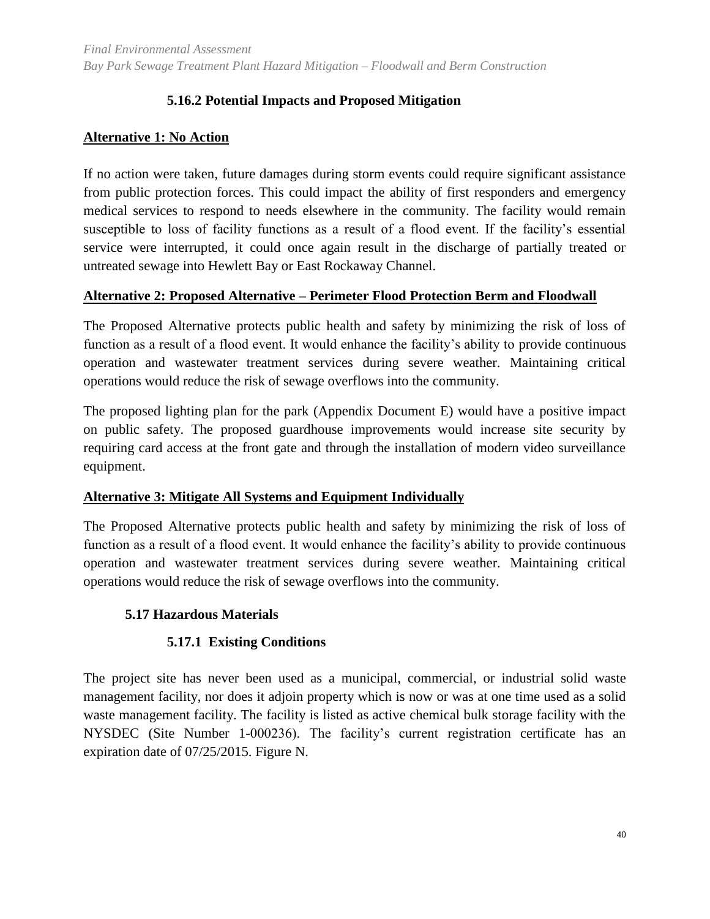### 5.16.2 Potential Impacts and Proposed Mitigation

**Alternative 1: No Action**

If no action were taken, future damages during storm events could require significant assistance from public protection forces. This could impact the ability of first responders and emergency medical services to respond to needs elsewhere in the community. The facility would remain susceptible to loss of facility functions as a result of a flood event. If the facility's essential service were interrupted, it could once again result in the discharge of partially treated or untreated sewage into Hewlett Bay or East Rockaway Channel.

**Alternative 2: Proposed Alternative – Perimeter Flood Protection Berm and Floodwall**

The Proposed Alternative protects public health and safety by minimizing the risk of loss of function as a result of a flood event. It would enhance the facility's ability to provide continuous operation and wastewater treatment services during severe weather. Maintaining critical operations would reduce the risk of sewage overflows into the community.

The proposed lighting plan for the park (Appendix Document E) would have a positive impact on public safety. The proposed guardhouse improvements would increase site security by requiring card access at the front gate and through the installation of modern video surveillance equipment.

**Alternative 3: Mitigate All Systems and Equipment Individually**

The Proposed Alternative protects public health and safety by minimizing the risk of loss of function as a result of a flood event. It would enhance the facility's ability to provide continuous operation and wastewater treatment services during severe weather. Maintaining critical operations would reduce the risk of sewage overflows into the community.

## 5.17 Hazardous Materials

### 5.17.1 Existing Conditions

The project site has never been used as a municipal, commercial, or industrial solid waste management facility, nor does it adjoin property which is now or was at one time used as a solid waste management facility. The facility is listed as active chemical bulk storage facility with the NYSDEC (Site Number 1-000236). The facility's current registration certificate has an expiration date of 07/25/2015. Figure N.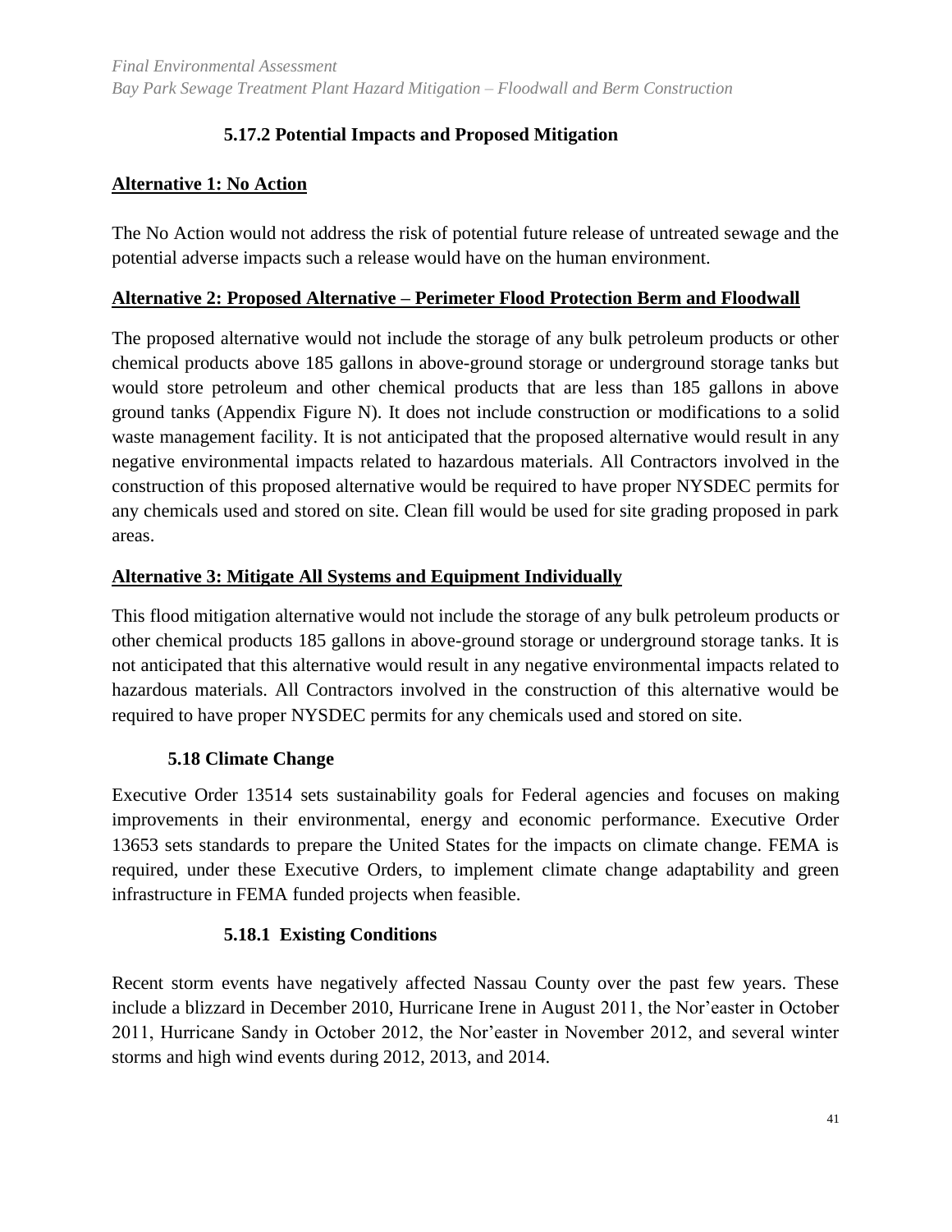### 5.17.2 Potential Impacts and Proposed Mitigation

**Alternative 1: No Action**

The No Action would not address the risk of potential future release of untreated sewage and the potential adverse impacts such a release would have on the human environment.

**Alternative 2: Proposed Alternative – Perimeter Flood Protection Berm and Floodwall**

The proposed alternative would not include the storage of any bulk petroleum products or other chemical products above 185 gallons in above-ground storage or underground storage tanks but would store petroleum and other chemical products that are less than 185 gallons in above ground tanks (Appendix Figure N). It does not include construction or modifications to a solid waste management facility. It is not anticipated that the proposed alternative would result in any negative environmental impacts related to hazardous materials. All Contractors involved in the construction of this proposed alternative would be required to have proper NYSDEC permits for any chemicals used and stored on site. Clean fill would be used for site grading proposed in park areas.

**Alternative 3: Mitigate All Systems and Equipment Individually**

This flood mitigation alternative would not include the storage of any bulk petroleum products or other chemical products 185 gallons in above-ground storage or underground storage tanks. It is not anticipated that this alternative would result in any negative environmental impacts related to hazardous materials. All Contractors involved in the construction of this alternative would be required to have proper NYSDEC permits for any chemicals used and stored on site.

## 5.18 Climate Change

Executive Order 13514 sets sustainability goals for Federal agencies and focuses on making improvements in their environmental, energy and economic performance. Executive Order 13653 sets standards to prepare the United States for the impacts on climate change. FEMA is required, under these Executive Orders, to implement climate change adaptability and green infrastructure in FEMA funded projects when feasible.

### 5.18.1 Existing Conditions

Recent storm events have negatively affected Nassau County over the past few years. These include a blizzard in December 2010, Hurricane Irene in August 2011, the Nor'easter in October 2011, Hurricane Sandy in October 2012, the Nor'easter in November 2012, and several winter storms and high wind events during 2012, 2013, and 2014.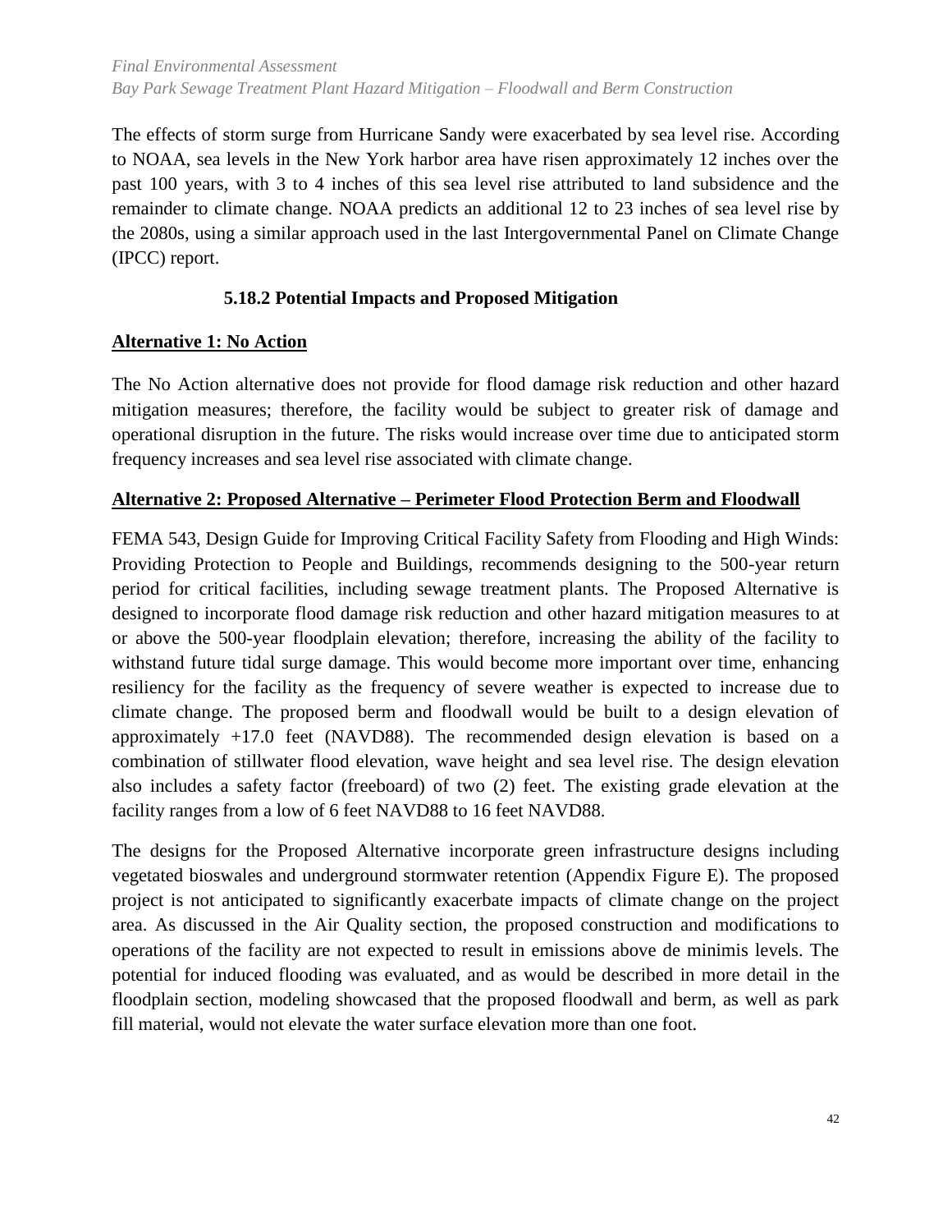The effects of storm surge from Hurricane Sandy were exacerbated by sea level rise. According to NOAA, sea levels in the New York harbor area have risen approximately 12 inches over the past 100 years, with 3 to 4 inches of this sea level rise attributed to land subsidence and the remainder to climate change. NOAA predicts an additional 12 to 23 inches of sea level rise by the 2080s, using a similar approach used in the last Intergovernmental Panel on Climate Change (IPCC) report.

### 5.18.2 Potential Impacts and Proposed Mitigation

**Alternative 1: No Action**

The No Action alternative does not provide for flood damage risk reduction and other hazard mitigation measures; therefore, the facility would be subject to greater risk of damage and operational disruption in the future. The risks would increase over time due to anticipated storm frequency increases and sea level rise associated with climate change.

**Alternative 2: Proposed Alternative – Perimeter Flood Protection Berm and Floodwall**

FEMA 543, Design Guide for Improving Critical Facility Safety from Flooding and High Winds: Providing Protection to People and Buildings, recommends designing to the 500-year return period for critical facilities, including sewage treatment plants. The Proposed Alternative is designed to incorporate flood damage risk reduction and other hazard mitigation measures to at or above the 500-year floodplain elevation; therefore, increasing the ability of the facility to withstand future tidal surge damage. This would become more important over time, enhancing resiliency for the facility as the frequency of severe weather is expected to increase due to climate change. The proposed berm and floodwall would be built to a design elevation of approximately +17.0 feet (NAVD88). The recommended design elevation is based on a combination of stillwater flood elevation, wave height and sea level rise. The design elevation also includes a safety factor (freeboard) of two (2) feet. The existing grade elevation at the facility ranges from a low of 6 feet NAVD88 to 16 feet NAVD88.

The designs for the Proposed Alternative incorporate green infrastructure designs including vegetated bioswales and underground stormwater retention (Appendix Figure E). The proposed project is not anticipated to significantly exacerbate impacts of climate change on the project area. As discussed in the Air Quality section, the proposed construction and modifications to operations of the facility are not expected to result in emissions above de minimis levels. The potential for induced flooding was evaluated, and as would be described in more detail in the floodplain section, modeling showcased that the proposed floodwall and berm, as well as park fill material, would not elevate the water surface elevation more than one foot.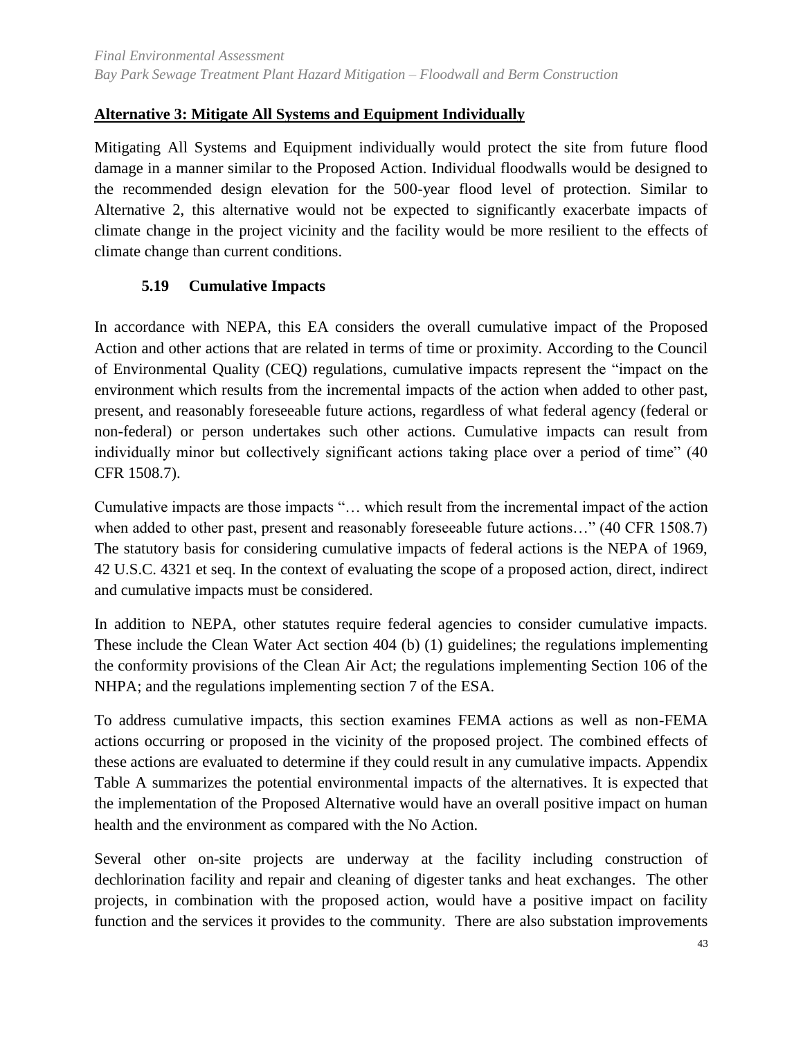**Alternative 3: Mitigate All Systems and Equipment Individually**

Mitigating All Systems and Equipment individually would protect the site from future flood damage in a manner similar to the Proposed Action. Individual floodwalls would be designed to the recommended design elevation for the 500-year flood level of protection. Similar to Alternative 2, this alternative would not be expected to significantly exacerbate impacts of climate change in the project vicinity and the facility would be more resilient to the effects of climate change than current conditions.

## 5.19 Cumulative Impacts

In accordance with NEPA, this EA considers the overall cumulative impact of the Proposed Action and other actions that are related in terms of time or proximity. According to the Council of Environmental Quality (CEQ) regulations, cumulative impacts represent the "impact on the environment which results from the incremental impacts of the action when added to other past, present, and reasonably foreseeable future actions, regardless of what federal agency (federal or non-federal) or person undertakes such other actions. Cumulative impacts can result from individually minor but collectively significant actions taking place over a period of time" (40 CFR 1508.7).

Cumulative impacts are those impacts "… which result from the incremental impact of the action when added to other past, present and reasonably foreseeable future actions…" (40 CFR 1508.7) The statutory basis for considering cumulative impacts of federal actions is the NEPA of 1969, 42 U.S.C. 4321 et seq. In the context of evaluating the scope of a proposed action, direct, indirect and cumulative impacts must be considered.

In addition to NEPA, other statutes require federal agencies to consider cumulative impacts. These include the Clean Water Act section 404 (b) (1) guidelines; the regulations implementing the conformity provisions of the Clean Air Act; the regulations implementing Section 106 of the NHPA; and the regulations implementing section 7 of the ESA.

To address cumulative impacts, this section examines FEMA actions as well as non-FEMA actions occurring or proposed in the vicinity of the proposed project. The combined effects of these actions are evaluated to determine if they could result in any cumulative impacts. Appendix Table A summarizes the potential environmental impacts of the alternatives. It is expected that the implementation of the Proposed Alternative would have an overall positive impact on human health and the environment as compared with the No Action.

Several other on-site projects are underway at the facility including construction of dechlorination facility and repair and cleaning of digester tanks and heat exchanges. The other projects, in combination with the proposed action, would have a positive impact on facility function and the services it provides to the community. There are also substation improvements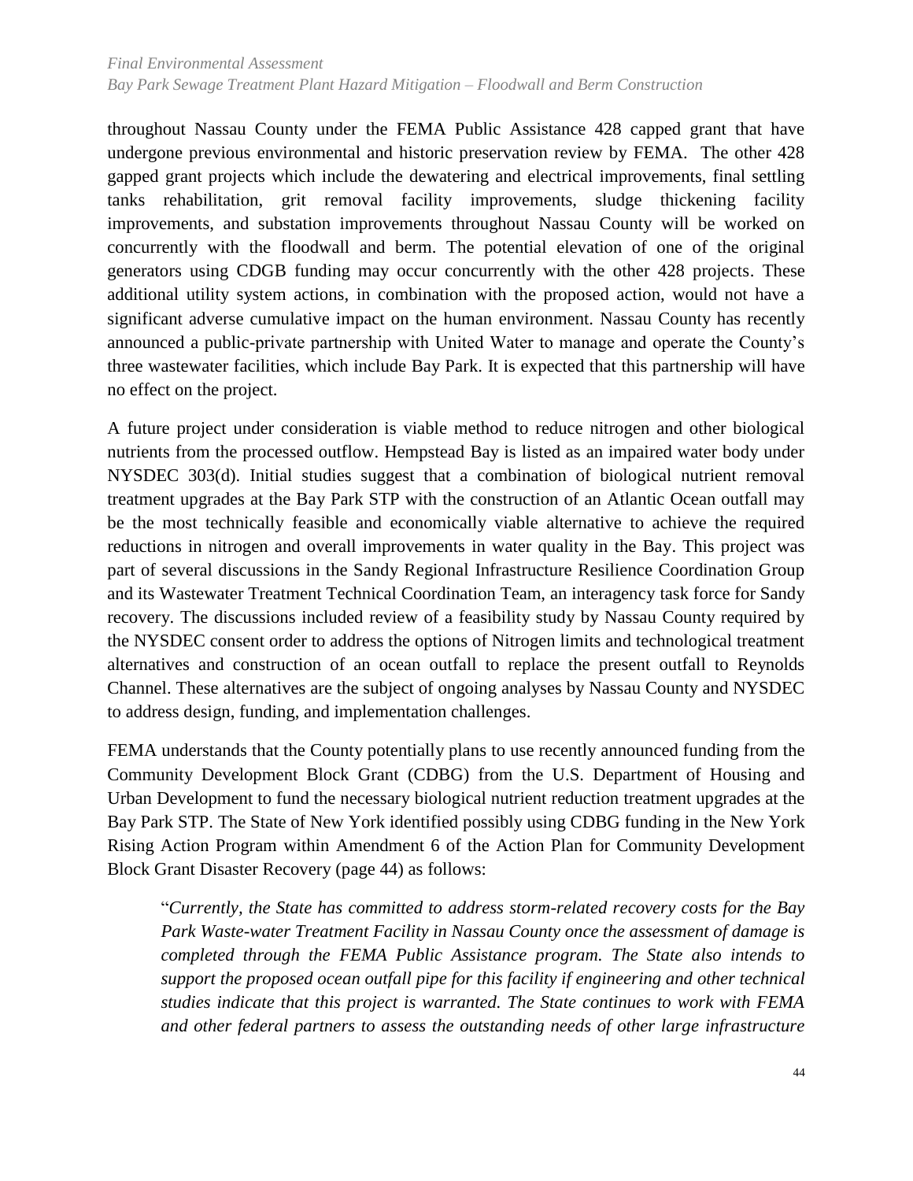throughout Nassau County under the FEMA Public Assistance 428 capped grant that have undergone previous environmental and historic preservation review by FEMA. The other 428 gapped grant projects which include the dewatering and electrical improvements, final settling tanks rehabilitation, grit removal facility improvements, sludge thickening facility improvements, and substation improvements throughout Nassau County will be worked on concurrently with the floodwall and berm. The potential elevation of one of the original generators using CDGB funding may occur concurrently with the other 428 projects. These additional utility system actions, in combination with the proposed action, would not have a significant adverse cumulative impact on the human environment. Nassau County has recently announced a public-private partnership with United Water to manage and operate the County's three wastewater facilities, which include Bay Park. It is expected that this partnership will have no effect on the project.

A future project under consideration is viable method to reduce nitrogen and other biological nutrients from the processed outflow. Hempstead Bay is listed as an impaired water body under NYSDEC 303(d). Initial studies suggest that a combination of biological nutrient removal treatment upgrades at the Bay Park STP with the construction of an Atlantic Ocean outfall may be the most technically feasible and economically viable alternative to achieve the required reductions in nitrogen and overall improvements in water quality in the Bay. This project was part of several discussions in the Sandy Regional Infrastructure Resilience Coordination Group and its Wastewater Treatment Technical Coordination Team, an interagency task force for Sandy recovery. The discussions included review of a feasibility study by Nassau County required by the NYSDEC consent order to address the options of Nitrogen limits and technological treatment alternatives and construction of an ocean outfall to replace the present outfall to Reynolds Channel. These alternatives are the subject of ongoing analyses by Nassau County and NYSDEC to address design, funding, and implementation challenges.

FEMA understands that the County potentially plans to use recently announced funding from the Community Development Block Grant (CDBG) from the U.S. Department of Housing and Urban Development to fund the necessary biological nutrient reduction treatment upgrades at the Bay Park STP. The State of New York identified possibly using CDBG funding in the New York Rising Action Program within Amendment 6 of the Action Plan for Community Development Block Grant Disaster Recovery (page 44) as follows:

> "*Currently, the State has committed to address storm-related recovery costs for the Bay Park Waste-water Treatment Facility in Nassau County once the assessment of damage is completed through the FEMA Public Assistance program. The State also intends to support the proposed ocean outfall pipe for this facility if engineering and other technical studies indicate that this project is warranted. The State continues to work with FEMA and other federal partners to assess the outstanding needs of other large infrastructure*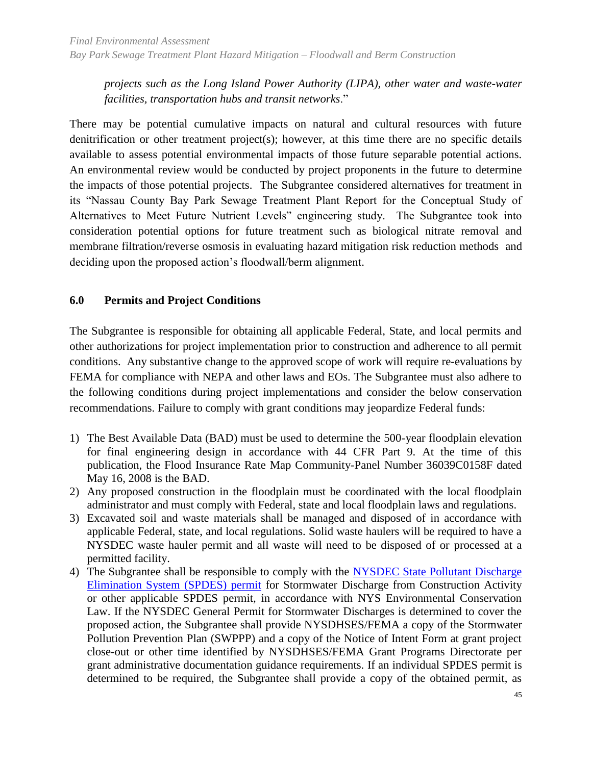*projects such as the Long Island Power Authority (LIPA), other water and waste-water facilities, transportation hubs and transit networks*."

There may be potential cumulative impacts on natural and cultural resources with future denitrification or other treatment project(s); however, at this time there are no specific details available to assess potential environmental impacts of those future separable potential actions. An environmental review would be conducted by project proponents in the future to determine the impacts of those potential projects. The Subgrantee considered alternatives for treatment in its "Nassau County Bay Park Sewage Treatment Plant Report for the Conceptual Study of Alternatives to Meet Future Nutrient Levels" engineering study. The Subgrantee took into consideration potential options for future treatment such as biological nitrate removal and membrane filtration/reverse osmosis in evaluating hazard mitigation risk reduction methods and deciding upon the proposed action's floodwall/berm alignment.

## 6.0 Permits and Project Conditions

The Subgrantee is responsible for obtaining all applicable Federal, State, and local permits and other authorizations for project implementation prior to construction and adherence to all permit conditions. Any substantive change to the approved scope of work will require re-evaluations by FEMA for compliance with NEPA and other laws and EOs. The Subgrantee must also adhere to the following conditions during project implementations and consider the below conservation recommendations. Failure to comply with grant conditions may jeopardize Federal funds:

1) The Best Available Data (BAD) must be used to determine the 500-year floodplain elevation for final engineering design in accordance with 44 CFR Part 9. At the time of this publication, the Flood Insurance Rate Map Community-Panel Number 36039C0158F dated May 16, 2008 is the BAD.
2) Any proposed construction in the floodplain must be coordinated with the local floodplain administrator and must comply with Federal, state and local floodplain laws and regulations.
3) Excavated soil and waste materials shall be managed and disposed of in accordance with applicable Federal, state, and local regulations. Solid waste haulers will be required to have a NYSDEC waste hauler permit and all waste will need to be disposed of or processed at a permitted facility.
4) The Subgrantee shall be responsible to comply with the NYSDEC State Pollutant Discharge Elimination System (SPDES) permit for Stormwater Discharge from Construction Activity or other applicable SPDES permit, in accordance with NYS Environmental Conservation Law. If the NYSDEC General Permit for Stormwater Discharges is determined to cover the proposed action, the Subgrantee shall provide NYSDHSES/FEMA a copy of the Stormwater Pollution Prevention Plan (SWPPP) and a copy of the Notice of Intent Form at grant project close-out or other time identified by NYSDHSES/FEMA Grant Programs Directorate per grant administrative documentation guidance requirements. If an individual SPDES permit is determined to be required, the Subgrantee shall provide a copy of the obtained permit, as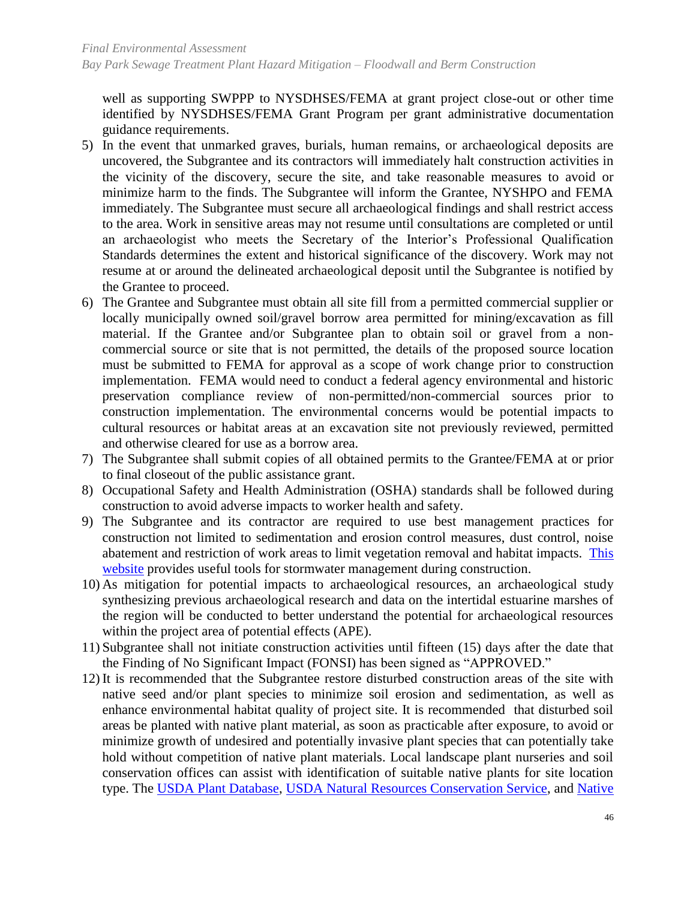well as supporting SWPPP to NYSDHSES/FEMA at grant project close-out or other time identified by NYSDHSES/FEMA Grant Program per grant administrative documentation guidance requirements.

5) In the event that unmarked graves, burials, human remains, or archaeological deposits are uncovered, the Subgrantee and its contractors will immediately halt construction activities in the vicinity of the discovery, secure the site, and take reasonable measures to avoid or minimize harm to the finds. The Subgrantee will inform the Grantee, NYSHPO and FEMA immediately. The Subgrantee must secure all archaeological findings and shall restrict access to the area. Work in sensitive areas may not resume until consultations are completed or until an archaeologist who meets the Secretary of the Interior's Professional Qualification Standards determines the extent and historical significance of the discovery. Work may not resume at or around the delineated archaeological deposit until the Subgrantee is notified by the Grantee to proceed.
6) The Grantee and Subgrantee must obtain all site fill from a permitted commercial supplier or locally municipally owned soil/gravel borrow area permitted for mining/excavation as fill material. If the Grantee and/or Subgrantee plan to obtain soil or gravel from a non-commercial source or site that is not permitted, the details of the proposed source location must be submitted to FEMA for approval as a scope of work change prior to construction implementation. FEMA would need to conduct a federal agency environmental and historic preservation compliance review of non-permitted/non-commercial sources prior to construction implementation. The environmental concerns would be potential impacts to cultural resources or habitat areas at an excavation site not previously reviewed, permitted and otherwise cleared for use as a borrow area.
7) The Subgrantee shall submit copies of all obtained permits to the Grantee/FEMA at or prior to final closeout of the public assistance grant.
8) Occupational Safety and Health Administration (OSHA) standards shall be followed during construction to avoid adverse impacts to worker health and safety.
9) The Subgrantee and its contractor are required to use best management practices for construction not limited to sedimentation and erosion control measures, dust control, noise abatement and restriction of work areas to limit vegetation removal and habitat impacts. [This website](#) provides useful tools for stormwater management during construction.
10) As mitigation for potential impacts to archaeological resources, an archaeological study synthesizing previous archaeological research and data on the intertidal estuarine marshes of the region will be conducted to better understand the potential for archaeological resources within the project area of potential effects (APE).
11) Subgrantee shall not initiate construction activities until fifteen (15) days after the date that the Finding of No Significant Impact (FONSI) has been signed as "APPROVED."
12) It is recommended that the Subgrantee restore disturbed construction areas of the site with native seed and/or plant species to minimize soil erosion and sedimentation, as well as enhance environmental habitat quality of project site. It is recommended that disturbed soil areas be planted with native plant material, as soon as practicable after exposure, to avoid or minimize growth of undesired and potentially invasive plant species that can potentially take hold without competition of native plant materials. Local landscape plant nurseries and soil conservation offices can assist with identification of suitable native plants for site location type. The [USDA Plant Database](#), [USDA Natural Resources Conservation Service](#), and [Native](#)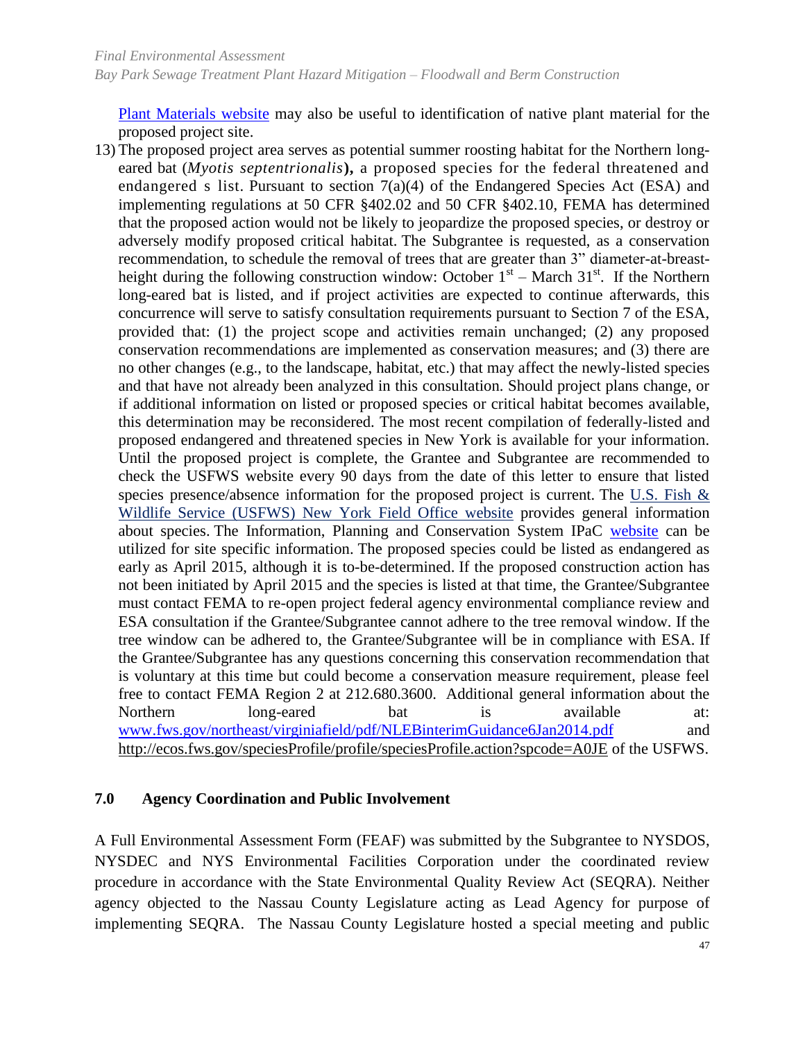[Plant Materials website](#) may also be useful to identification of native plant material for the proposed project site.

13) The proposed project area serves as potential summer roosting habitat for the Northern long-eared bat (*Myotis septentrionalis*)**,** a proposed species for the federal threatened and endangered s list. Pursuant to section 7(a)(4) of the Endangered Species Act (ESA) and implementing regulations at 50 CFR §402.02 and 50 CFR §402.10, FEMA has determined that the proposed action would not be likely to jeopardize the proposed species, or destroy or adversely modify proposed critical habitat. The Subgrantee is requested, as a conservation recommendation, to schedule the removal of trees that are greater than 3" diameter-at-breast-height during the following construction window: October 1st – March 31st. If the Northern long-eared bat is listed, and if project activities are expected to continue afterwards, this concurrence will serve to satisfy consultation requirements pursuant to Section 7 of the ESA, provided that: (1) the project scope and activities remain unchanged; (2) any proposed conservation recommendations are implemented as conservation measures; and (3) there are no other changes (e.g., to the landscape, habitat, etc.) that may affect the newly-listed species and that have not already been analyzed in this consultation. Should project plans change, or if additional information on listed or proposed species or critical habitat becomes available, this determination may be reconsidered. The most recent compilation of federally-listed and proposed endangered and threatened species in New York is available for your information. Until the proposed project is complete, the Grantee and Subgrantee are recommended to check the USFWS website every 90 days from the date of this letter to ensure that listed species presence/absence information for the proposed project is current. The [U.S. Fish & Wildlife Service (USFWS) New York Field Office website](#) provides general information about species. The Information, Planning and Conservation System IPaC [website](#) can be utilized for site specific information. The proposed species could be listed as endangered as early as April 2015, although it is to-be-determined. If the proposed construction action has not been initiated by April 2015 and the species is listed at that time, the Grantee/Subgrantee must contact FEMA to re-open project federal agency environmental compliance review and ESA consultation if the Grantee/Subgrantee cannot adhere to the tree removal window. If the tree window can be adhered to, the Grantee/Subgrantee will be in compliance with ESA. If the Grantee/Subgrantee has any questions concerning this conservation recommendation that is voluntary at this time but could become a conservation measure requirement, please feel free to contact FEMA Region 2 at 212.680.3600. Additional general information about the Northern long-eared bat is available at: www.fws.gov/northeast/virginiafield/pdf/NLEBinterimGuidance6Jan2014.pdf and http://ecos.fws.gov/speciesProfile/profile/speciesProfile.action?spcode=A0JE of the USFWS.

## 7.0 Agency Coordination and Public Involvement

A Full Environmental Assessment Form (FEAF) was submitted by the Subgrantee to NYSDOS, NYSDEC and NYS Environmental Facilities Corporation under the coordinated review procedure in accordance with the State Environmental Quality Review Act (SEQRA). Neither agency objected to the Nassau County Legislature acting as Lead Agency for purpose of implementing SEQRA. The Nassau County Legislature hosted a special meeting and public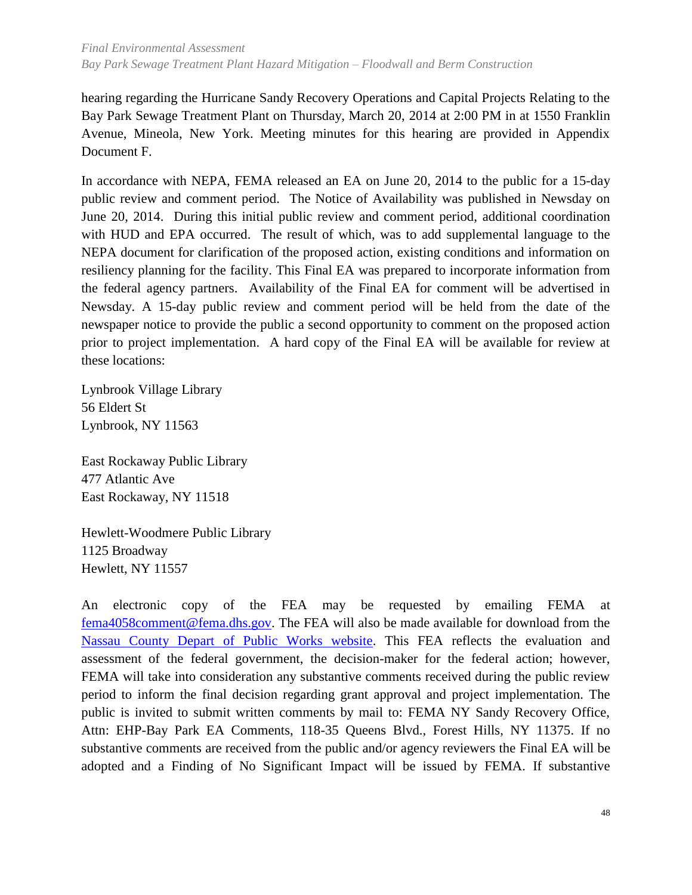hearing regarding the Hurricane Sandy Recovery Operations and Capital Projects Relating to the Bay Park Sewage Treatment Plant on Thursday, March 20, 2014 at 2:00 PM in at 1550 Franklin Avenue, Mineola, New York. Meeting minutes for this hearing are provided in Appendix Document F.

In accordance with NEPA, FEMA released an EA on June 20, 2014 to the public for a 15-day public review and comment period. The Notice of Availability was published in Newsday on June 20, 2014. During this initial public review and comment period, additional coordination with HUD and EPA occurred. The result of which, was to add supplemental language to the NEPA document for clarification of the proposed action, existing conditions and information on resiliency planning for the facility. This Final EA was prepared to incorporate information from the federal agency partners. Availability of the Final EA for comment will be advertised in Newsday. A 15-day public review and comment period will be held from the date of the newspaper notice to provide the public a second opportunity to comment on the proposed action prior to project implementation. A hard copy of the Final EA will be available for review at these locations:

Lynbrook Village Library
56 Eldert St
Lynbrook, NY 11563

East Rockaway Public Library
477 Atlantic Ave
East Rockaway, NY 11518

Hewlett-Woodmere Public Library
1125 Broadway
Hewlett, NY 11557

An electronic copy of the FEA may be requested by emailing FEMA at fema4058comment@fema.dhs.gov. The FEA will also be made available for download from the Nassau County Depart of Public Works website. This FEA reflects the evaluation and assessment of the federal government, the decision-maker for the federal action; however, FEMA will take into consideration any substantive comments received during the public review period to inform the final decision regarding grant approval and project implementation. The public is invited to submit written comments by mail to: FEMA NY Sandy Recovery Office, Attn: EHP-Bay Park EA Comments, 118-35 Queens Blvd., Forest Hills, NY 11375. If no substantive comments are received from the public and/or agency reviewers the Final EA will be adopted and a Finding of No Significant Impact will be issued by FEMA. If substantive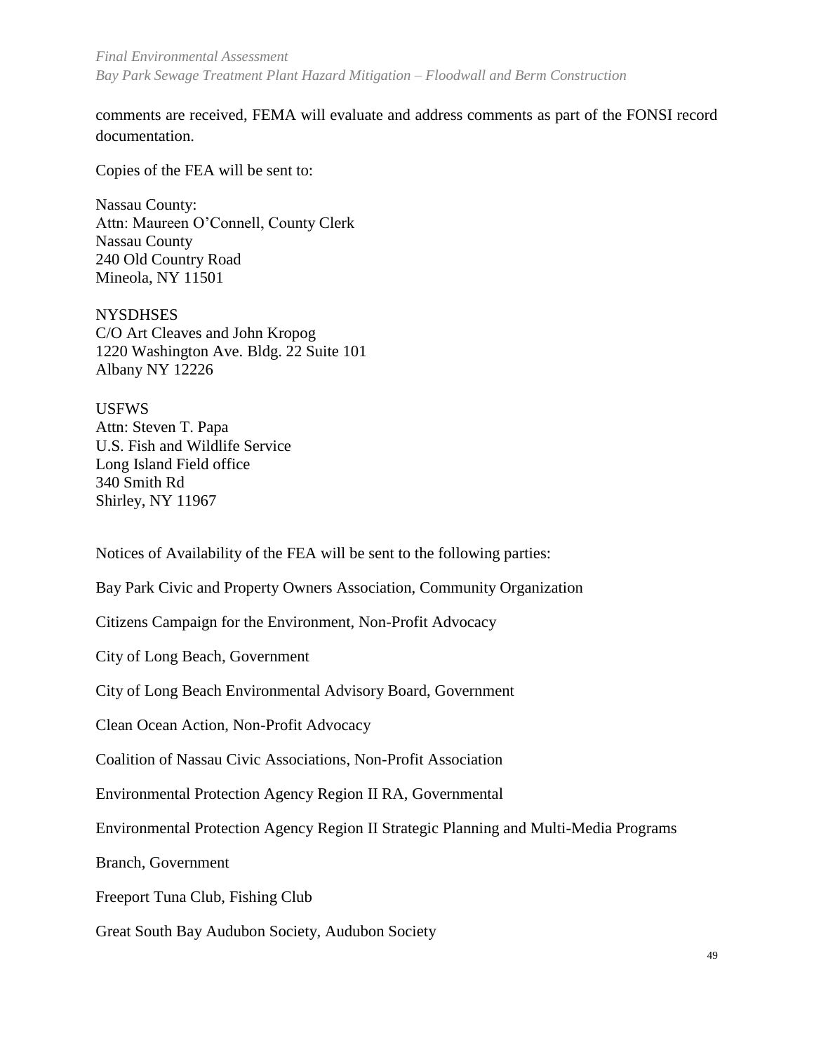comments are received, FEMA will evaluate and address comments as part of the FONSI record documentation.

Copies of the FEA will be sent to:

Nassau County:
Attn: Maureen O'Connell, County Clerk
Nassau County
240 Old Country Road
Mineola, NY 11501

NYSDHSES
C/O Art Cleaves and John Kropog
1220 Washington Ave. Bldg. 22 Suite 101
Albany NY 12226

USFWS
Attn: Steven T. Papa
U.S. Fish and Wildlife Service
Long Island Field office
340 Smith Rd
Shirley, NY 11967

Notices of Availability of the FEA will be sent to the following parties:

Bay Park Civic and Property Owners Association, Community Organization

Citizens Campaign for the Environment, Non-Profit Advocacy

City of Long Beach, Government

City of Long Beach Environmental Advisory Board, Government

Clean Ocean Action, Non-Profit Advocacy

Coalition of Nassau Civic Associations, Non-Profit Association

Environmental Protection Agency Region II RA, Governmental

Environmental Protection Agency Region II Strategic Planning and Multi-Media Programs

Branch, Government

Freeport Tuna Club, Fishing Club

Great South Bay Audubon Society, Audubon Society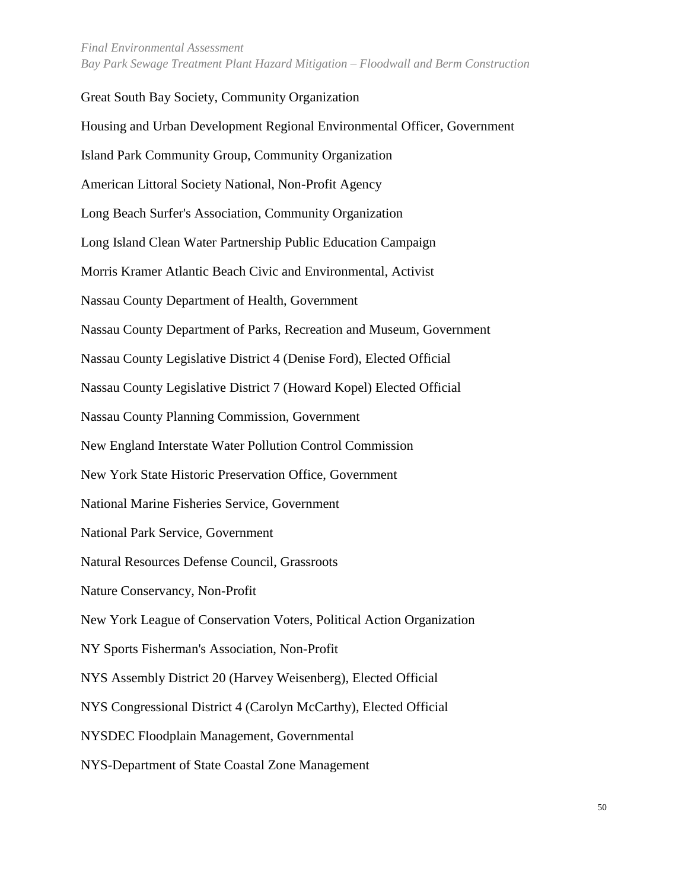Great South Bay Society, Community Organization

Housing and Urban Development Regional Environmental Officer, Government

Island Park Community Group, Community Organization

American Littoral Society National, Non-Profit Agency

Long Beach Surfer's Association, Community Organization

Long Island Clean Water Partnership Public Education Campaign

Morris Kramer Atlantic Beach Civic and Environmental, Activist

Nassau County Department of Health, Government

Nassau County Department of Parks, Recreation and Museum, Government

Nassau County Legislative District 4 (Denise Ford), Elected Official

Nassau County Legislative District 7 (Howard Kopel) Elected Official

Nassau County Planning Commission, Government

New England Interstate Water Pollution Control Commission

New York State Historic Preservation Office, Government

National Marine Fisheries Service, Government

National Park Service, Government

Natural Resources Defense Council, Grassroots

Nature Conservancy, Non-Profit

New York League of Conservation Voters, Political Action Organization

NY Sports Fisherman's Association, Non-Profit

NYS Assembly District 20 (Harvey Weisenberg), Elected Official

NYS Congressional District 4 (Carolyn McCarthy), Elected Official

NYSDEC Floodplain Management, Governmental

NYS-Department of State Coastal Zone Management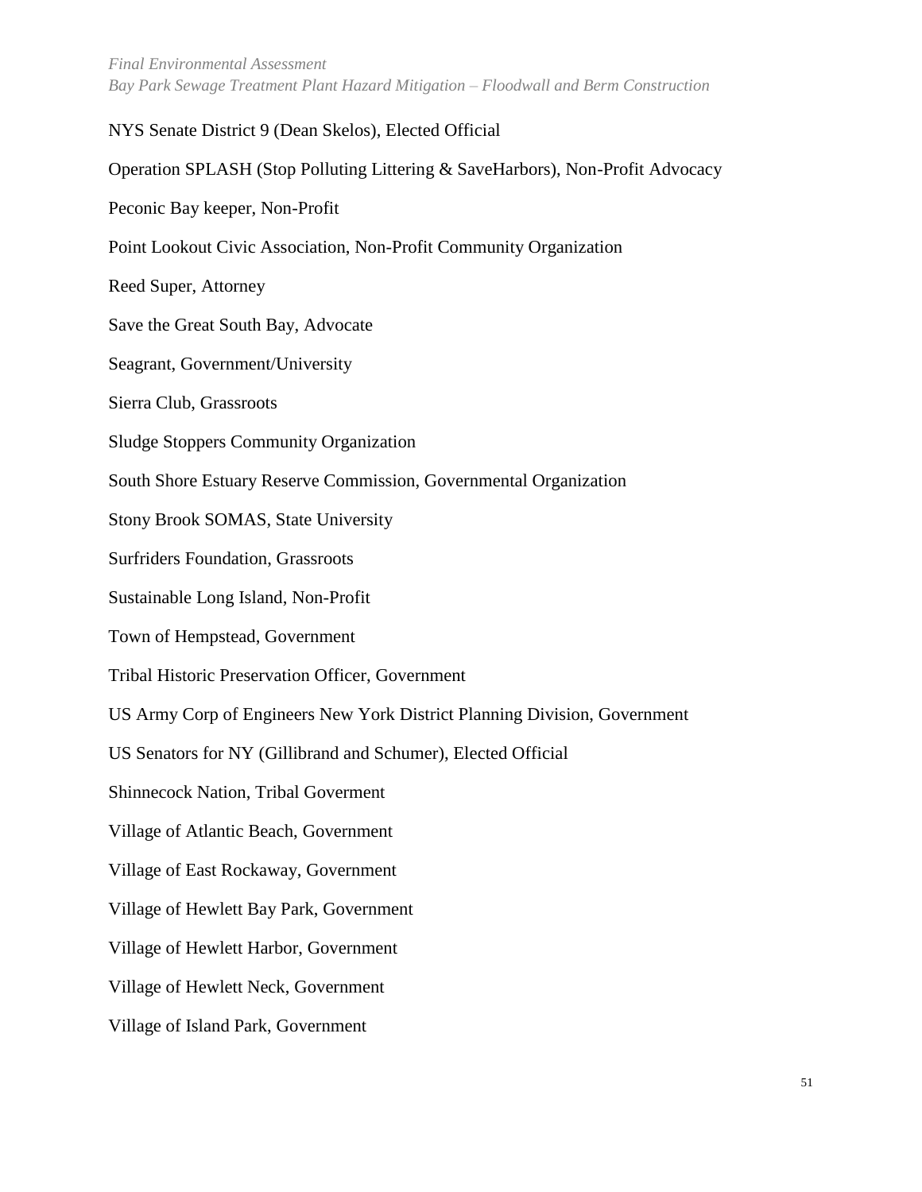NYS Senate District 9 (Dean Skelos), Elected Official

Operation SPLASH (Stop Polluting Littering & SaveHarbors), Non-Profit Advocacy

Peconic Bay keeper, Non-Profit

Point Lookout Civic Association, Non-Profit Community Organization

Reed Super, Attorney

Save the Great South Bay, Advocate

Seagrant, Government/University

Sierra Club, Grassroots

Sludge Stoppers Community Organization

South Shore Estuary Reserve Commission, Governmental Organization

Stony Brook SOMAS, State University

Surfriders Foundation, Grassroots

Sustainable Long Island, Non-Profit

Town of Hempstead, Government

Tribal Historic Preservation Officer, Government

US Army Corp of Engineers New York District Planning Division, Government

US Senators for NY (Gillibrand and Schumer), Elected Official

Shinnecock Nation, Tribal Goverment

Village of Atlantic Beach, Government

Village of East Rockaway, Government

Village of Hewlett Bay Park, Government

Village of Hewlett Harbor, Government

Village of Hewlett Neck, Government

Village of Island Park, Government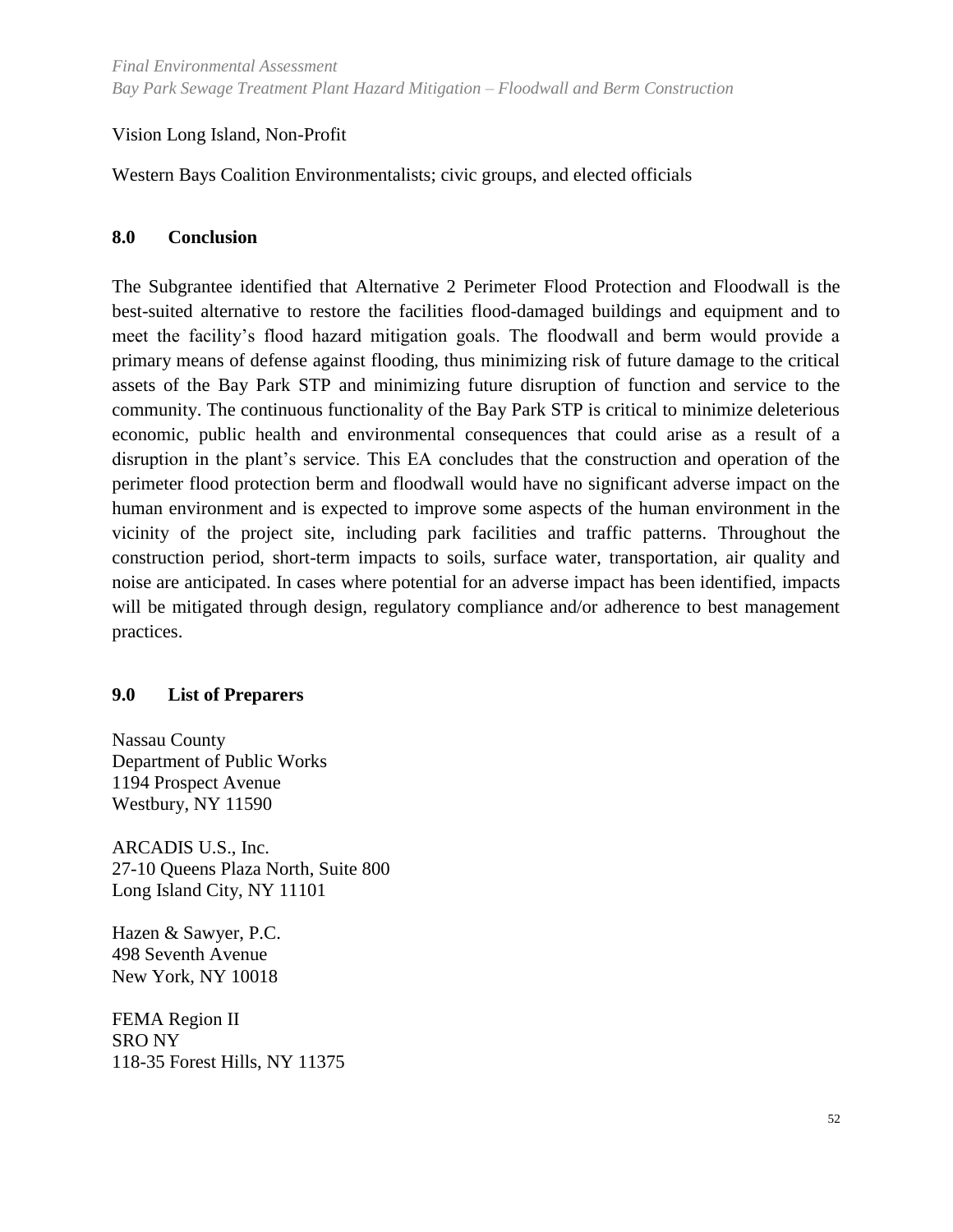Vision Long Island, Non-Profit

Western Bays Coalition Environmentalists; civic groups, and elected officials

## 8.0 Conclusion

The Subgrantee identified that Alternative 2 Perimeter Flood Protection and Floodwall is the best-suited alternative to restore the facilities flood-damaged buildings and equipment and to meet the facility's flood hazard mitigation goals. The floodwall and berm would provide a primary means of defense against flooding, thus minimizing risk of future damage to the critical assets of the Bay Park STP and minimizing future disruption of function and service to the community. The continuous functionality of the Bay Park STP is critical to minimize deleterious economic, public health and environmental consequences that could arise as a result of a disruption in the plant's service. This EA concludes that the construction and operation of the perimeter flood protection berm and floodwall would have no significant adverse impact on the human environment and is expected to improve some aspects of the human environment in the vicinity of the project site, including park facilities and traffic patterns. Throughout the construction period, short-term impacts to soils, surface water, transportation, air quality and noise are anticipated. In cases where potential for an adverse impact has been identified, impacts will be mitigated through design, regulatory compliance and/or adherence to best management practices.

## 9.0 List of Preparers

Nassau County
Department of Public Works
1194 Prospect Avenue
Westbury, NY 11590

ARCADIS U.S., Inc.
27-10 Queens Plaza North, Suite 800
Long Island City, NY 11101

Hazen & Sawyer, P.C.
498 Seventh Avenue
New York, NY 10018

FEMA Region II
SRO NY
118-35 Forest Hills, NY 11375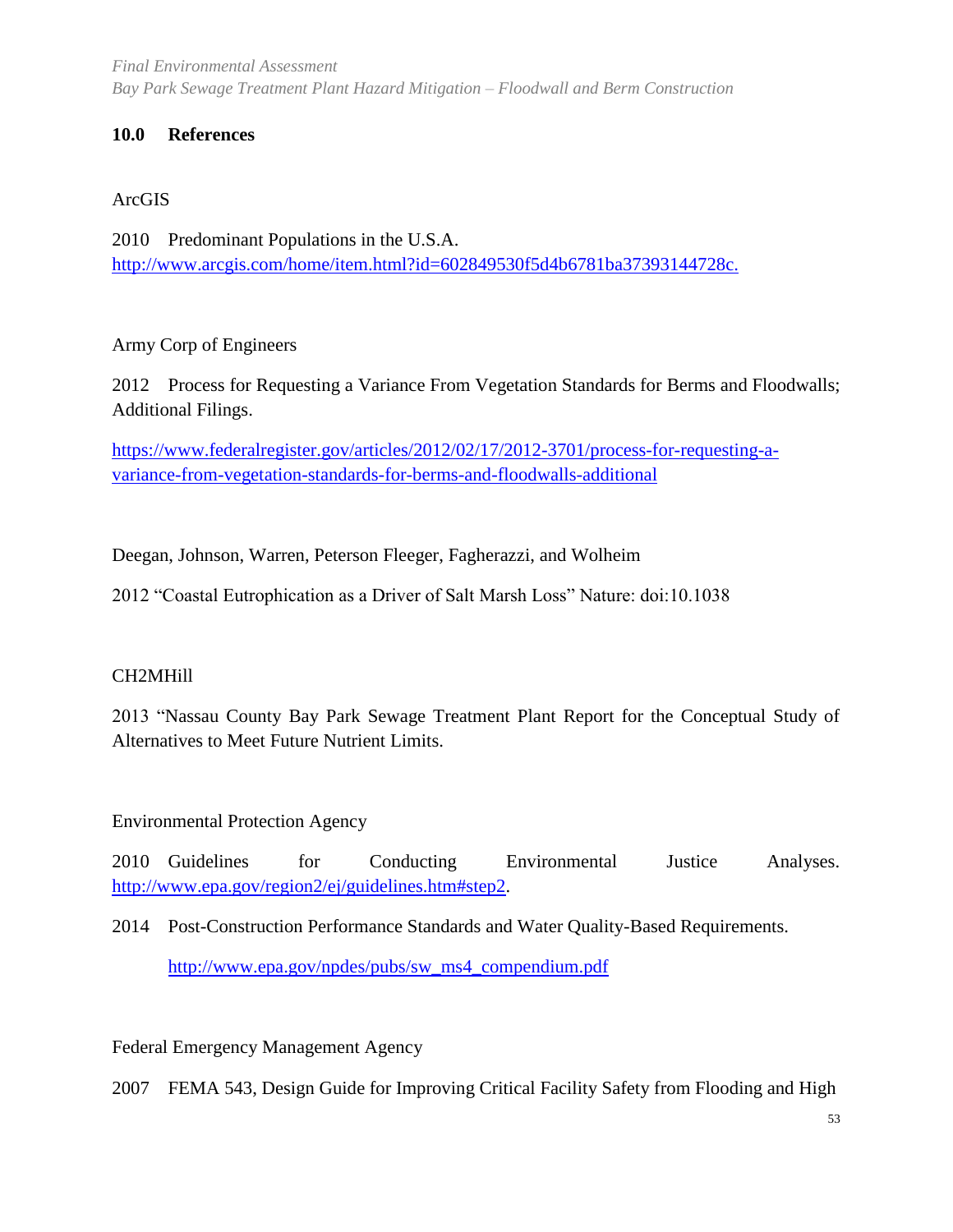## 10.0 References

ArcGIS

2010 Predominant Populations in the U.S.A. http://www.arcgis.com/home/item.html?id=602849530f5d4b6781ba37393144728c.

Army Corp of Engineers

2012 Process for Requesting a Variance From Vegetation Standards for Berms and Floodwalls; Additional Filings.

https://www.federalregister.gov/articles/2012/02/17/2012-3701/process-for-requesting-a-variance-from-vegetation-standards-for-berms-and-floodwalls-additional

Deegan, Johnson, Warren, Peterson Fleeger, Fagherazzi, and Wolheim

2012 "Coastal Eutrophication as a Driver of Salt Marsh Loss" Nature: doi:10.1038

CH2MHill

2013 "Nassau County Bay Park Sewage Treatment Plant Report for the Conceptual Study of Alternatives to Meet Future Nutrient Limits.

Environmental Protection Agency

2010 Guidelines for Conducting Environmental Justice Analyses. http://www.epa.gov/region2/ej/guidelines.htm#step2.

2014 Post-Construction Performance Standards and Water Quality-Based Requirements.

http://www.epa.gov/npdes/pubs/sw_ms4_compendium.pdf

Federal Emergency Management Agency

2007 FEMA 543, Design Guide for Improving Critical Facility Safety from Flooding and High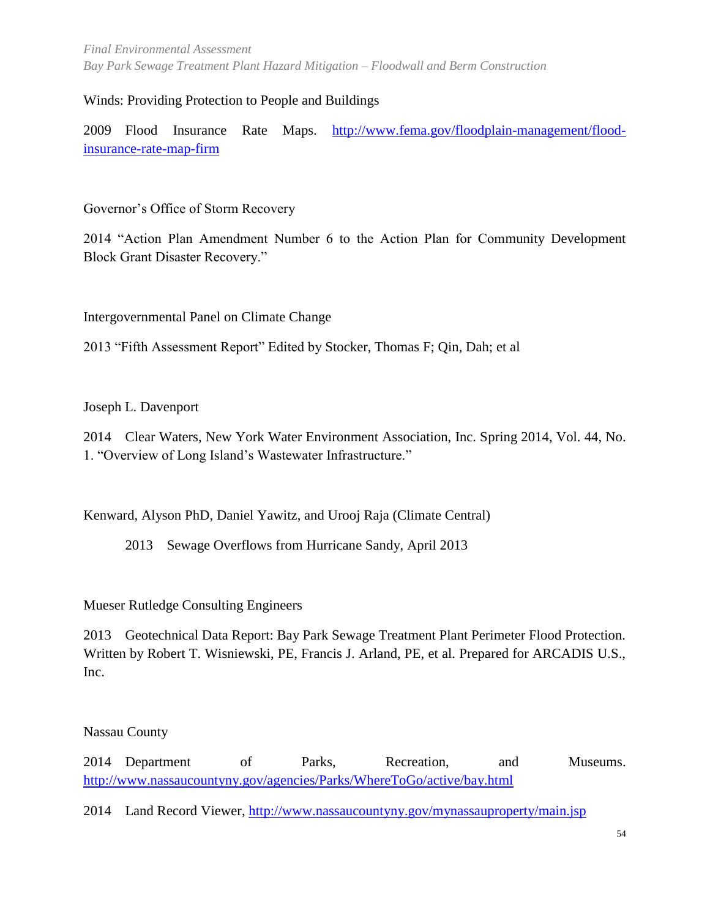Winds: Providing Protection to People and Buildings

2009 Flood Insurance Rate Maps. http://www.fema.gov/floodplain-management/flood-insurance-rate-map-firm

Governor's Office of Storm Recovery

2014 "Action Plan Amendment Number 6 to the Action Plan for Community Development Block Grant Disaster Recovery."

Intergovernmental Panel on Climate Change

2013 "Fifth Assessment Report" Edited by Stocker, Thomas F; Qin, Dah; et al

Joseph L. Davenport

2014 Clear Waters, New York Water Environment Association, Inc. Spring 2014, Vol. 44, No. 1. "Overview of Long Island's Wastewater Infrastructure."

Kenward, Alyson PhD, Daniel Yawitz, and Urooj Raja (Climate Central)

2013 Sewage Overflows from Hurricane Sandy, April 2013

Mueser Rutledge Consulting Engineers

2013 Geotechnical Data Report: Bay Park Sewage Treatment Plant Perimeter Flood Protection. Written by Robert T. Wisniewski, PE, Francis J. Arland, PE, et al. Prepared for ARCADIS U.S., Inc.

Nassau County

2014 Department of Parks, Recreation, and Museums. http://www.nassaucountyny.gov/agencies/Parks/WhereToGo/active/bay.html

2014 Land Record Viewer, http://www.nassaucountyny.gov/mynassauproperty/main.jsp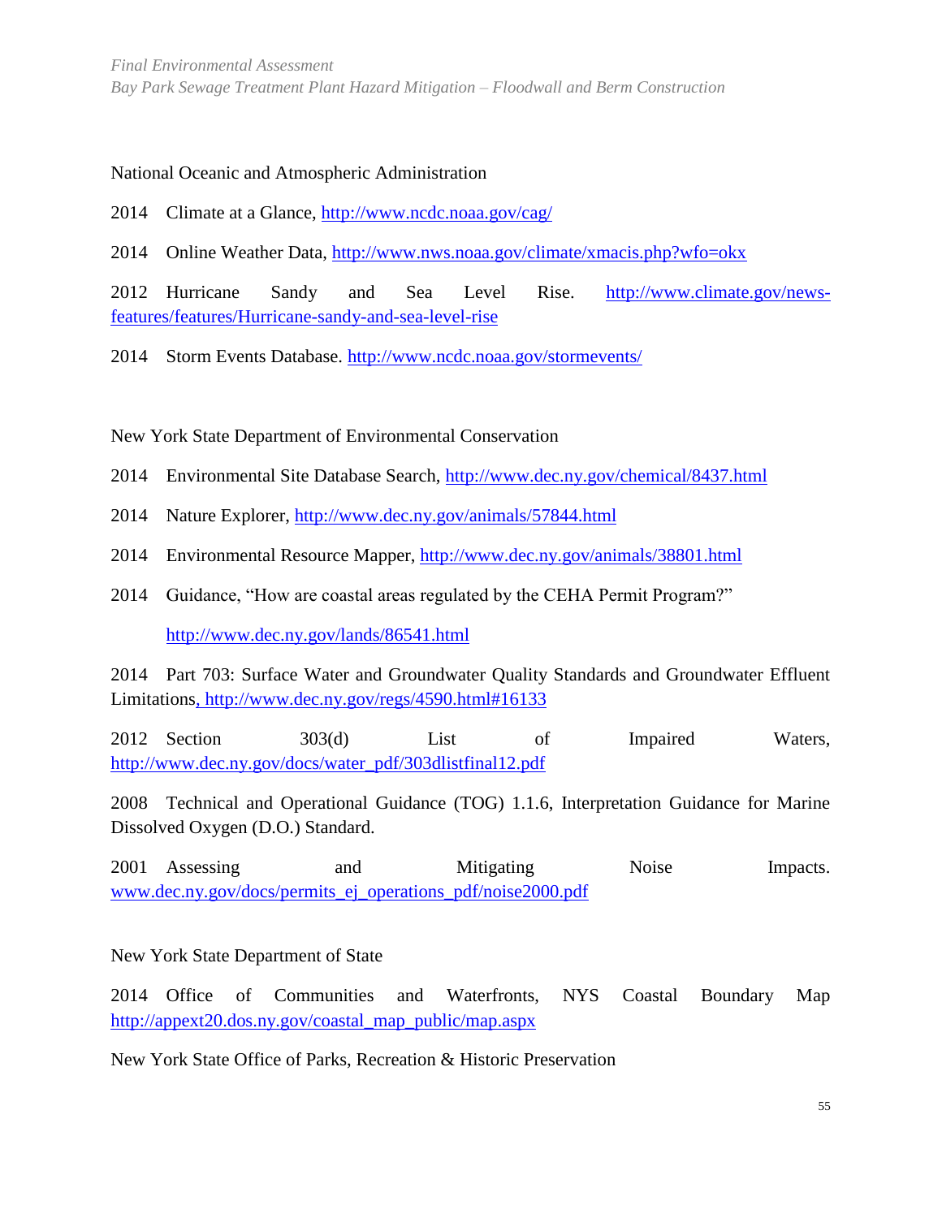National Oceanic and Atmospheric Administration

2014 Climate at a Glance, http://www.ncdc.noaa.gov/cag/

2014 Online Weather Data, http://www.nws.noaa.gov/climate/xmacis.php?wfo=okx

2012 Hurricane Sandy and Sea Level Rise. http://www.climate.gov/news-features/features/Hurricane-sandy-and-sea-level-rise

2014 Storm Events Database. http://www.ncdc.noaa.gov/stormevents/

New York State Department of Environmental Conservation

2014 Environmental Site Database Search, http://www.dec.ny.gov/chemical/8437.html

2014 Nature Explorer, http://www.dec.ny.gov/animals/57844.html

2014 Environmental Resource Mapper, http://www.dec.ny.gov/animals/38801.html

2014 Guidance, "How are coastal areas regulated by the CEHA Permit Program?"

http://www.dec.ny.gov/lands/86541.html

2014 Part 703: Surface Water and Groundwater Quality Standards and Groundwater Effluent Limitations, http://www.dec.ny.gov/regs/4590.html#16133

2012 Section 303(d) List of Impaired Waters, http://www.dec.ny.gov/docs/water_pdf/303dlistfinal12.pdf

2008 Technical and Operational Guidance (TOG) 1.1.6, Interpretation Guidance for Marine Dissolved Oxygen (D.O.) Standard.

2001 Assessing and Mitigating Noise Impacts. www.dec.ny.gov/docs/permits_ej_operations_pdf/noise2000.pdf

New York State Department of State

2014 Office of Communities and Waterfronts, NYS Coastal Boundary Map http://appext20.dos.ny.gov/coastal_map_public/map.aspx

New York State Office of Parks, Recreation & Historic Preservation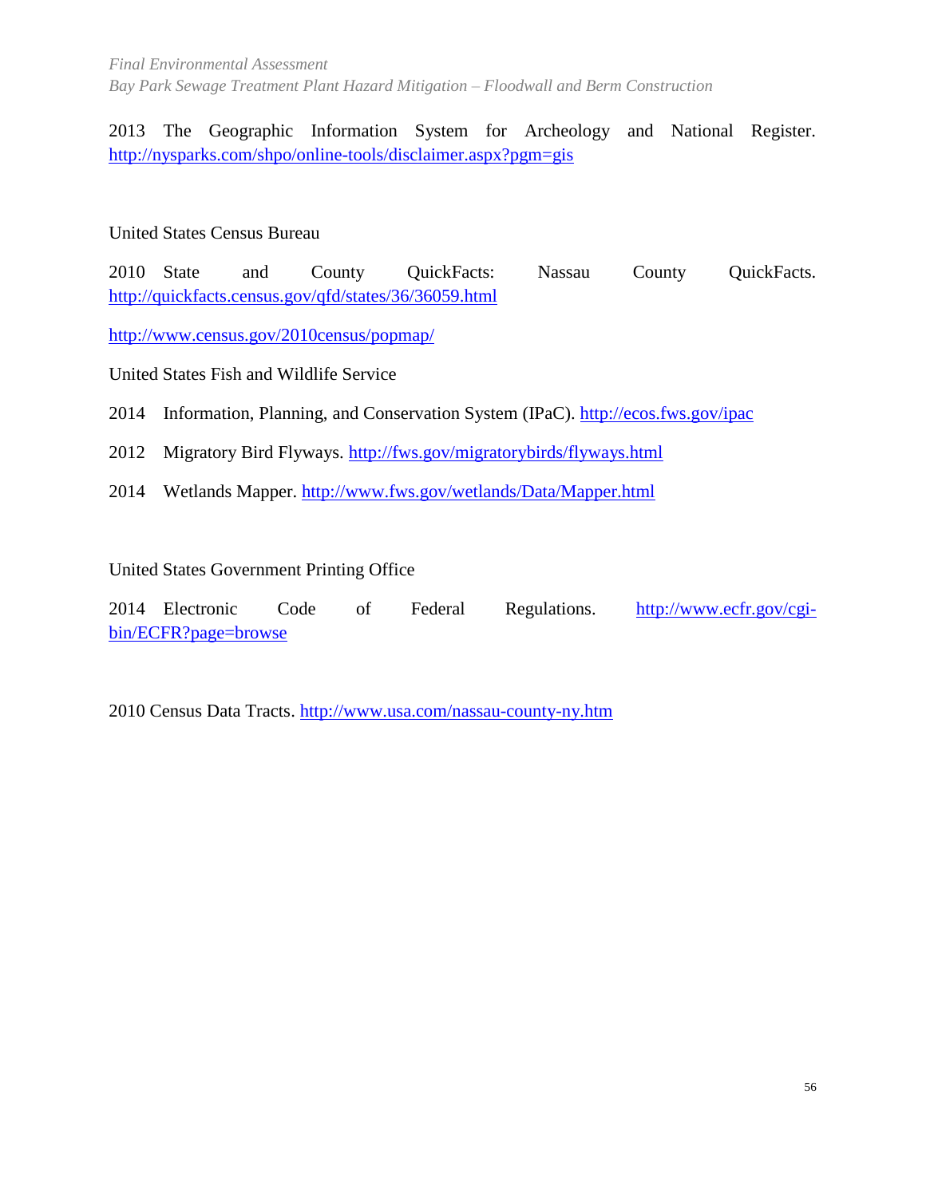2013 The Geographic Information System for Archeology and National Register. http://nysparks.com/shpo/online-tools/disclaimer.aspx?pgm=gis

United States Census Bureau

2010 State and County QuickFacts: Nassau County QuickFacts. http://quickfacts.census.gov/qfd/states/36/36059.html

http://www.census.gov/2010census/popmap/

United States Fish and Wildlife Service

2014 Information, Planning, and Conservation System (IPaC). http://ecos.fws.gov/ipac

2012 Migratory Bird Flyways. http://fws.gov/migratorybirds/flyways.html

2014 Wetlands Mapper. http://www.fws.gov/wetlands/Data/Mapper.html

United States Government Printing Office

2014 Electronic Code of Federal Regulations. http://www.ecfr.gov/cgi-bin/ECFR?page=browse

2010 Census Data Tracts. http://www.usa.com/nassau-county-ny.htm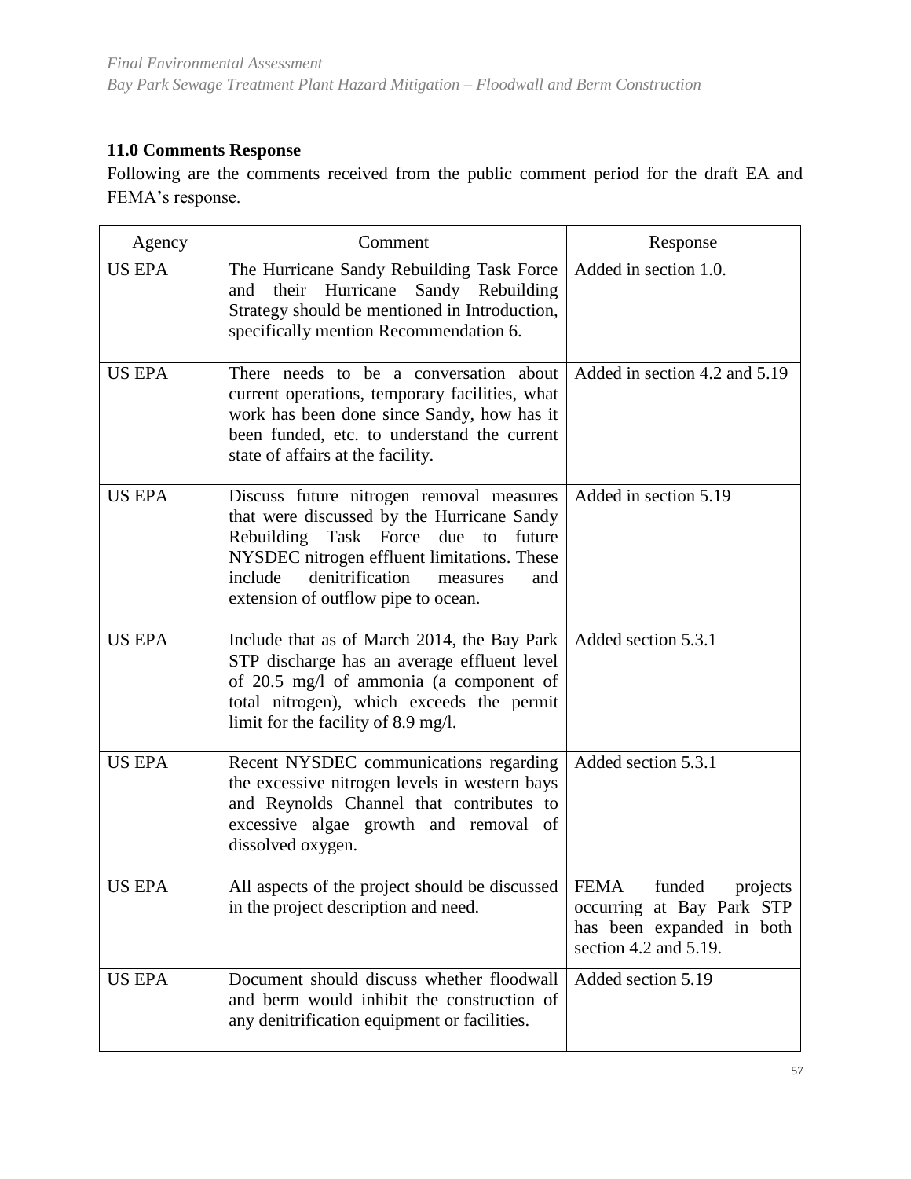## 11.0 Comments Response

Following are the comments received from the public comment period for the draft EA and FEMA's response.

| Agency | Comment | Response |
|---|---|---|
| US EPA | The Hurricane Sandy Rebuilding Task Force and their Hurricane Sandy Rebuilding Strategy should be mentioned in Introduction, specifically mention Recommendation 6. | Added in section 1.0. |
| US EPA | There needs to be a conversation about current operations, temporary facilities, what work has been done since Sandy, how has it been funded, etc. to understand the current state of affairs at the facility. | Added in section 4.2 and 5.19 |
| US EPA | Discuss future nitrogen removal measures that were discussed by the Hurricane Sandy Rebuilding Task Force due to future NYSDEC nitrogen effluent limitations. These include denitrification measures and extension of outflow pipe to ocean. | Added in section 5.19 |
| US EPA | Include that as of March 2014, the Bay Park STP discharge has an average effluent level of 20.5 mg/l of ammonia (a component of total nitrogen), which exceeds the permit limit for the facility of 8.9 mg/l. | Added section 5.3.1 |
| US EPA | Recent NYSDEC communications regarding the excessive nitrogen levels in western bays and Reynolds Channel that contributes to excessive algae growth and removal of dissolved oxygen. | Added section 5.3.1 |
| US EPA | All aspects of the project should be discussed in the project description and need. | FEMA funded projects occurring at Bay Park STP has been expanded in both section 4.2 and 5.19. |
| US EPA | Document should discuss whether floodwall and berm would inhibit the construction of any denitrification equipment or facilities. | Added section 5.19 |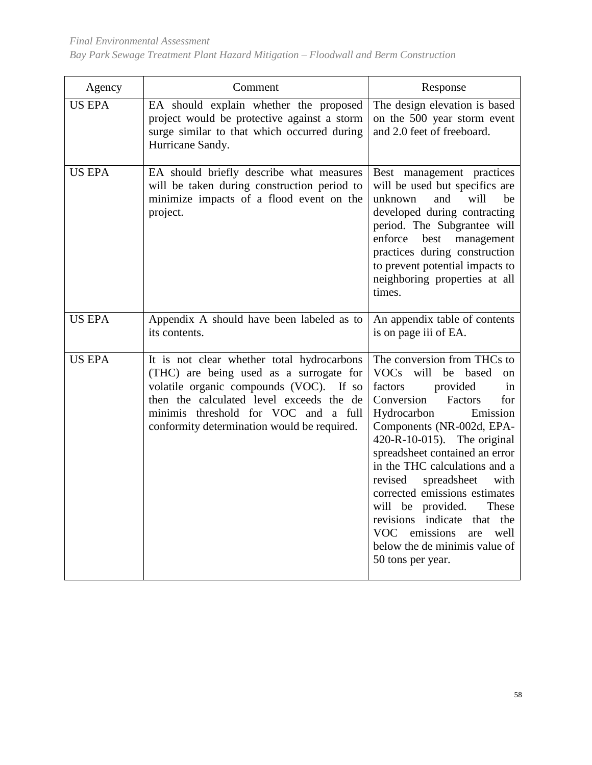| Agency | Comment | Response |
|---|---|---|
| US EPA | EA should explain whether the proposed project would be protective against a storm surge similar to that which occurred during Hurricane Sandy. | The design elevation is based on the 500 year storm event and 2.0 feet of freeboard. |
| US EPA | EA should briefly describe what measures will be taken during construction period to minimize impacts of a flood event on the project. | Best management practices will be used but specifics are unknown and will be developed during contracting period. The Subgrantee will enforce best management practices during construction to prevent potential impacts to neighboring properties at all times. |
| US EPA | Appendix A should have been labeled as to its contents. | An appendix table of contents is on page iii of EA. |
| US EPA | It is not clear whether total hydrocarbons (THC) are being used as a surrogate for volatile organic compounds (VOC). If so then the calculated level exceeds the de minimis threshold for VOC and a full conformity determination would be required. | The conversion from THCs to VOCs will be based on factors provided in Conversion Factors for Hydrocarbon Emission Components (NR-002d, EPA-420-R-10-015). The original spreadsheet contained an error in the THC calculations and a revised spreadsheet with corrected emissions estimates will be provided. These revisions indicate that the VOC emissions are well below the de minimis value of 50 tons per year. |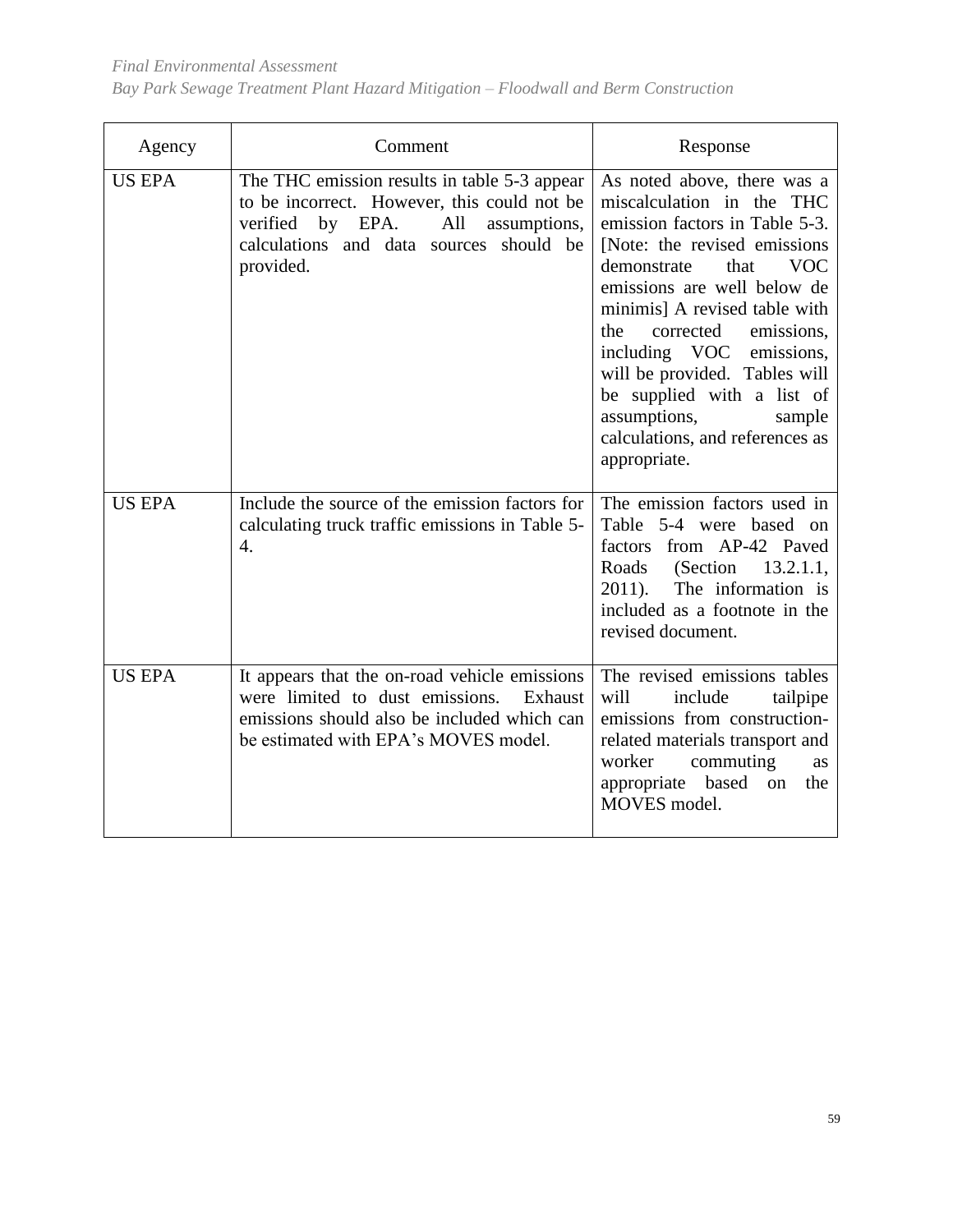| Agency | Comment | Response |
| --- | --- | --- |
| US EPA | The THC emission results in table 5-3 appear to be incorrect. However, this could not be verified by EPA. All assumptions, calculations and data sources should be provided. | As noted above, there was a miscalculation in the THC emission factors in Table 5-3. [Note: the revised emissions demonstrate that VOC emissions are well below de minimis] A revised table with the corrected emissions, including VOC emissions, will be provided. Tables will be supplied with a list of assumptions, sample calculations, and references as appropriate. |
| US EPA | Include the source of the emission factors for calculating truck traffic emissions in Table 5-4. | The emission factors used in Table 5-4 were based on factors from AP-42 Paved Roads (Section 13.2.1.1, 2011). The information is included as a footnote in the revised document. |
| US EPA | It appears that the on-road vehicle emissions were limited to dust emissions. Exhaust emissions should also be included which can be estimated with EPA's MOVES model. | The revised emissions tables will include tailpipe emissions from construction-related materials transport and worker commuting as appropriate based on the MOVES model. |